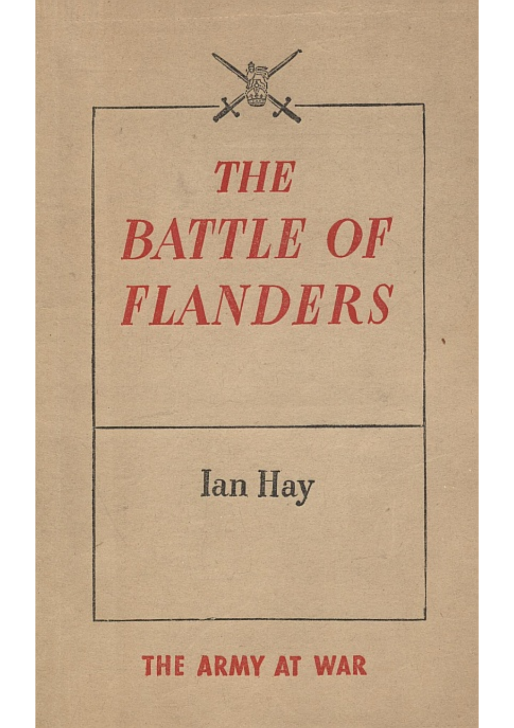# THE BATTLE OF FLANDERS

Ian Hay

THE ARMY AT WAR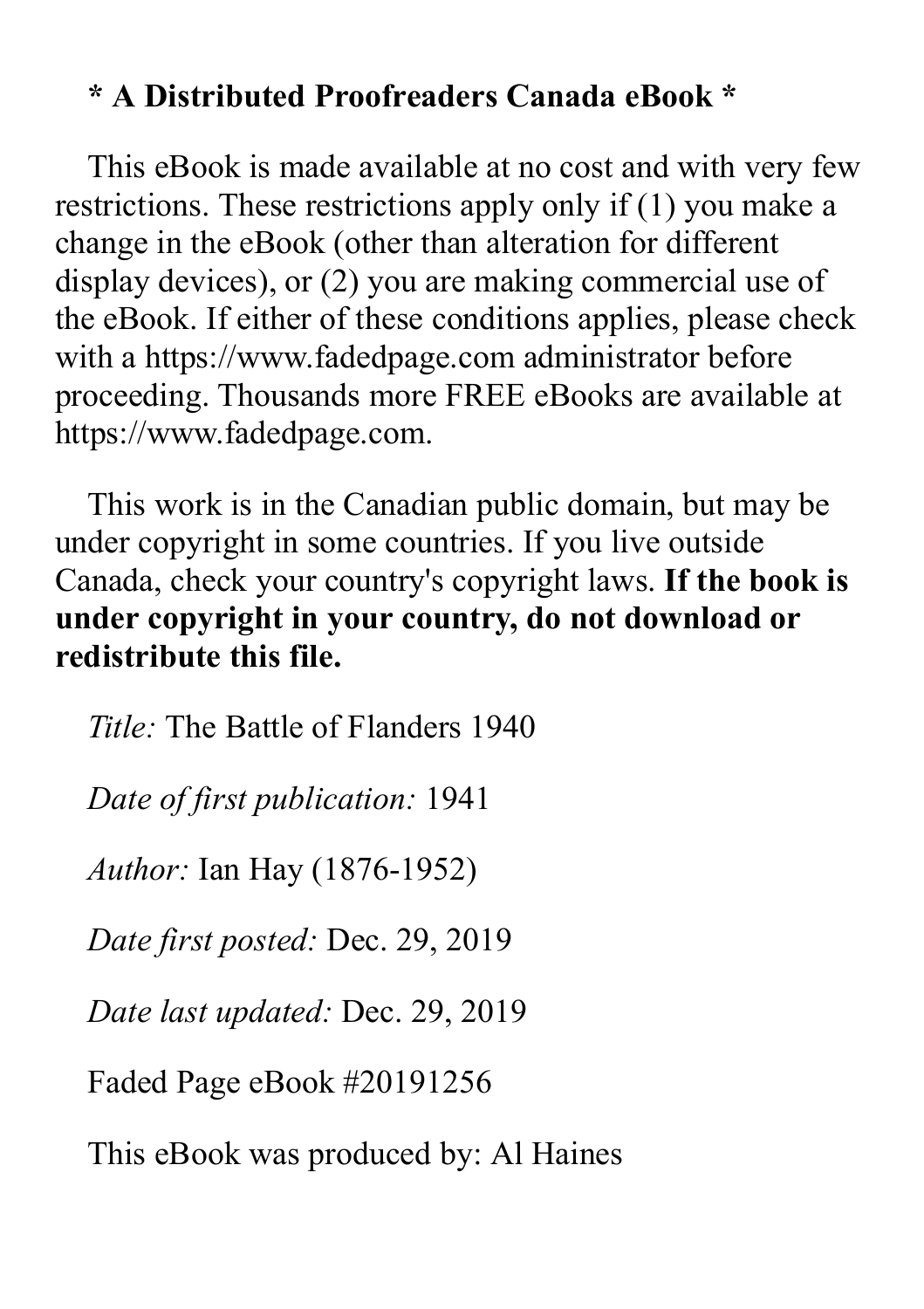**\* A Distributed Proofreaders Canada eBook \***

This eBook is made available at no cost and with very few restrictions. These restrictions apply only if (1) you make a change in the eBook (other than alteration for different display devices), or (2) you are making commercial use of the eBook. If either of these conditions applies, please check with a https://www.fadedpage.com administrator before proceeding. Thousands more FREE eBooks are available at https://www.fadedpage.com.

This work is in the Canadian public domain, but may be under copyright in some countries. If you live outside Canada, check your country's copyright laws. **If the book is under copyright in your country, do not download or redistribute this file.**

*Title:* The Battle of Flanders 1940

*Date of first publication:* 1941

*Author:* Ian Hay (1876-1952)

*Date first posted:* Dec. 29, 2019

*Date last updated:* Dec. 29, 2019

Faded Page eBook #20191256

This eBook was produced by: Al Haines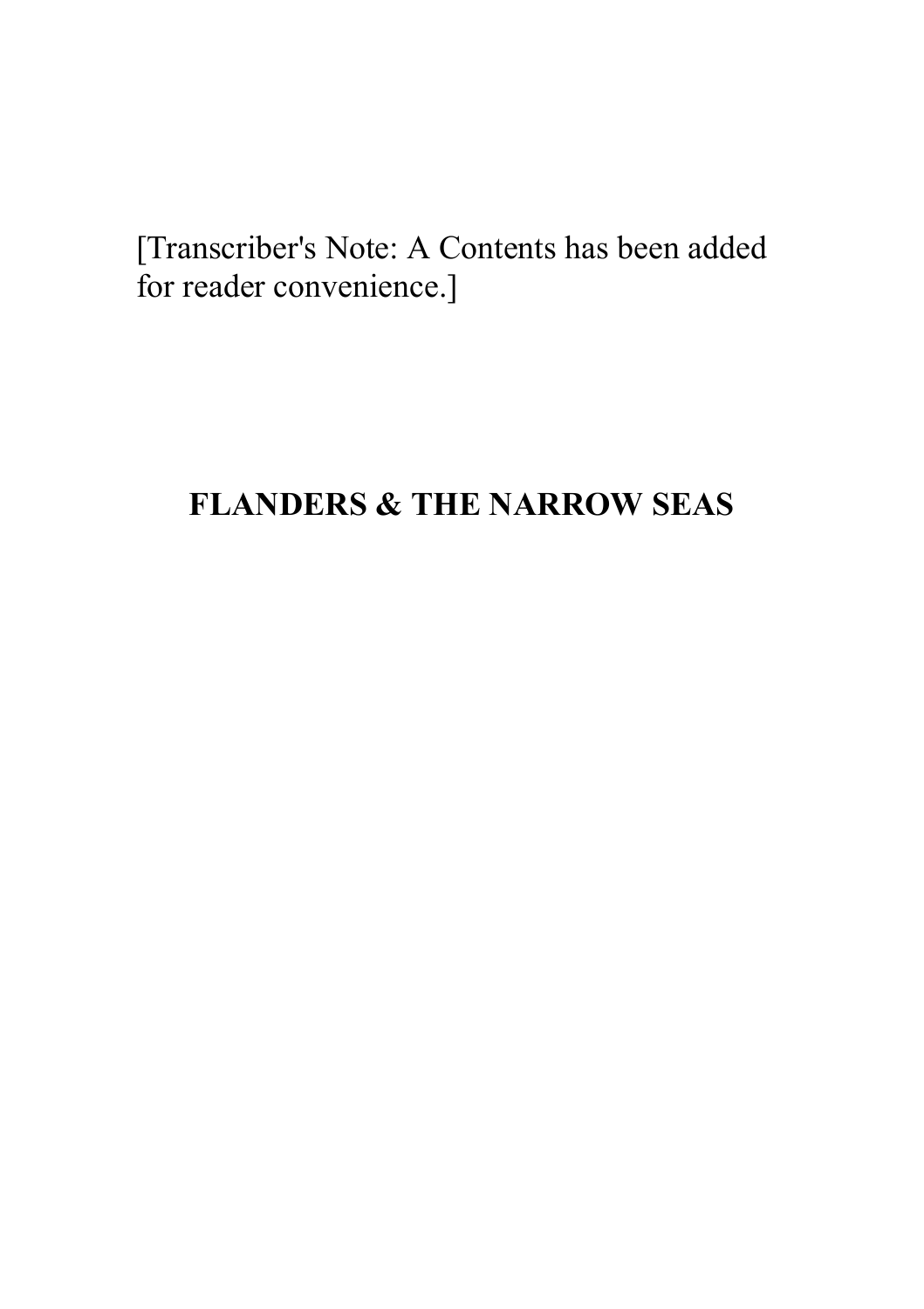[Transcriber's Note: A Contents has been added for reader convenience.]

# FLANDERS & THE NARROW SEAS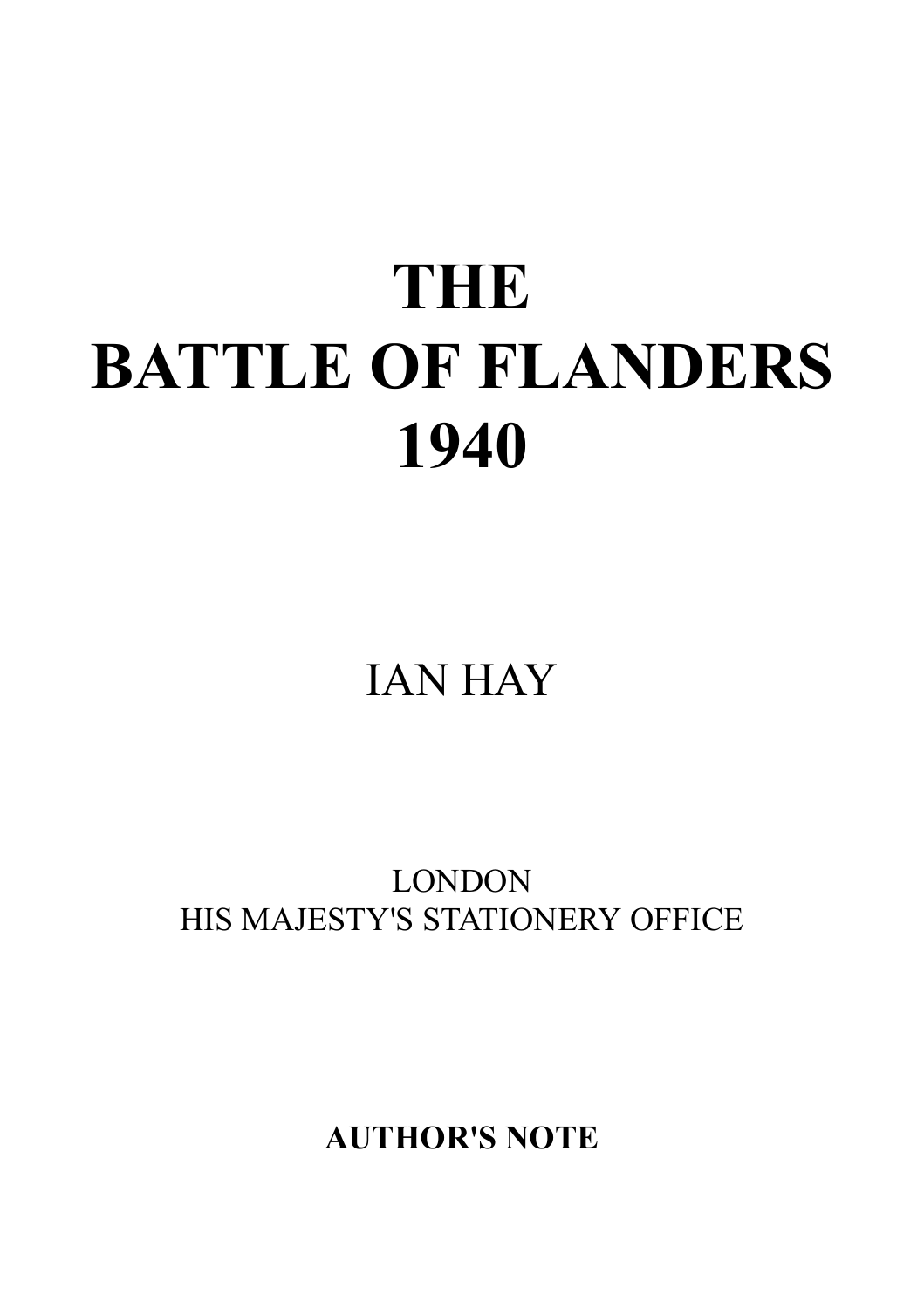# THE
# BATTLE OF FLANDERS
# 1940

IAN HAY

LONDON
HIS MAJESTY'S STATIONERY OFFICE

## AUTHOR'S NOTE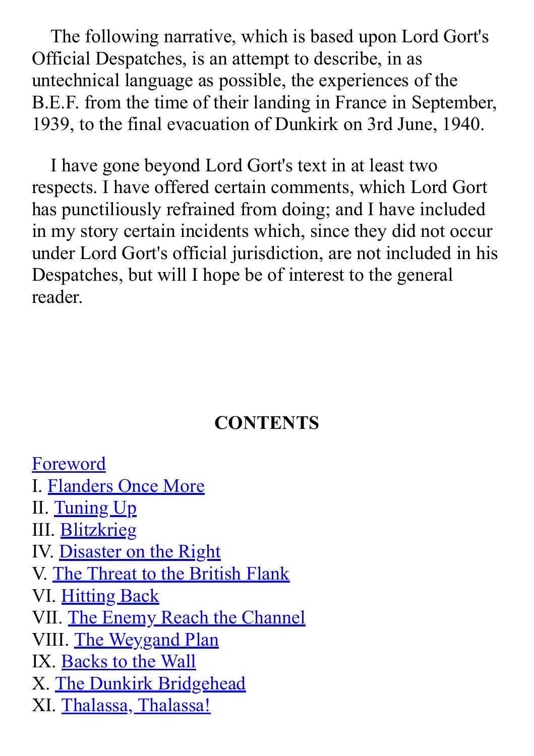The following narrative, which is based upon Lord Gort's Official Despatches, is an attempt to describe, in as untechnical language as possible, the experiences of the B.E.F. from the time of their landing in France in September, 1939, to the final evacuation of Dunkirk on 3rd June, 1940.

I have gone beyond Lord Gort's text in at least two respects. I have offered certain comments, which Lord Gort has punctiliously refrained from doing; and I have included in my story certain incidents which, since they did not occur under Lord Gort's official jurisdiction, are not included in his Despatches, but will I hope be of interest to the general reader.

## CONTENTS

Foreword
I. Flanders Once More
II. Tuning Up
III. Blitzkrieg
IV. Disaster on the Right
V. The Threat to the British Flank
VI. Hitting Back
VII. The Enemy Reach the Channel
VIII. The Weygand Plan
IX. Backs to the Wall
X. The Dunkirk Bridgehead
XI. Thalassa, Thalassa!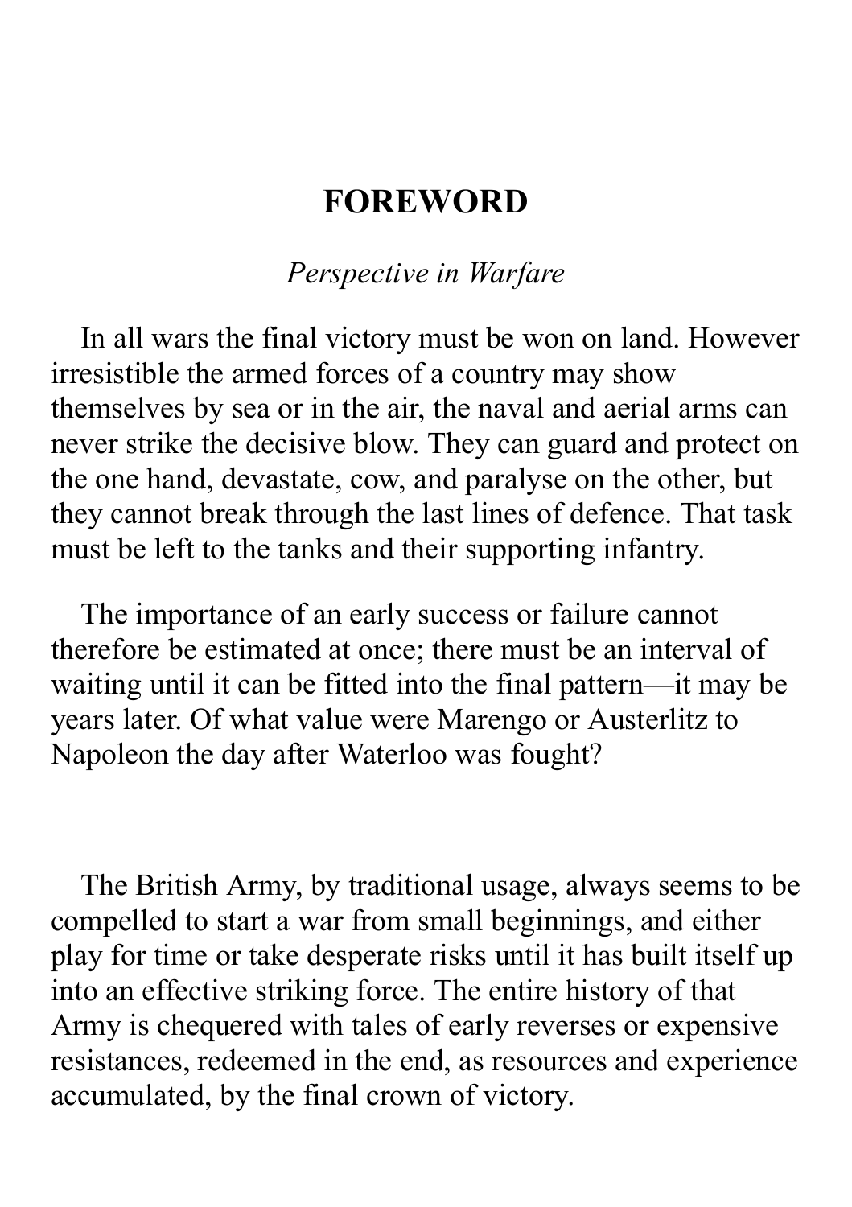# FOREWORD

*Perspective in Warfare*

In all wars the final victory must be won on land. However irresistible the armed forces of a country may show themselves by sea or in the air, the naval and aerial arms can never strike the decisive blow. They can guard and protect on the one hand, devastate, cow, and paralyse on the other, but they cannot break through the last lines of defence. That task must be left to the tanks and their supporting infantry.

The importance of an early success or failure cannot therefore be estimated at once; there must be an interval of waiting until it can be fitted into the final pattern—it may be years later. Of what value were Marengo or Austerlitz to Napoleon the day after Waterloo was fought?

The British Army, by traditional usage, always seems to be compelled to start a war from small beginnings, and either play for time or take desperate risks until it has built itself up into an effective striking force. The entire history of that Army is chequered with tales of early reverses or expensive resistances, redeemed in the end, as resources and experience accumulated, by the final crown of victory.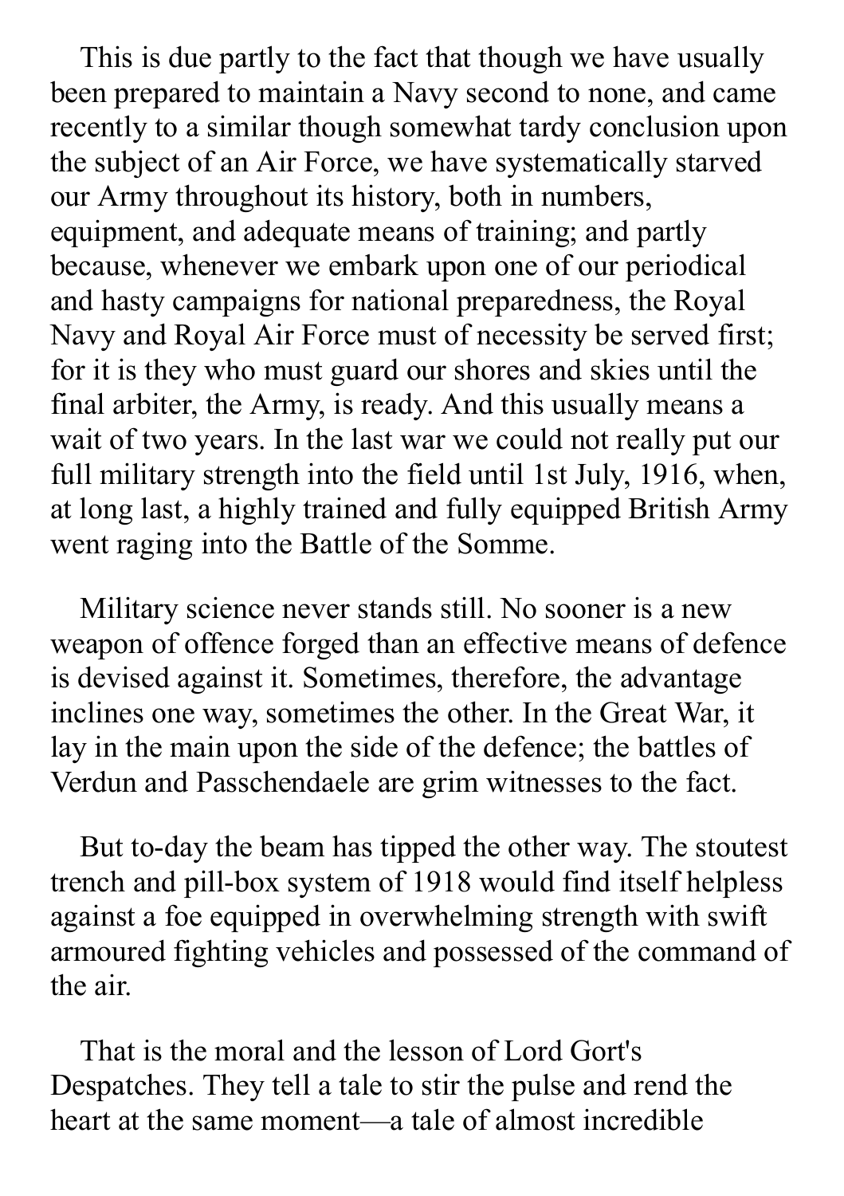This is due partly to the fact that though we have usually been prepared to maintain a Navy second to none, and came recently to a similar though somewhat tardy conclusion upon the subject of an Air Force, we have systematically starved our Army throughout its history, both in numbers, equipment, and adequate means of training; and partly because, whenever we embark upon one of our periodical and hasty campaigns for national preparedness, the Royal Navy and Royal Air Force must of necessity be served first; for it is they who must guard our shores and skies until the final arbiter, the Army, is ready. And this usually means a wait of two years. In the last war we could not really put our full military strength into the field until 1st July, 1916, when, at long last, a highly trained and fully equipped British Army went raging into the Battle of the Somme.

Military science never stands still. No sooner is a new weapon of offence forged than an effective means of defence is devised against it. Sometimes, therefore, the advantage inclines one way, sometimes the other. In the Great War, it lay in the main upon the side of the defence; the battles of Verdun and Passchendaele are grim witnesses to the fact.

But to-day the beam has tipped the other way. The stoutest trench and pill-box system of 1918 would find itself helpless against a foe equipped in overwhelming strength with swift armoured fighting vehicles and possessed of the command of the air.

That is the moral and the lesson of Lord Gort's Despatches. They tell a tale to stir the pulse and rend the heart at the same moment—a tale of almost incredible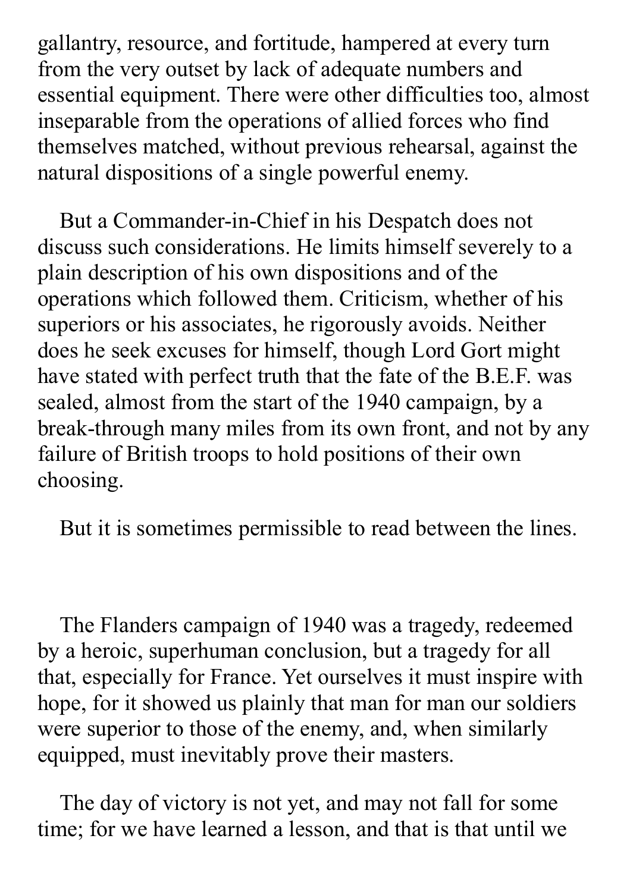gallantry, resource, and fortitude, hampered at every turn from the very outset by lack of adequate numbers and essential equipment. There were other difficulties too, almost inseparable from the operations of allied forces who find themselves matched, without previous rehearsal, against the natural dispositions of a single powerful enemy.

But a Commander-in-Chief in his Despatch does not discuss such considerations. He limits himself severely to a plain description of his own dispositions and of the operations which followed them. Criticism, whether of his superiors or his associates, he rigorously avoids. Neither does he seek excuses for himself, though Lord Gort might have stated with perfect truth that the fate of the B.E.F. was sealed, almost from the start of the 1940 campaign, by a break-through many miles from its own front, and not by any failure of British troops to hold positions of their own choosing.

But it is sometimes permissible to read between the lines.

The Flanders campaign of 1940 was a tragedy, redeemed by a heroic, superhuman conclusion, but a tragedy for all that, especially for France. Yet ourselves it must inspire with hope, for it showed us plainly that man for man our soldiers were superior to those of the enemy, and, when similarly equipped, must inevitably prove their masters.

The day of victory is not yet, and may not fall for some time; for we have learned a lesson, and that is that until we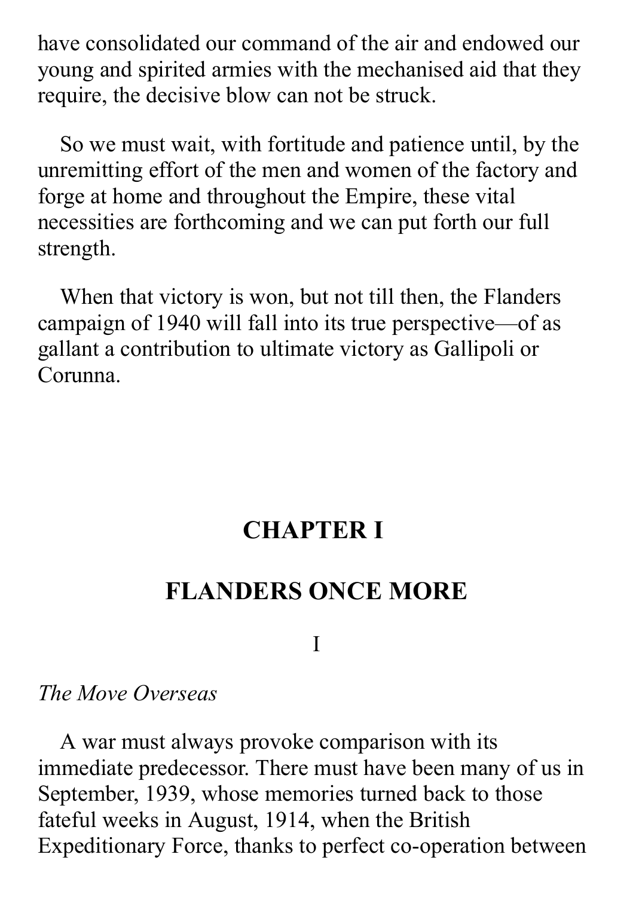have consolidated our command of the air and endowed our young and spirited armies with the mechanised aid that they require, the decisive blow can not be struck.

So we must wait, with fortitude and patience until, by the unremitting effort of the men and women of the factory and forge at home and throughout the Empire, these vital necessities are forthcoming and we can put forth our full strength.

When that victory is won, but not till then, the Flanders campaign of 1940 will fall into its true perspective—of as gallant a contribution to ultimate victory as Gallipoli or Corunna.

## CHAPTER I

## FLANDERS ONCE MORE

### I

*The Move Overseas*

A war must always provoke comparison with its immediate predecessor. There must have been many of us in September, 1939, whose memories turned back to those fateful weeks in August, 1914, when the British Expeditionary Force, thanks to perfect co-operation between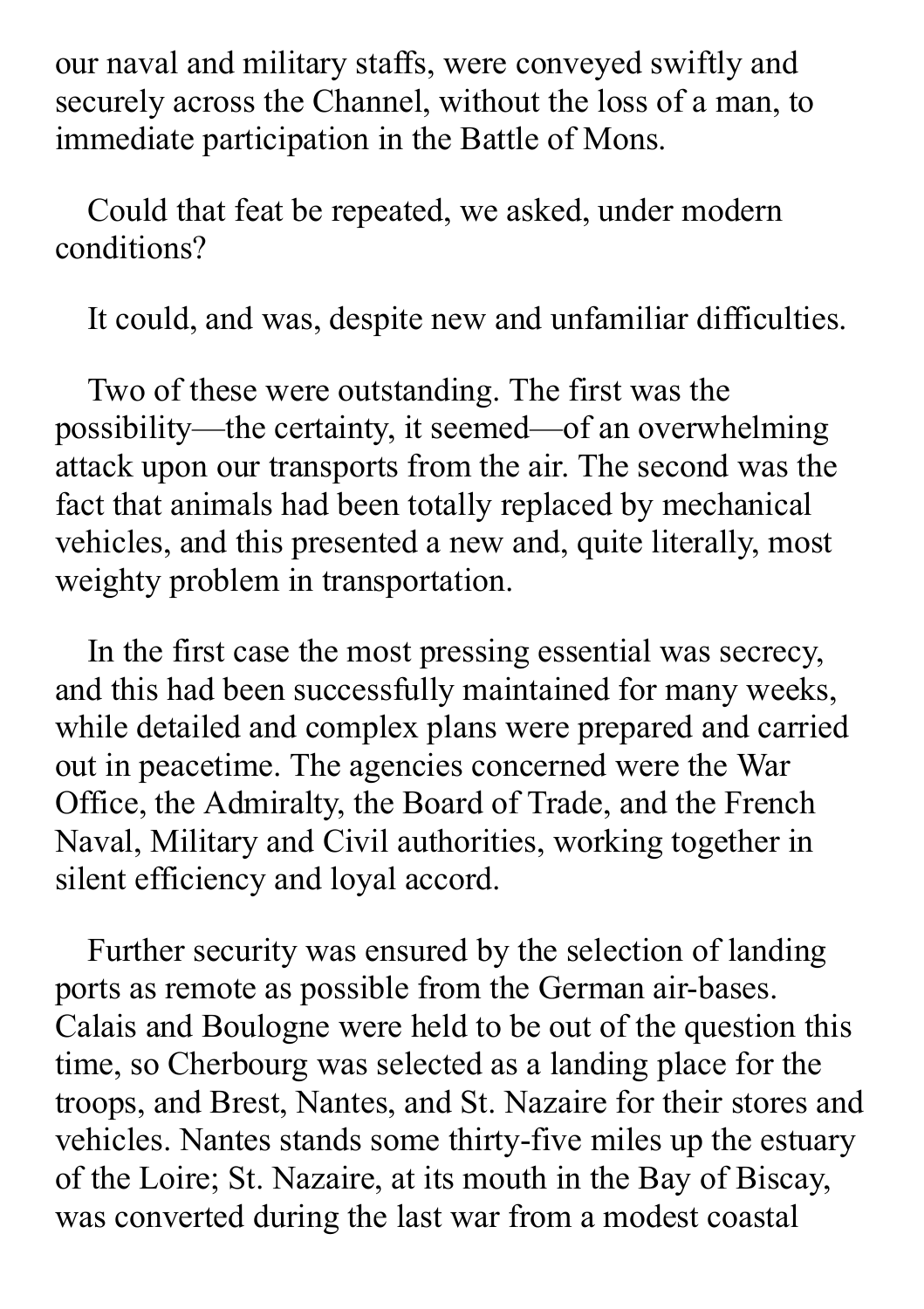our naval and military staffs, were conveyed swiftly and securely across the Channel, without the loss of a man, to immediate participation in the Battle of Mons.

Could that feat be repeated, we asked, under modern conditions?

It could, and was, despite new and unfamiliar difficulties.

Two of these were outstanding. The first was the possibility—the certainty, it seemed—of an overwhelming attack upon our transports from the air. The second was the fact that animals had been totally replaced by mechanical vehicles, and this presented a new and, quite literally, most weighty problem in transportation.

In the first case the most pressing essential was secrecy, and this had been successfully maintained for many weeks, while detailed and complex plans were prepared and carried out in peacetime. The agencies concerned were the War Office, the Admiralty, the Board of Trade, and the French Naval, Military and Civil authorities, working together in silent efficiency and loyal accord.

Further security was ensured by the selection of landing ports as remote as possible from the German air-bases. Calais and Boulogne were held to be out of the question this time, so Cherbourg was selected as a landing place for the troops, and Brest, Nantes, and St. Nazaire for their stores and vehicles. Nantes stands some thirty-five miles up the estuary of the Loire; St. Nazaire, at its mouth in the Bay of Biscay, was converted during the last war from a modest coastal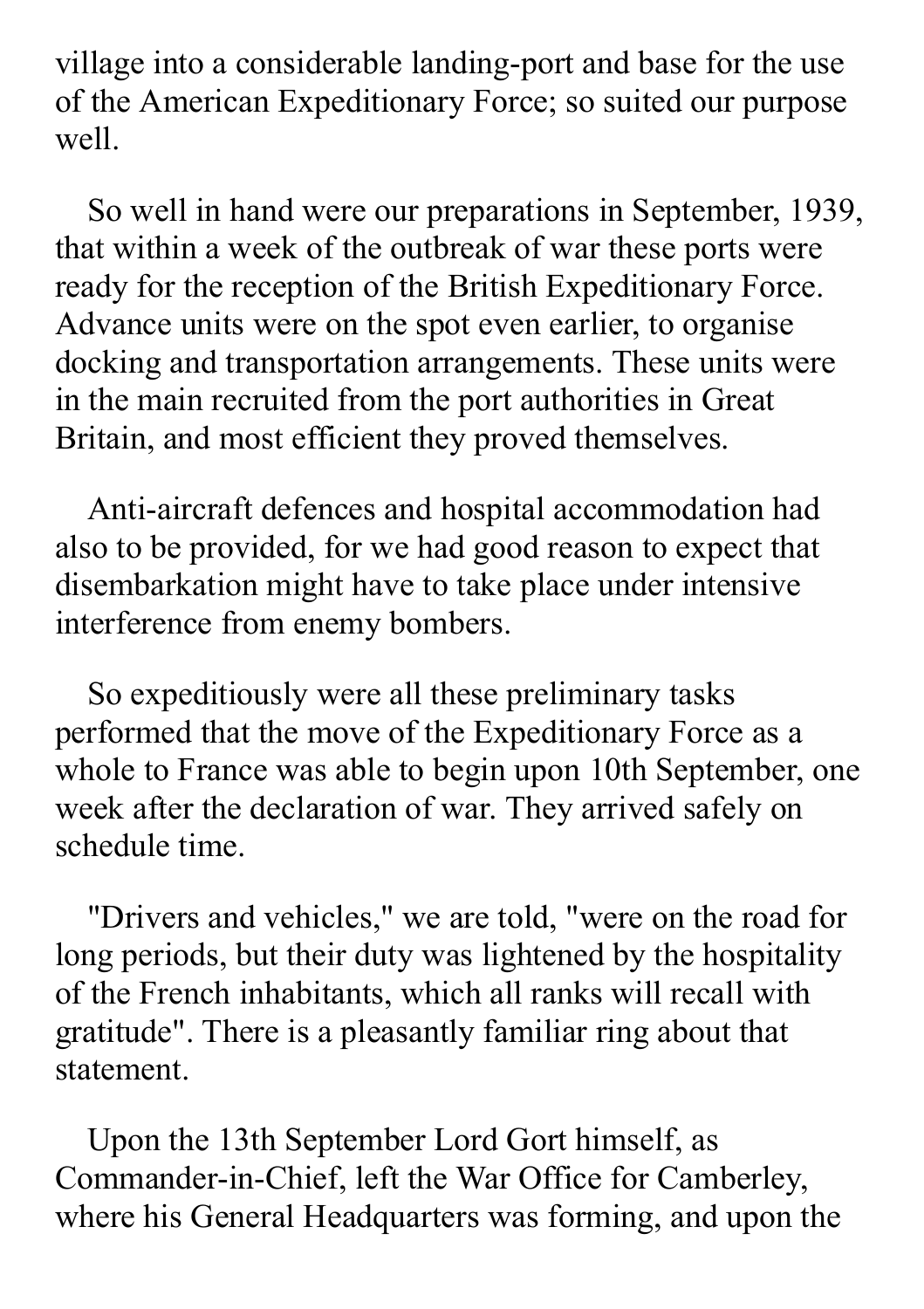village into a considerable landing-port and base for the use of the American Expeditionary Force; so suited our purpose well.

So well in hand were our preparations in September, 1939, that within a week of the outbreak of war these ports were ready for the reception of the British Expeditionary Force. Advance units were on the spot even earlier, to organise docking and transportation arrangements. These units were in the main recruited from the port authorities in Great Britain, and most efficient they proved themselves.

Anti-aircraft defences and hospital accommodation had also to be provided, for we had good reason to expect that disembarkation might have to take place under intensive interference from enemy bombers.

So expeditiously were all these preliminary tasks performed that the move of the Expeditionary Force as a whole to France was able to begin upon 10th September, one week after the declaration of war. They arrived safely on schedule time.

"Drivers and vehicles," we are told, "were on the road for long periods, but their duty was lightened by the hospitality of the French inhabitants, which all ranks will recall with gratitude". There is a pleasantly familiar ring about that statement.

Upon the 13th September Lord Gort himself, as Commander-in-Chief, left the War Office for Camberley, where his General Headquarters was forming, and upon the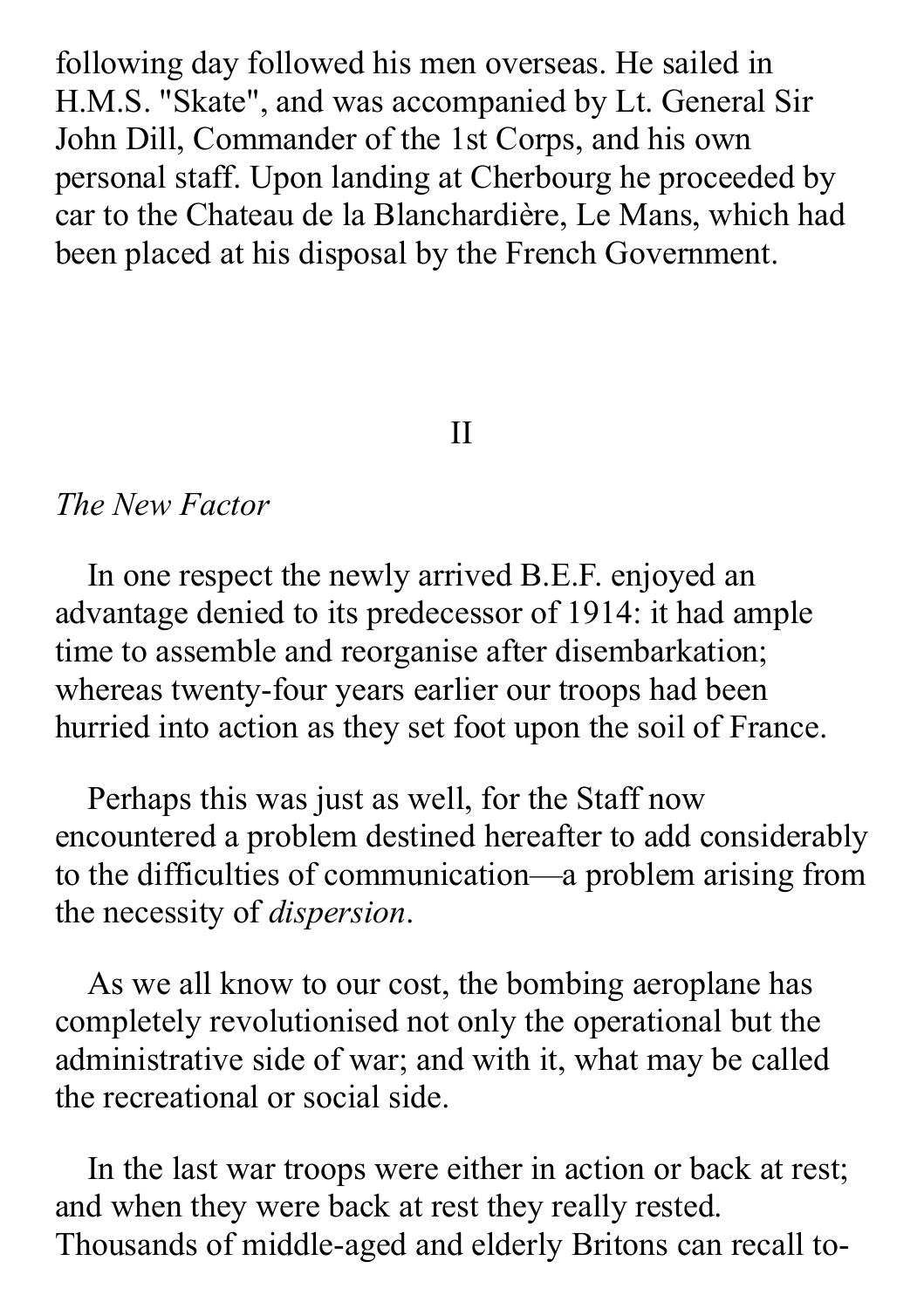following day followed his men overseas. He sailed in H.M.S. "Skate", and was accompanied by Lt. General Sir John Dill, Commander of the 1st Corps, and his own personal staff. Upon landing at Cherbourg he proceeded by car to the Chateau de la Blanchardière, Le Mans, which had been placed at his disposal by the French Government.

## II

### *The New Factor*

In one respect the newly arrived B.E.F. enjoyed an advantage denied to its predecessor of 1914: it had ample time to assemble and reorganise after disembarkation; whereas twenty-four years earlier our troops had been hurried into action as they set foot upon the soil of France.

Perhaps this was just as well, for the Staff now encountered a problem destined hereafter to add considerably to the difficulties of communication—a problem arising from the necessity of *dispersion*.

As we all know to our cost, the bombing aeroplane has completely revolutionised not only the operational but the administrative side of war; and with it, what may be called the recreational or social side.

In the last war troops were either in action or back at rest; and when they were back at rest they really rested. Thousands of middle-aged and elderly Britons can recall to-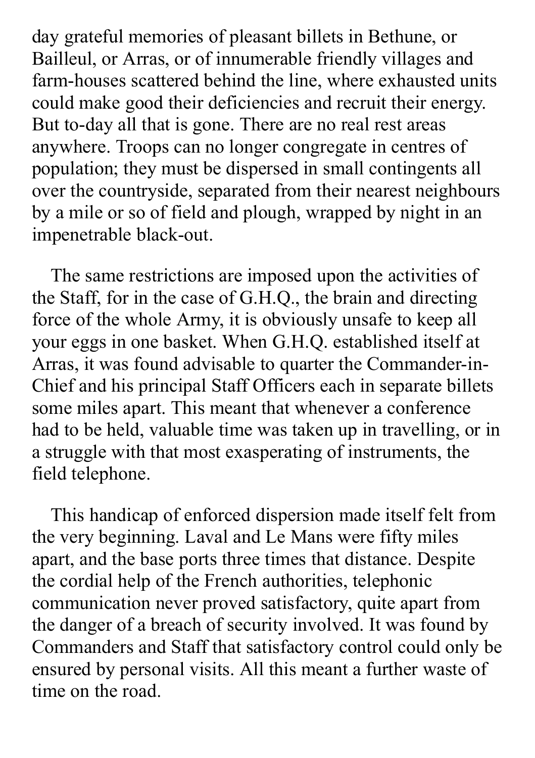day grateful memories of pleasant billets in Bethune, or Bailleul, or Arras, or of innumerable friendly villages and farm-houses scattered behind the line, where exhausted units could make good their deficiencies and recruit their energy. But to-day all that is gone. There are no real rest areas anywhere. Troops can no longer congregate in centres of population; they must be dispersed in small contingents all over the countryside, separated from their nearest neighbours by a mile or so of field and plough, wrapped by night in an impenetrable black-out.

The same restrictions are imposed upon the activities of the Staff, for in the case of G.H.Q., the brain and directing force of the whole Army, it is obviously unsafe to keep all your eggs in one basket. When G.H.Q. established itself at Arras, it was found advisable to quarter the Commander-in-Chief and his principal Staff Officers each in separate billets some miles apart. This meant that whenever a conference had to be held, valuable time was taken up in travelling, or in a struggle with that most exasperating of instruments, the field telephone.

This handicap of enforced dispersion made itself felt from the very beginning. Laval and Le Mans were fifty miles apart, and the base ports three times that distance. Despite the cordial help of the French authorities, telephonic communication never proved satisfactory, quite apart from the danger of a breach of security involved. It was found by Commanders and Staff that satisfactory control could only be ensured by personal visits. All this meant a further waste of time on the road.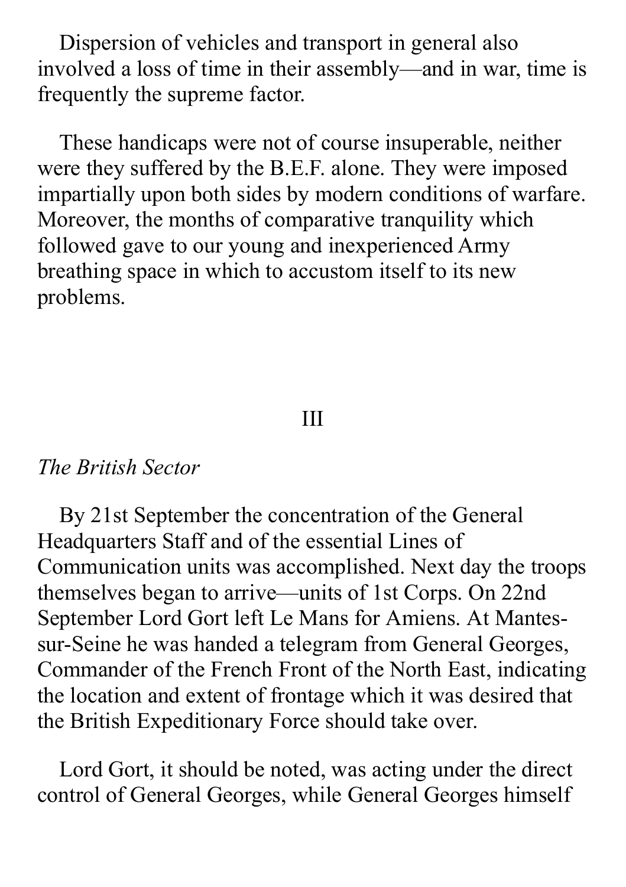Dispersion of vehicles and transport in general also involved a loss of time in their assembly—and in war, time is frequently the supreme factor.

These handicaps were not of course insuperable, neither were they suffered by the B.E.F. alone. They were imposed impartially upon both sides by modern conditions of warfare. Moreover, the months of comparative tranquility which followed gave to our young and inexperienced Army breathing space in which to accustom itself to its new problems.

## III

### *The British Sector*

By 21st September the concentration of the General Headquarters Staff and of the essential Lines of Communication units was accomplished. Next day the troops themselves began to arrive—units of 1st Corps. On 22nd September Lord Gort left Le Mans for Amiens. At Mantes-sur-Seine he was handed a telegram from General Georges, Commander of the French Front of the North East, indicating the location and extent of frontage which it was desired that the British Expeditionary Force should take over.

Lord Gort, it should be noted, was acting under the direct control of General Georges, while General Georges himself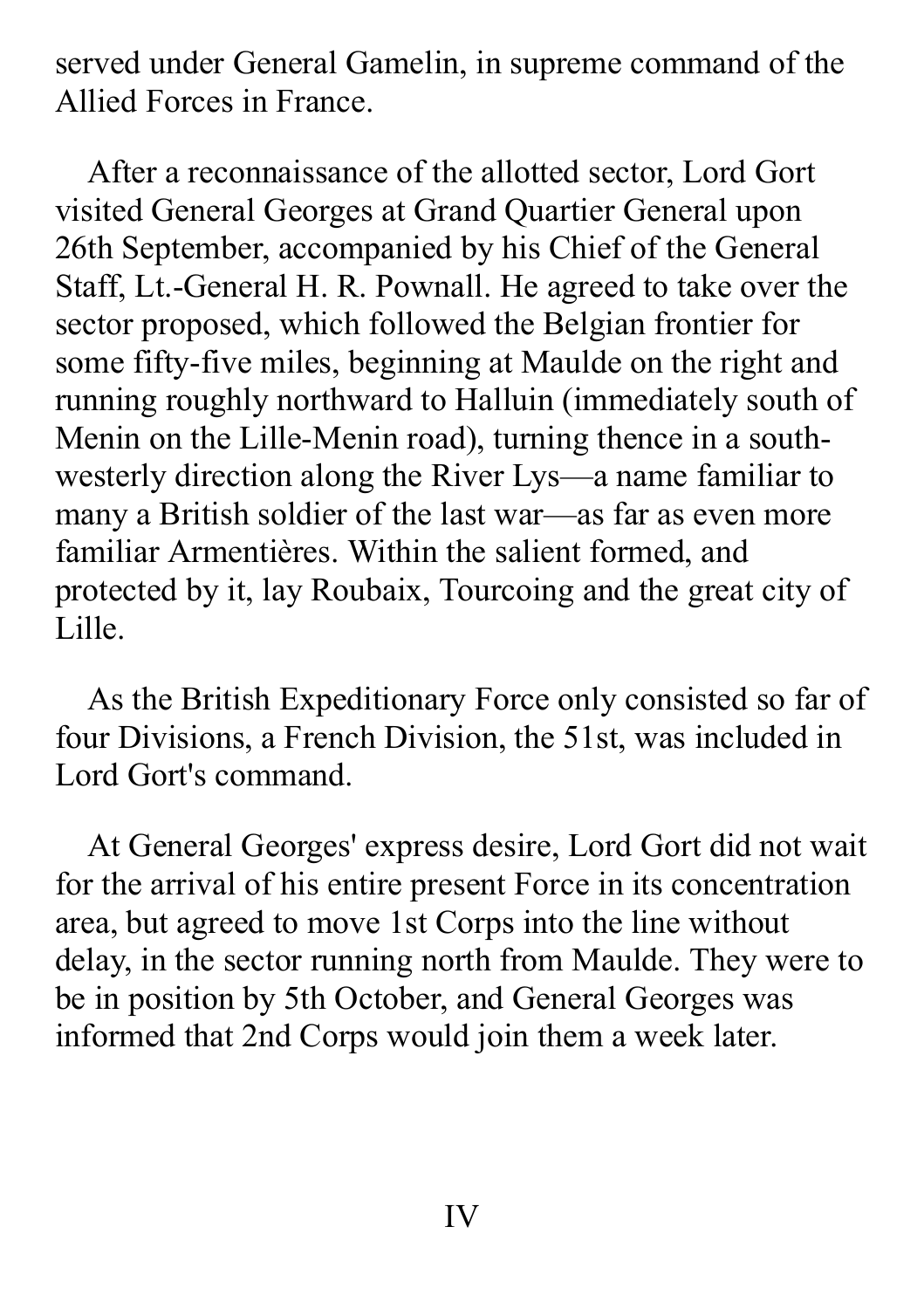served under General Gamelin, in supreme command of the Allied Forces in France.

After a reconnaissance of the allotted sector, Lord Gort visited General Georges at Grand Quartier General upon 26th September, accompanied by his Chief of the General Staff, Lt.-General H. R. Pownall. He agreed to take over the sector proposed, which followed the Belgian frontier for some fifty-five miles, beginning at Maulde on the right and running roughly northward to Halluin (immediately south of Menin on the Lille-Menin road), turning thence in a south-westerly direction along the River Lys—a name familiar to many a British soldier of the last war—as far as even more familiar Armentières. Within the salient formed, and protected by it, lay Roubaix, Tourcoing and the great city of Lille.

As the British Expeditionary Force only consisted so far of four Divisions, a French Division, the 51st, was included in Lord Gort's command.

At General Georges' express desire, Lord Gort did not wait for the arrival of his entire present Force in its concentration area, but agreed to move 1st Corps into the line without delay, in the sector running north from Maulde. They were to be in position by 5th October, and General Georges was informed that 2nd Corps would join them a week later.

## IV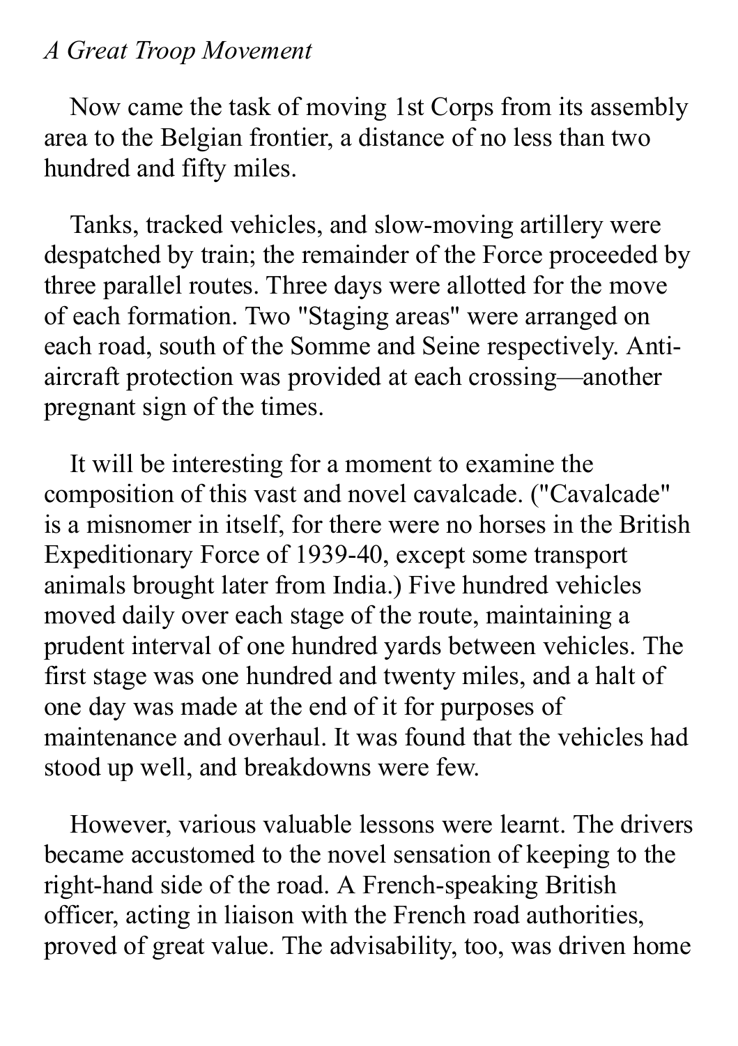*A Great Troop Movement*

Now came the task of moving 1st Corps from its assembly area to the Belgian frontier, a distance of no less than two hundred and fifty miles.

Tanks, tracked vehicles, and slow-moving artillery were despatched by train; the remainder of the Force proceeded by three parallel routes. Three days were allotted for the move of each formation. Two "Staging areas" were arranged on each road, south of the Somme and Seine respectively. Anti-aircraft protection was provided at each crossing—another pregnant sign of the times.

It will be interesting for a moment to examine the composition of this vast and novel cavalcade. ("Cavalcade" is a misnomer in itself, for there were no horses in the British Expeditionary Force of 1939-40, except some transport animals brought later from India.) Five hundred vehicles moved daily over each stage of the route, maintaining a prudent interval of one hundred yards between vehicles. The first stage was one hundred and twenty miles, and a halt of one day was made at the end of it for purposes of maintenance and overhaul. It was found that the vehicles had stood up well, and breakdowns were few.

However, various valuable lessons were learnt. The drivers became accustomed to the novel sensation of keeping to the right-hand side of the road. A French-speaking British officer, acting in liaison with the French road authorities, proved of great value. The advisability, too, was driven home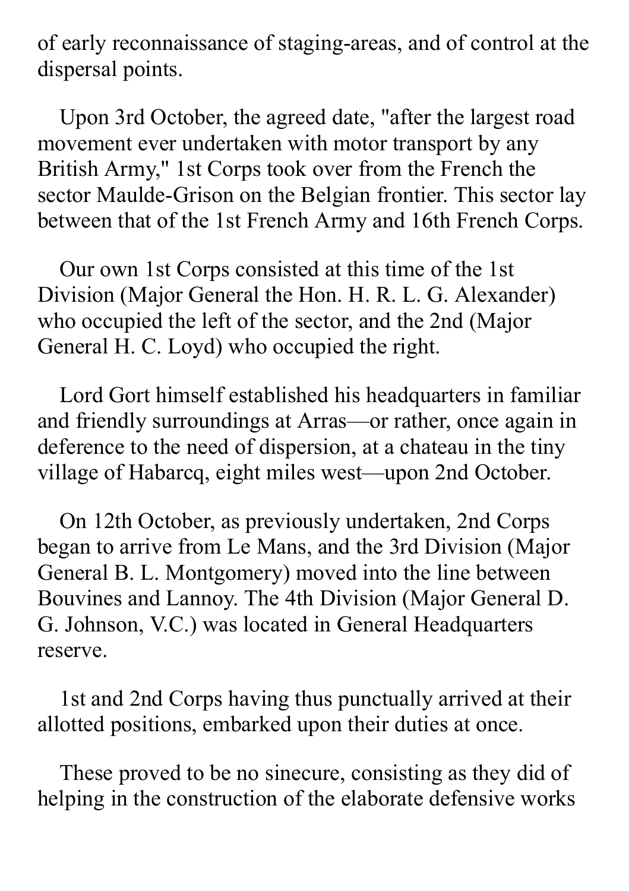of early reconnaissance of staging-areas, and of control at the dispersal points.

Upon 3rd October, the agreed date, "after the largest road movement ever undertaken with motor transport by any British Army," 1st Corps took over from the French the sector Maulde-Grison on the Belgian frontier. This sector lay between that of the 1st French Army and 16th French Corps.

Our own 1st Corps consisted at this time of the 1st Division (Major General the Hon. H. R. L. G. Alexander) who occupied the left of the sector, and the 2nd (Major General H. C. Loyd) who occupied the right.

Lord Gort himself established his headquarters in familiar and friendly surroundings at Arras—or rather, once again in deference to the need of dispersion, at a chateau in the tiny village of Habarcq, eight miles west—upon 2nd October.

On 12th October, as previously undertaken, 2nd Corps began to arrive from Le Mans, and the 3rd Division (Major General B. L. Montgomery) moved into the line between Bouvines and Lannoy. The 4th Division (Major General D. G. Johnson, V.C.) was located in General Headquarters reserve.

1st and 2nd Corps having thus punctually arrived at their allotted positions, embarked upon their duties at once.

These proved to be no sinecure, consisting as they did of helping in the construction of the elaborate defensive works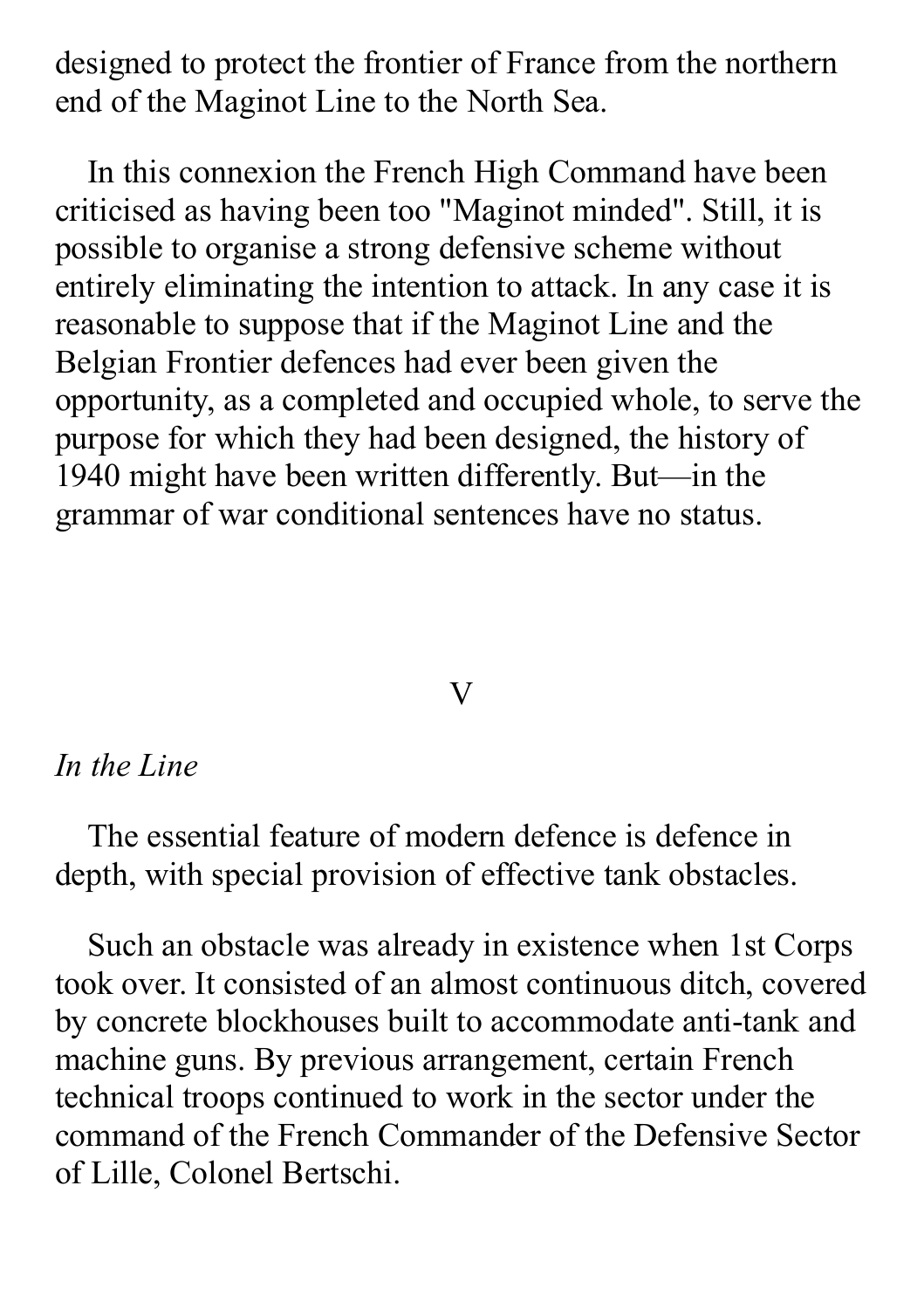designed to protect the frontier of France from the northern end of the Maginot Line to the North Sea.

In this connexion the French High Command have been criticised as having been too "Maginot minded". Still, it is possible to organise a strong defensive scheme without entirely eliminating the intention to attack. In any case it is reasonable to suppose that if the Maginot Line and the Belgian Frontier defences had ever been given the opportunity, as a completed and occupied whole, to serve the purpose for which they had been designed, the history of 1940 might have been written differently. But—in the grammar of war conditional sentences have no status.

## V

### *In the Line*

The essential feature of modern defence is defence in depth, with special provision of effective tank obstacles.

Such an obstacle was already in existence when 1st Corps took over. It consisted of an almost continuous ditch, covered by concrete blockhouses built to accommodate anti-tank and machine guns. By previous arrangement, certain French technical troops continued to work in the sector under the command of the French Commander of the Defensive Sector of Lille, Colonel Bertschi.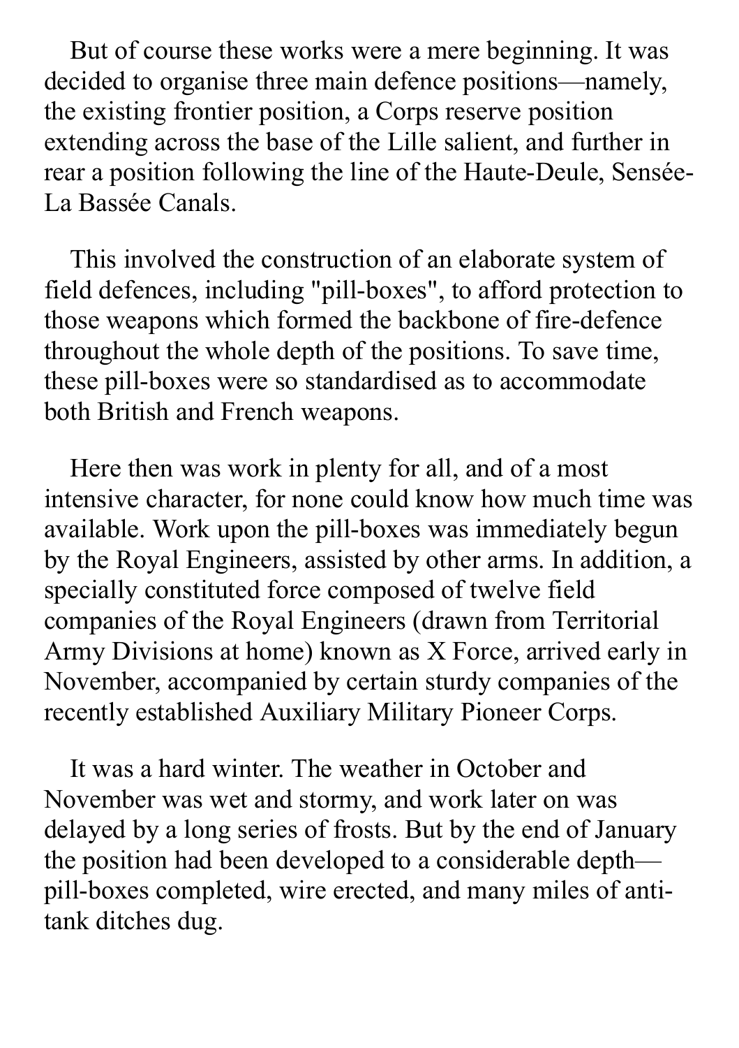But of course these works were a mere beginning. It was decided to organise three main defence positions—namely, the existing frontier position, a Corps reserve position extending across the base of the Lille salient, and further in rear a position following the line of the Haute-Deule, Sensée-La Bassée Canals.

This involved the construction of an elaborate system of field defences, including "pill-boxes", to afford protection to those weapons which formed the backbone of fire-defence throughout the whole depth of the positions. To save time, these pill-boxes were so standardised as to accommodate both British and French weapons.

Here then was work in plenty for all, and of a most intensive character, for none could know how much time was available. Work upon the pill-boxes was immediately begun by the Royal Engineers, assisted by other arms. In addition, a specially constituted force composed of twelve field companies of the Royal Engineers (drawn from Territorial Army Divisions at home) known as X Force, arrived early in November, accompanied by certain sturdy companies of the recently established Auxiliary Military Pioneer Corps.

It was a hard winter. The weather in October and November was wet and stormy, and work later on was delayed by a long series of frosts. But by the end of January the position had been developed to a considerable depth—pill-boxes completed, wire erected, and many miles of anti-tank ditches dug.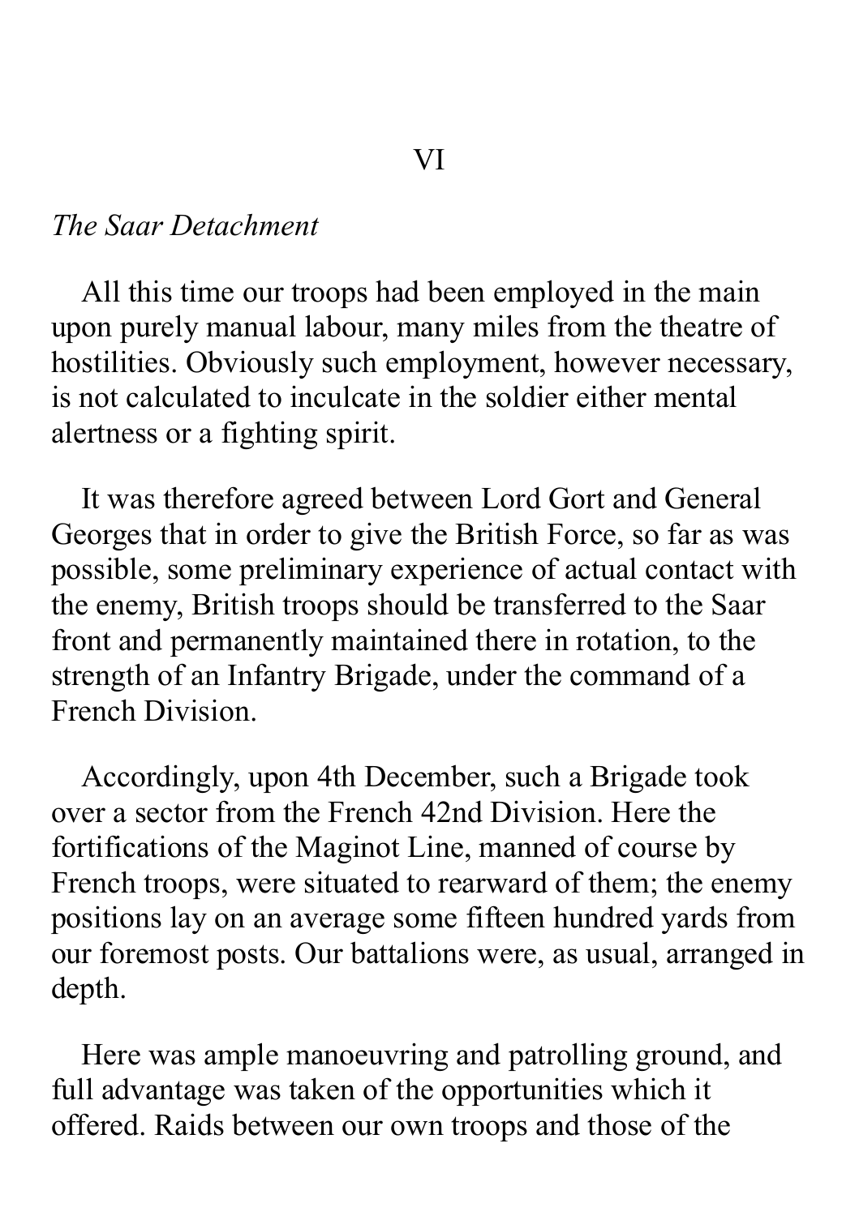# VI

## *The Saar Detachment*

All this time our troops had been employed in the main upon purely manual labour, many miles from the theatre of hostilities. Obviously such employment, however necessary, is not calculated to inculcate in the soldier either mental alertness or a fighting spirit.

It was therefore agreed between Lord Gort and General Georges that in order to give the British Force, so far as was possible, some preliminary experience of actual contact with the enemy, British troops should be transferred to the Saar front and permanently maintained there in rotation, to the strength of an Infantry Brigade, under the command of a French Division.

Accordingly, upon 4th December, such a Brigade took over a sector from the French 42nd Division. Here the fortifications of the Maginot Line, manned of course by French troops, were situated to rearward of them; the enemy positions lay on an average some fifteen hundred yards from our foremost posts. Our battalions were, as usual, arranged in depth.

Here was ample manoeuvring and patrolling ground, and full advantage was taken of the opportunities which it offered. Raids between our own troops and those of the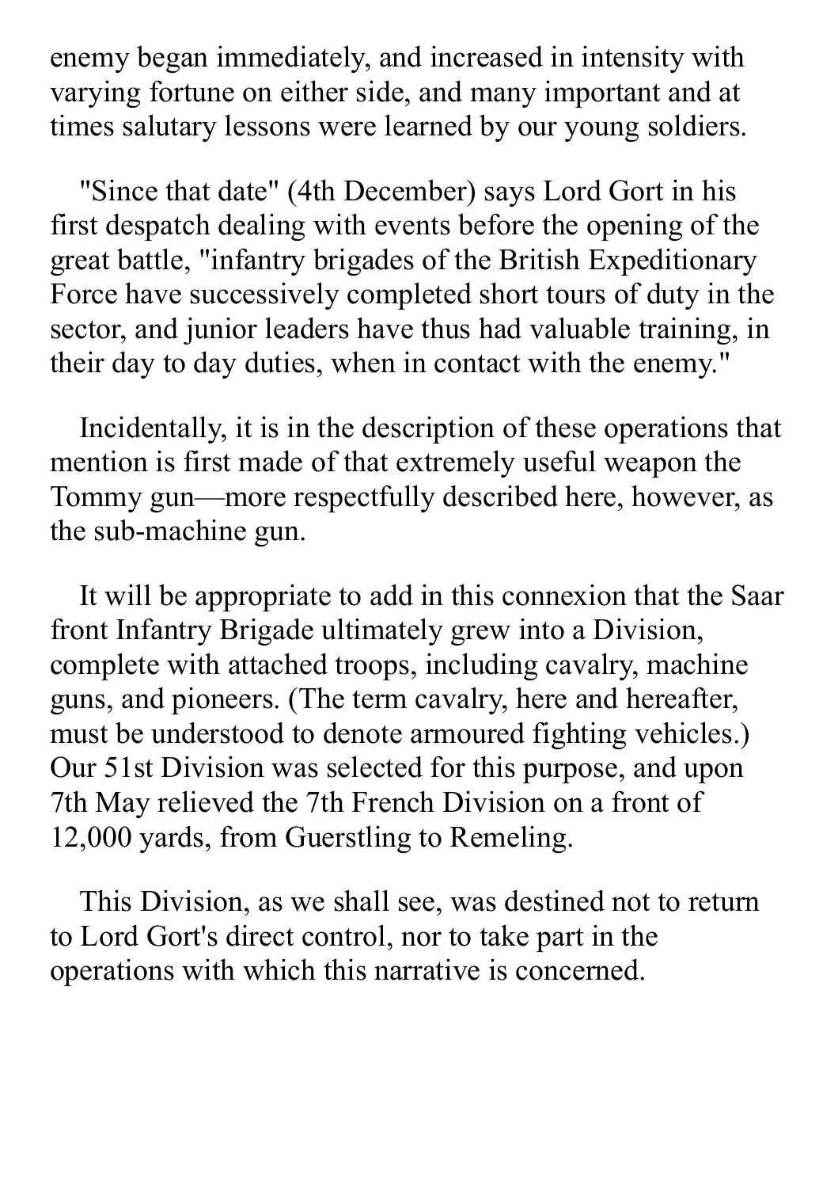enemy began immediately, and increased in intensity with varying fortune on either side, and many important and at times salutary lessons were learned by our young soldiers.

"Since that date" (4th December) says Lord Gort in his first despatch dealing with events before the opening of the great battle, "infantry brigades of the British Expeditionary Force have successively completed short tours of duty in the sector, and junior leaders have thus had valuable training, in their day to day duties, when in contact with the enemy."

Incidentally, it is in the description of these operations that mention is first made of that extremely useful weapon the Tommy gun—more respectfully described here, however, as the sub-machine gun.

It will be appropriate to add in this connexion that the Saar front Infantry Brigade ultimately grew into a Division, complete with attached troops, including cavalry, machine guns, and pioneers. (The term cavalry, here and hereafter, must be understood to denote armoured fighting vehicles.) Our 51st Division was selected for this purpose, and upon 7th May relieved the 7th French Division on a front of 12,000 yards, from Guerstling to Remeling.

This Division, as we shall see, was destined not to return to Lord Gort's direct control, nor to take part in the operations with which this narrative is concerned.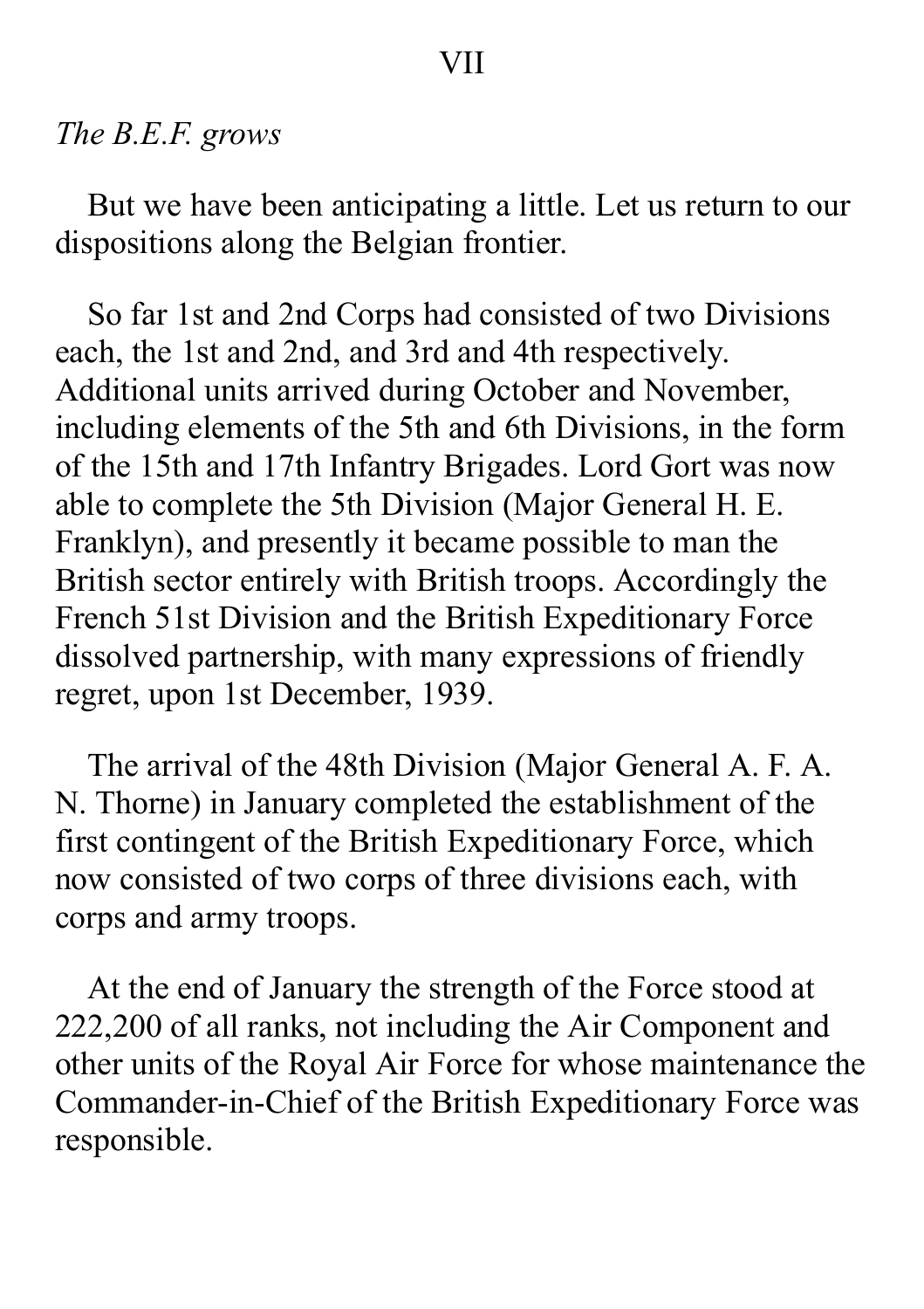## VII

*The B.E.F. grows*

But we have been anticipating a little. Let us return to our dispositions along the Belgian frontier.

So far 1st and 2nd Corps had consisted of two Divisions each, the 1st and 2nd, and 3rd and 4th respectively. Additional units arrived during October and November, including elements of the 5th and 6th Divisions, in the form of the 15th and 17th Infantry Brigades. Lord Gort was now able to complete the 5th Division (Major General H. E. Franklyn), and presently it became possible to man the British sector entirely with British troops. Accordingly the French 51st Division and the British Expeditionary Force dissolved partnership, with many expressions of friendly regret, upon 1st December, 1939.

The arrival of the 48th Division (Major General A. F. A. N. Thorne) in January completed the establishment of the first contingent of the British Expeditionary Force, which now consisted of two corps of three divisions each, with corps and army troops.

At the end of January the strength of the Force stood at 222,200 of all ranks, not including the Air Component and other units of the Royal Air Force for whose maintenance the Commander-in-Chief of the British Expeditionary Force was responsible.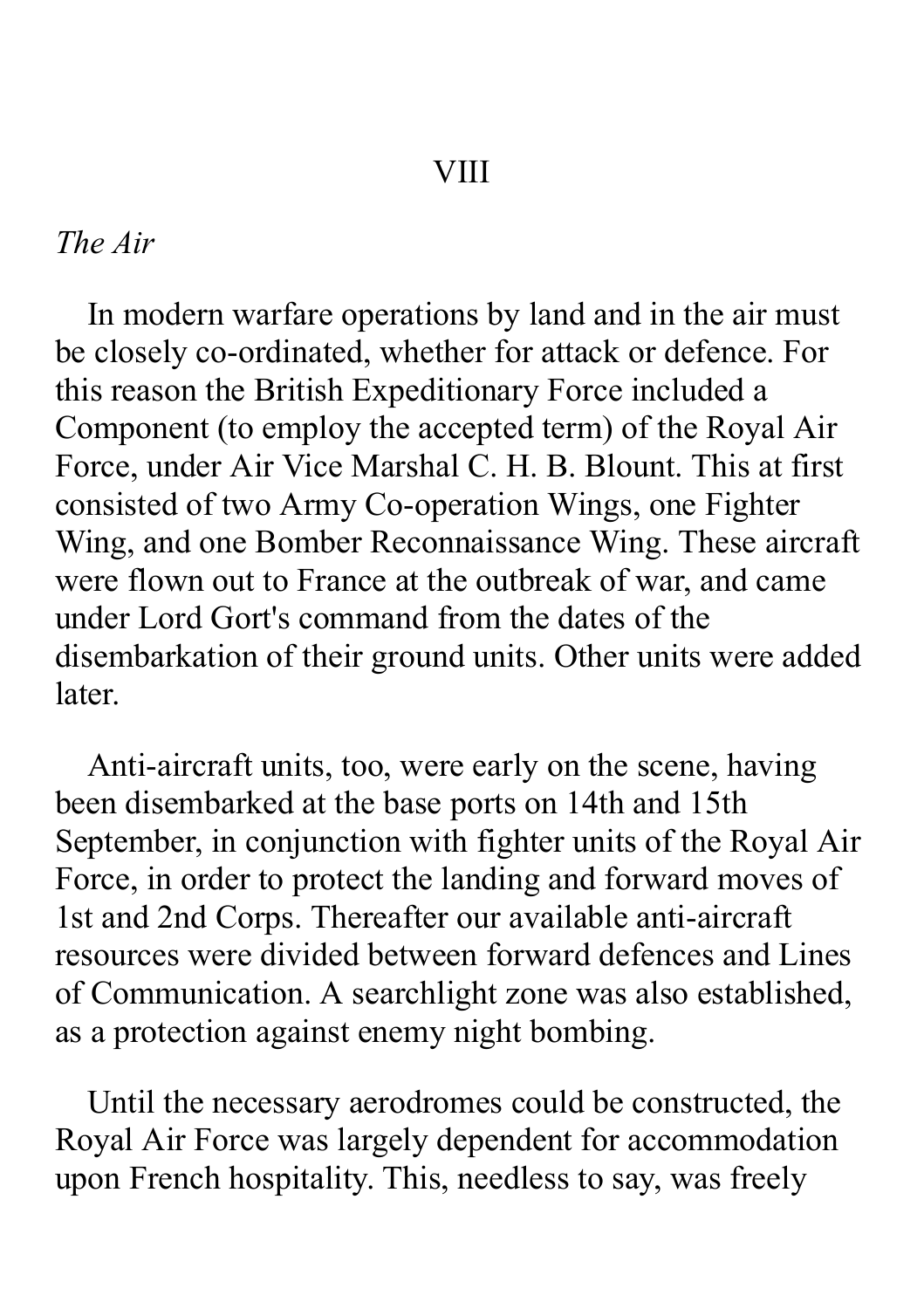## VIII

### *The Air*

In modern warfare operations by land and in the air must be closely co-ordinated, whether for attack or defence. For this reason the British Expeditionary Force included a Component (to employ the accepted term) of the Royal Air Force, under Air Vice Marshal C. H. B. Blount. This at first consisted of two Army Co-operation Wings, one Fighter Wing, and one Bomber Reconnaissance Wing. These aircraft were flown out to France at the outbreak of war, and came under Lord Gort's command from the dates of the disembarkation of their ground units. Other units were added later.

Anti-aircraft units, too, were early on the scene, having been disembarked at the base ports on 14th and 15th September, in conjunction with fighter units of the Royal Air Force, in order to protect the landing and forward moves of 1st and 2nd Corps. Thereafter our available anti-aircraft resources were divided between forward defences and Lines of Communication. A searchlight zone was also established, as a protection against enemy night bombing.

Until the necessary aerodromes could be constructed, the Royal Air Force was largely dependent for accommodation upon French hospitality. This, needless to say, was freely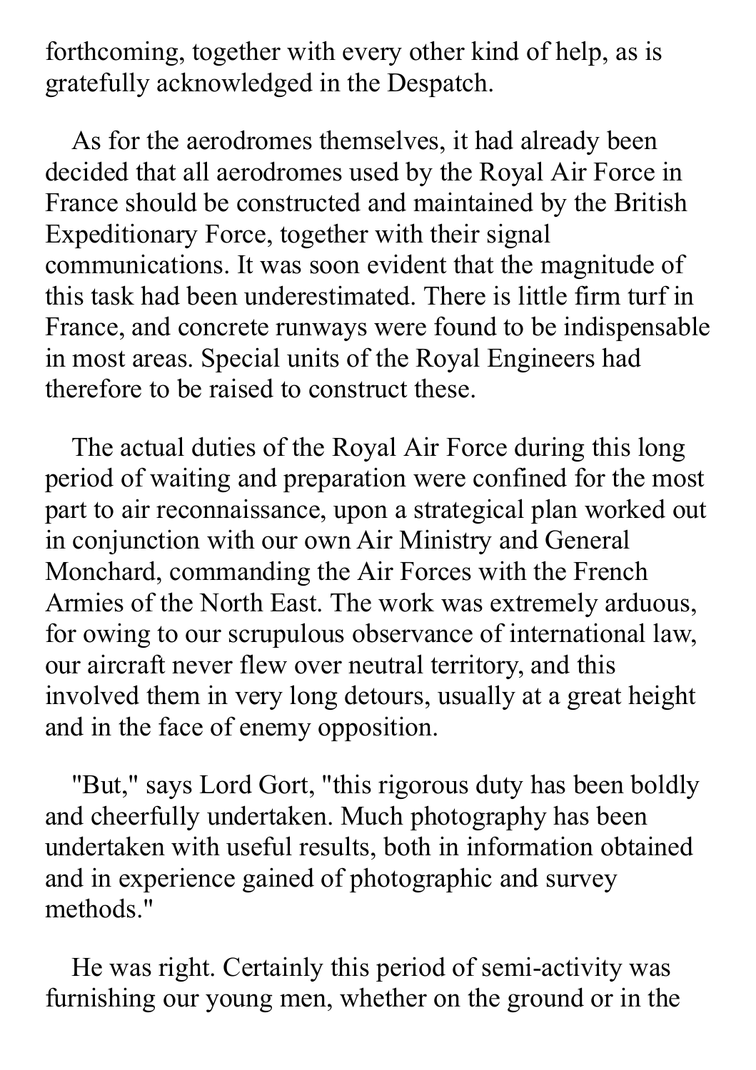forthcoming, together with every other kind of help, as is gratefully acknowledged in the Despatch.

As for the aerodromes themselves, it had already been decided that all aerodromes used by the Royal Air Force in France should be constructed and maintained by the British Expeditionary Force, together with their signal communications. It was soon evident that the magnitude of this task had been underestimated. There is little firm turf in France, and concrete runways were found to be indispensable in most areas. Special units of the Royal Engineers had therefore to be raised to construct these.

The actual duties of the Royal Air Force during this long period of waiting and preparation were confined for the most part to air reconnaissance, upon a strategical plan worked out in conjunction with our own Air Ministry and General Monchard, commanding the Air Forces with the French Armies of the North East. The work was extremely arduous, for owing to our scrupulous observance of international law, our aircraft never flew over neutral territory, and this involved them in very long detours, usually at a great height and in the face of enemy opposition.

"But," says Lord Gort, "this rigorous duty has been boldly and cheerfully undertaken. Much photography has been undertaken with useful results, both in information obtained and in experience gained of photographic and survey methods."

He was right. Certainly this period of semi-activity was furnishing our young men, whether on the ground or in the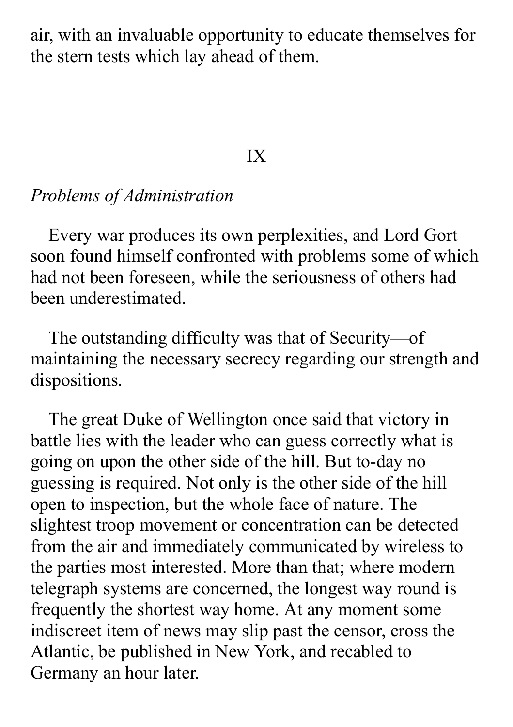air, with an invaluable opportunity to educate themselves for the stern tests which lay ahead of them.

## IX

*Problems of Administration*

Every war produces its own perplexities, and Lord Gort soon found himself confronted with problems some of which had not been foreseen, while the seriousness of others had been underestimated.

The outstanding difficulty was that of Security—of maintaining the necessary secrecy regarding our strength and dispositions.

The great Duke of Wellington once said that victory in battle lies with the leader who can guess correctly what is going on upon the other side of the hill. But to-day no guessing is required. Not only is the other side of the hill open to inspection, but the whole face of nature. The slightest troop movement or concentration can be detected from the air and immediately communicated by wireless to the parties most interested. More than that; where modern telegraph systems are concerned, the longest way round is frequently the shortest way home. At any moment some indiscreet item of news may slip past the censor, cross the Atlantic, be published in New York, and recabled to Germany an hour later.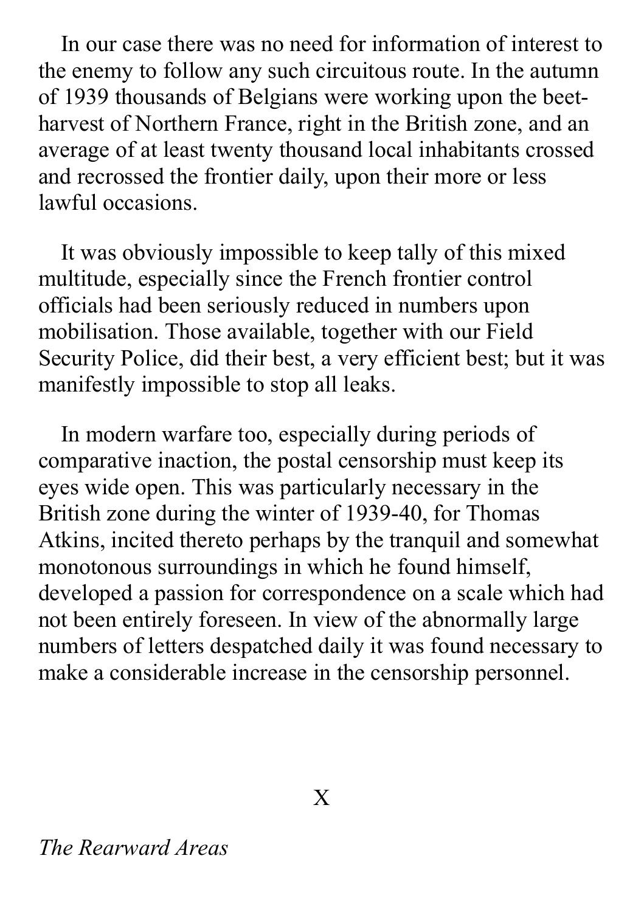In our case there was no need for information of interest to the enemy to follow any such circuitous route. In the autumn of 1939 thousands of Belgians were working upon the beet-harvest of Northern France, right in the British zone, and an average of at least twenty thousand local inhabitants crossed and recrossed the frontier daily, upon their more or less lawful occasions.

It was obviously impossible to keep tally of this mixed multitude, especially since the French frontier control officials had been seriously reduced in numbers upon mobilisation. Those available, together with our Field Security Police, did their best, a very efficient best; but it was manifestly impossible to stop all leaks.

In modern warfare too, especially during periods of comparative inaction, the postal censorship must keep its eyes wide open. This was particularly necessary in the British zone during the winter of 1939-40, for Thomas Atkins, incited thereto perhaps by the tranquil and somewhat monotonous surroundings in which he found himself, developed a passion for correspondence on a scale which had not been entirely foreseen. In view of the abnormally large numbers of letters despatched daily it was found necessary to make a considerable increase in the censorship personnel.

## X

### *The Rearward Areas*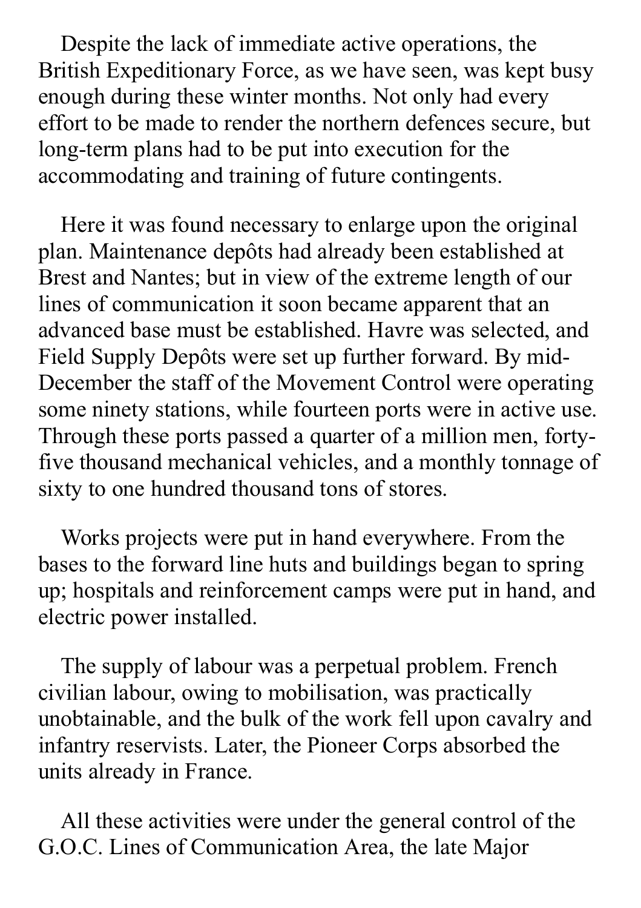Despite the lack of immediate active operations, the British Expeditionary Force, as we have seen, was kept busy enough during these winter months. Not only had every effort to be made to render the northern defences secure, but long-term plans had to be put into execution for the accommodating and training of future contingents.

Here it was found necessary to enlarge upon the original plan. Maintenance depôts had already been established at Brest and Nantes; but in view of the extreme length of our lines of communication it soon became apparent that an advanced base must be established. Havre was selected, and Field Supply Depôts were set up further forward. By mid-December the staff of the Movement Control were operating some ninety stations, while fourteen ports were in active use. Through these ports passed a quarter of a million men, forty-five thousand mechanical vehicles, and a monthly tonnage of sixty to one hundred thousand tons of stores.

Works projects were put in hand everywhere. From the bases to the forward line huts and buildings began to spring up; hospitals and reinforcement camps were put in hand, and electric power installed.

The supply of labour was a perpetual problem. French civilian labour, owing to mobilisation, was practically unobtainable, and the bulk of the work fell upon cavalry and infantry reservists. Later, the Pioneer Corps absorbed the units already in France.

All these activities were under the general control of the G.O.C. Lines of Communication Area, the late Major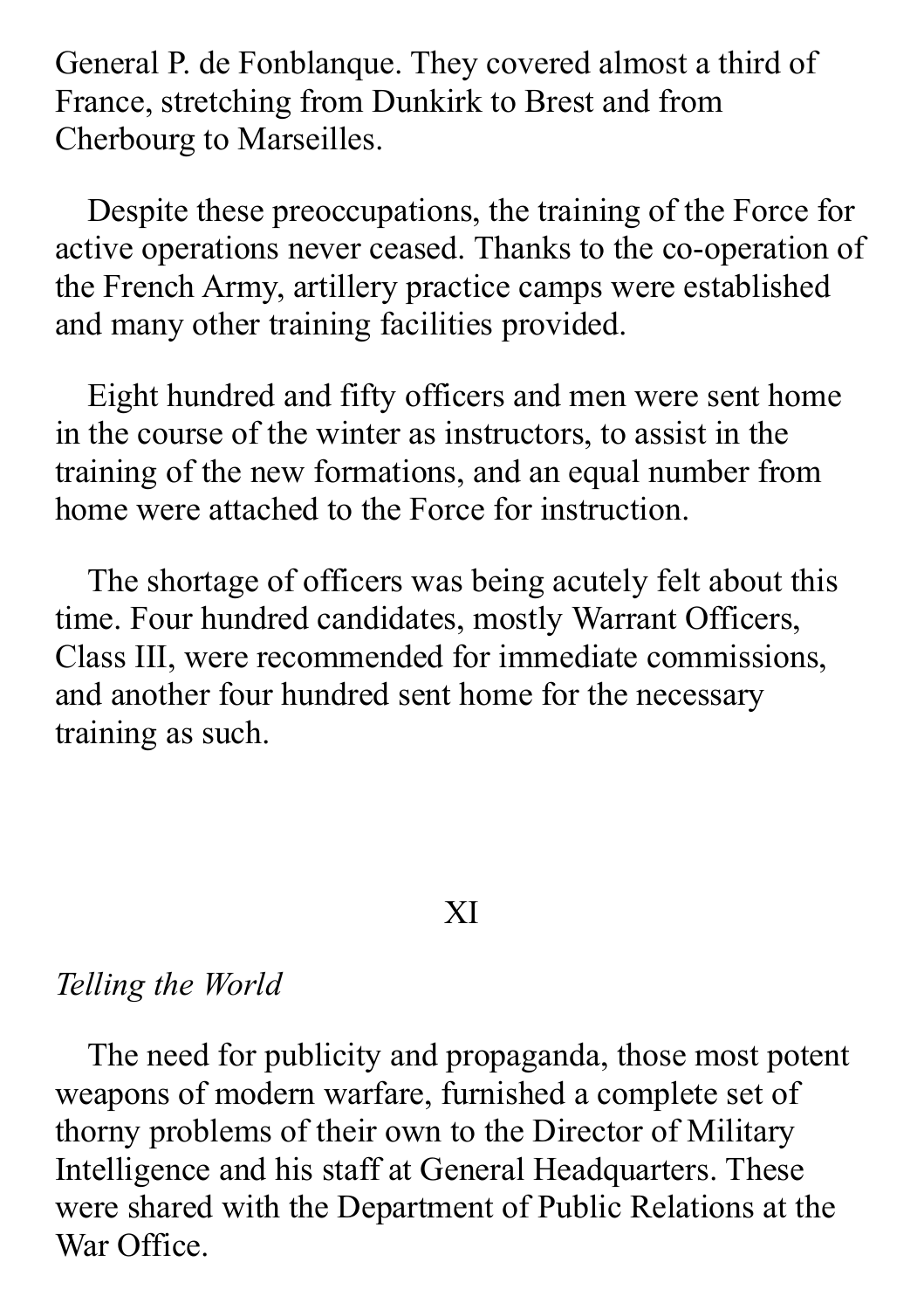General P. de Fonblanque. They covered almost a third of France, stretching from Dunkirk to Brest and from Cherbourg to Marseilles.

Despite these preoccupations, the training of the Force for active operations never ceased. Thanks to the co-operation of the French Army, artillery practice camps were established and many other training facilities provided.

Eight hundred and fifty officers and men were sent home in the course of the winter as instructors, to assist in the training of the new formations, and an equal number from home were attached to the Force for instruction.

The shortage of officers was being acutely felt about this time. Four hundred candidates, mostly Warrant Officers, Class III, were recommended for immediate commissions, and another four hundred sent home for the necessary training as such.

## XI

### *Telling the World*

The need for publicity and propaganda, those most potent weapons of modern warfare, furnished a complete set of thorny problems of their own to the Director of Military Intelligence and his staff at General Headquarters. These were shared with the Department of Public Relations at the War Office.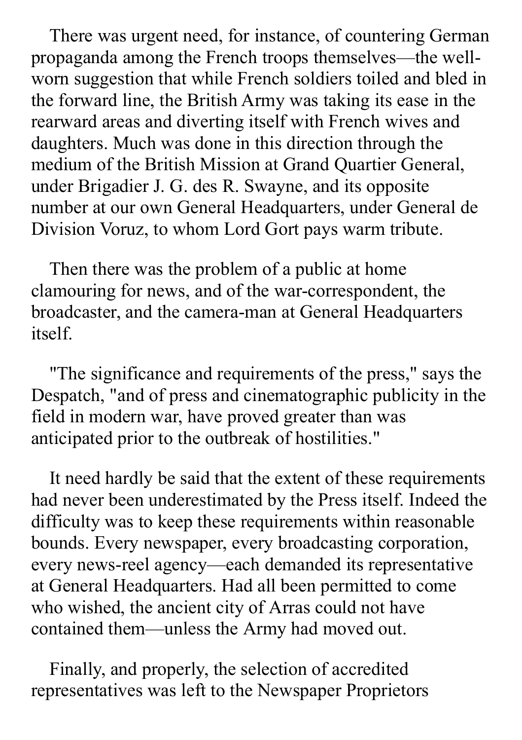There was urgent need, for instance, of countering German propaganda among the French troops themselves—the well-worn suggestion that while French soldiers toiled and bled in the forward line, the British Army was taking its ease in the rearward areas and diverting itself with French wives and daughters. Much was done in this direction through the medium of the British Mission at Grand Quartier General, under Brigadier J. G. des R. Swayne, and its opposite number at our own General Headquarters, under General de Division Voruz, to whom Lord Gort pays warm tribute.

Then there was the problem of a public at home clamouring for news, and of the war-correspondent, the broadcaster, and the camera-man at General Headquarters itself.

"The significance and requirements of the press," says the Despatch, "and of press and cinematographic publicity in the field in modern war, have proved greater than was anticipated prior to the outbreak of hostilities."

It need hardly be said that the extent of these requirements had never been underestimated by the Press itself. Indeed the difficulty was to keep these requirements within reasonable bounds. Every newspaper, every broadcasting corporation, every news-reel agency—each demanded its representative at General Headquarters. Had all been permitted to come who wished, the ancient city of Arras could not have contained them—unless the Army had moved out.

Finally, and properly, the selection of accredited representatives was left to the Newspaper Proprietors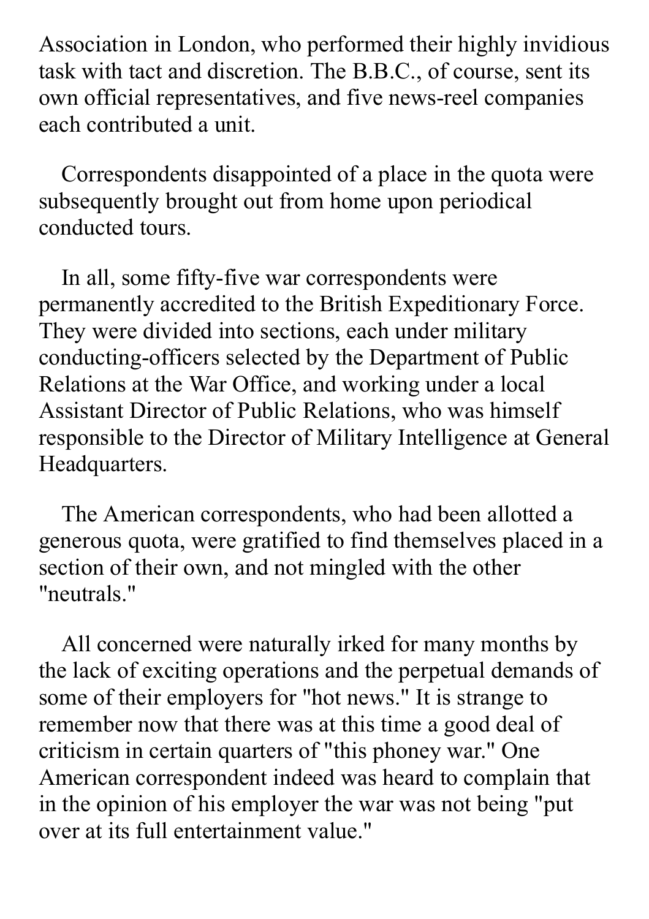Association in London, who performed their highly invidious task with tact and discretion. The B.B.C., of course, sent its own official representatives, and five news-reel companies each contributed a unit.

Correspondents disappointed of a place in the quota were subsequently brought out from home upon periodical conducted tours.

In all, some fifty-five war correspondents were permanently accredited to the British Expeditionary Force. They were divided into sections, each under military conducting-officers selected by the Department of Public Relations at the War Office, and working under a local Assistant Director of Public Relations, who was himself responsible to the Director of Military Intelligence at General Headquarters.

The American correspondents, who had been allotted a generous quota, were gratified to find themselves placed in a section of their own, and not mingled with the other "neutrals."

All concerned were naturally irked for many months by the lack of exciting operations and the perpetual demands of some of their employers for "hot news." It is strange to remember now that there was at this time a good deal of criticism in certain quarters of "this phoney war." One American correspondent indeed was heard to complain that in the opinion of his employer the war was not being "put over at its full entertainment value."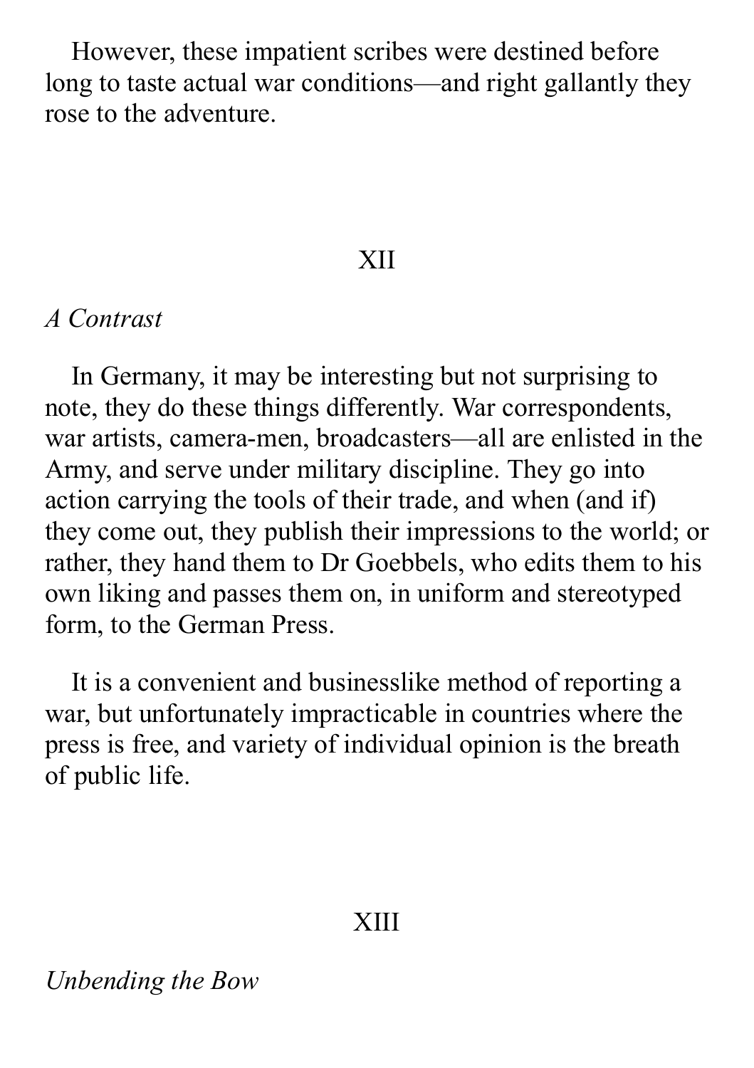However, these impatient scribes were destined before long to taste actual war conditions—and right gallantly they rose to the adventure.

## XII

*A Contrast*

In Germany, it may be interesting but not surprising to note, they do these things differently. War correspondents, war artists, camera-men, broadcasters—all are enlisted in the Army, and serve under military discipline. They go into action carrying the tools of their trade, and when (and if) they come out, they publish their impressions to the world; or rather, they hand them to Dr Goebbels, who edits them to his own liking and passes them on, in uniform and stereotyped form, to the German Press.

It is a convenient and businesslike method of reporting a war, but unfortunately impracticable in countries where the press is free, and variety of individual opinion is the breath of public life.

## XIII

*Unbending the Bow*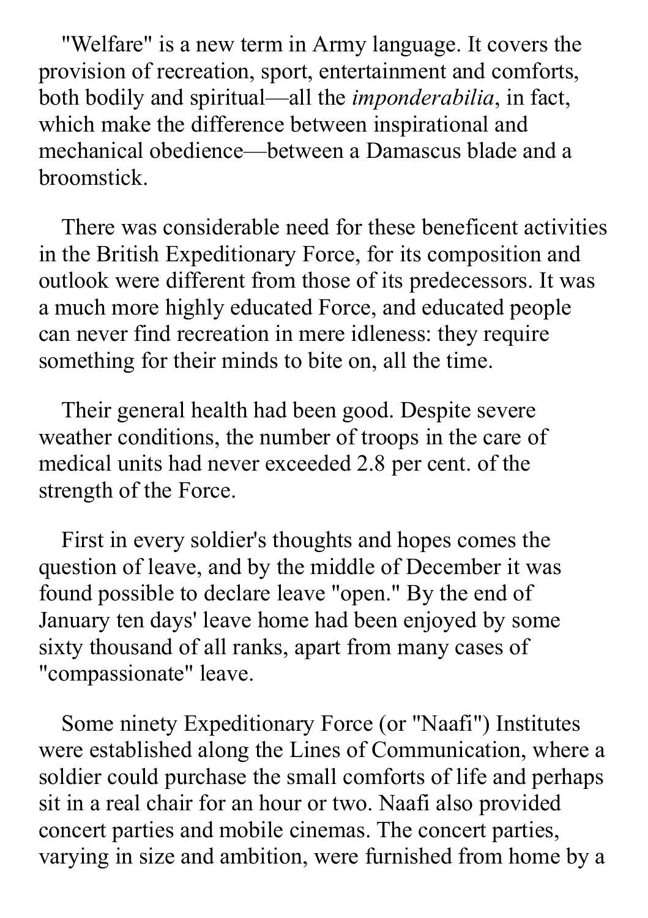"Welfare" is a new term in Army language. It covers the provision of recreation, sport, entertainment and comforts, both bodily and spiritual—all the *imponderabilia*, in fact, which make the difference between inspirational and mechanical obedience—between a Damascus blade and a broomstick.

There was considerable need for these beneficent activities in the British Expeditionary Force, for its composition and outlook were different from those of its predecessors. It was a much more highly educated Force, and educated people can never find recreation in mere idleness: they require something for their minds to bite on, all the time.

Their general health had been good. Despite severe weather conditions, the number of troops in the care of medical units had never exceeded 2.8 per cent. of the strength of the Force.

First in every soldier's thoughts and hopes comes the question of leave, and by the middle of December it was found possible to declare leave "open." By the end of January ten days' leave home had been enjoyed by some sixty thousand of all ranks, apart from many cases of "compassionate" leave.

Some ninety Expeditionary Force (or "Naafi") Institutes were established along the Lines of Communication, where a soldier could purchase the small comforts of life and perhaps sit in a real chair for an hour or two. Naafi also provided concert parties and mobile cinemas. The concert parties, varying in size and ambition, were furnished from home by a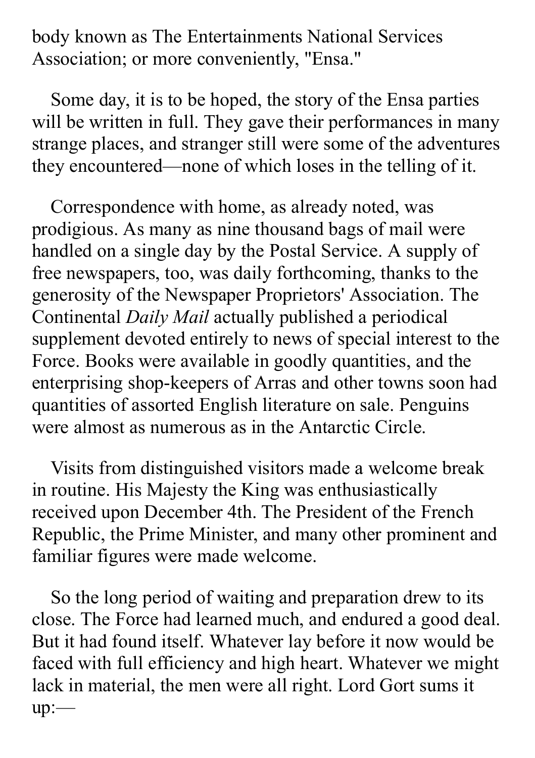body known as The Entertainments National Services Association; or more conveniently, "Ensa."

Some day, it is to be hoped, the story of the Ensa parties will be written in full. They gave their performances in many strange places, and stranger still were some of the adventures they encountered—none of which loses in the telling of it.

Correspondence with home, as already noted, was prodigious. As many as nine thousand bags of mail were handled on a single day by the Postal Service. A supply of free newspapers, too, was daily forthcoming, thanks to the generosity of the Newspaper Proprietors' Association. The Continental *Daily Mail* actually published a periodical supplement devoted entirely to news of special interest to the Force. Books were available in goodly quantities, and the enterprising shop-keepers of Arras and other towns soon had quantities of assorted English literature on sale. Penguins were almost as numerous as in the Antarctic Circle.

Visits from distinguished visitors made a welcome break in routine. His Majesty the King was enthusiastically received upon December 4th. The President of the French Republic, the Prime Minister, and many other prominent and familiar figures were made welcome.

So the long period of waiting and preparation drew to its close. The Force had learned much, and endured a good deal. But it had found itself. Whatever lay before it now would be faced with full efficiency and high heart. Whatever we might lack in material, the men were all right. Lord Gort sums it up:—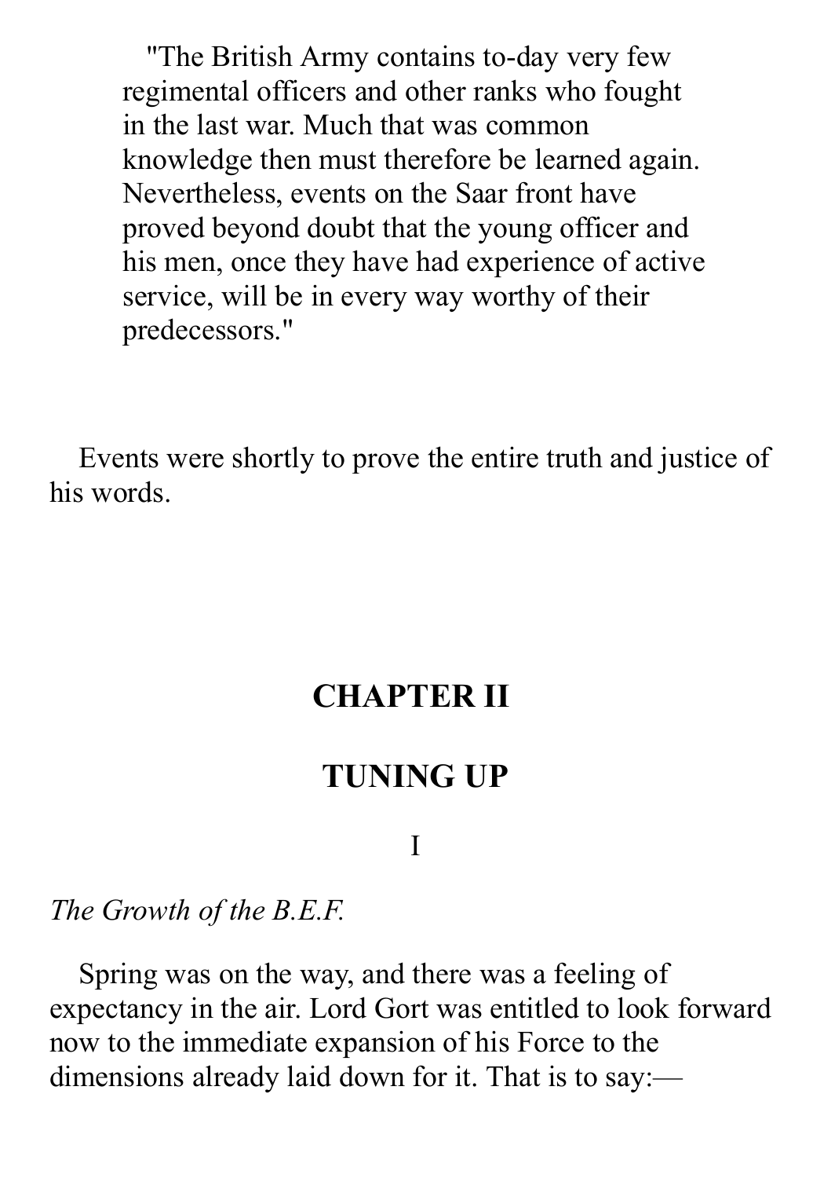> "The British Army contains to-day very few regimental officers and other ranks who fought in the last war. Much that was common knowledge then must therefore be learned again. Nevertheless, events on the Saar front have proved beyond doubt that the young officer and his men, once they have had experience of active service, will be in every way worthy of their predecessors."

Events were shortly to prove the entire truth and justice of his words.

## CHAPTER II

## TUNING UP

### I

*The Growth of the B.E.F.*

Spring was on the way, and there was a feeling of expectancy in the air. Lord Gort was entitled to look forward now to the immediate expansion of his Force to the dimensions already laid down for it. That is to say:—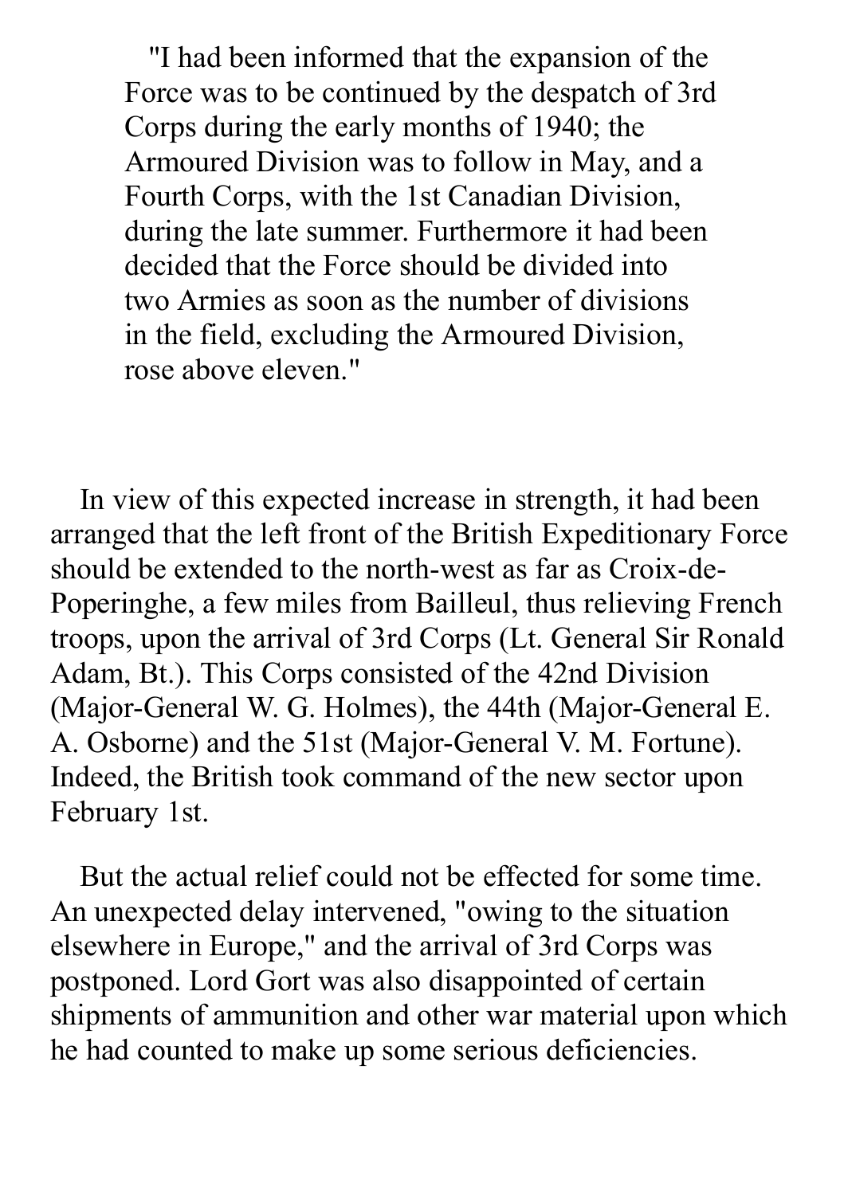> "I had been informed that the expansion of the Force was to be continued by the despatch of 3rd Corps during the early months of 1940; the Armoured Division was to follow in May, and a Fourth Corps, with the 1st Canadian Division, during the late summer. Furthermore it had been decided that the Force should be divided into two Armies as soon as the number of divisions in the field, excluding the Armoured Division, rose above eleven."

In view of this expected increase in strength, it had been arranged that the left front of the British Expeditionary Force should be extended to the north-west as far as Croix-de-Poperinghe, a few miles from Bailleul, thus relieving French troops, upon the arrival of 3rd Corps (Lt. General Sir Ronald Adam, Bt.). This Corps consisted of the 42nd Division (Major-General W. G. Holmes), the 44th (Major-General E. A. Osborne) and the 51st (Major-General V. M. Fortune). Indeed, the British took command of the new sector upon February 1st.

But the actual relief could not be effected for some time. An unexpected delay intervened, "owing to the situation elsewhere in Europe," and the arrival of 3rd Corps was postponed. Lord Gort was also disappointed of certain shipments of ammunition and other war material upon which he had counted to make up some serious deficiencies.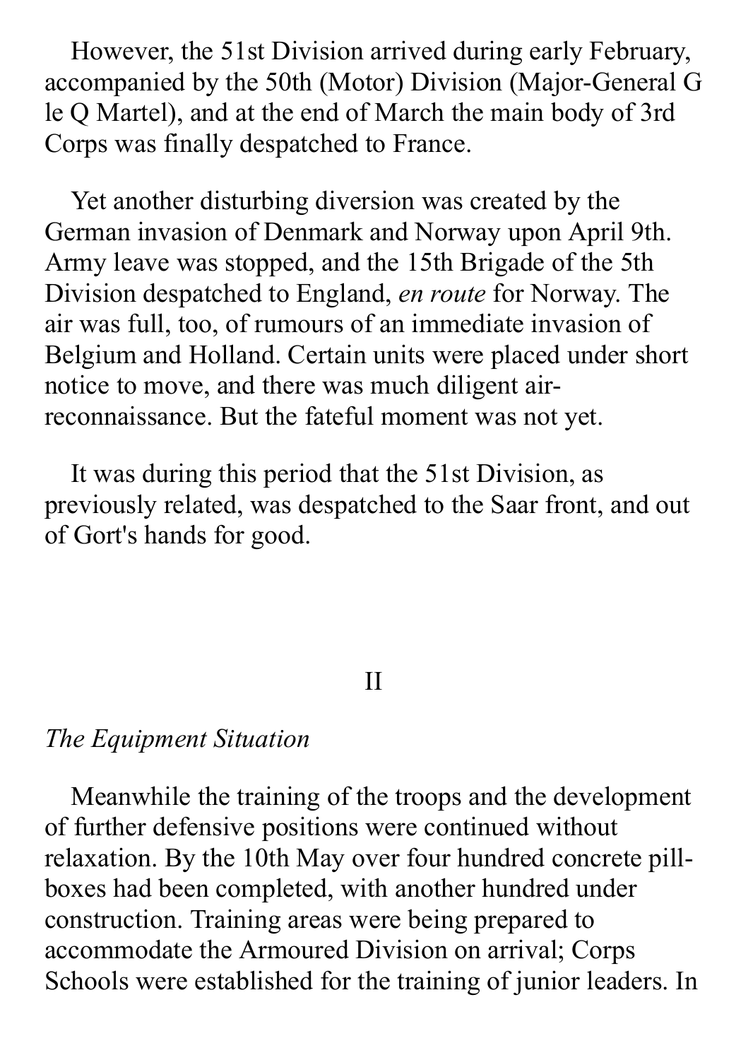However, the 51st Division arrived during early February, accompanied by the 50th (Motor) Division (Major-General G le Q Martel), and at the end of March the main body of 3rd Corps was finally despatched to France.

Yet another disturbing diversion was created by the German invasion of Denmark and Norway upon April 9th. Army leave was stopped, and the 15th Brigade of the 5th Division despatched to England, *en route* for Norway. The air was full, too, of rumours of an immediate invasion of Belgium and Holland. Certain units were placed under short notice to move, and there was much diligent air-reconnaissance. But the fateful moment was not yet.

It was during this period that the 51st Division, as previously related, was despatched to the Saar front, and out of Gort's hands for good.

## II

*The Equipment Situation*

Meanwhile the training of the troops and the development of further defensive positions were continued without relaxation. By the 10th May over four hundred concrete pill-boxes had been completed, with another hundred under construction. Training areas were being prepared to accommodate the Armoured Division on arrival; Corps Schools were established for the training of junior leaders. In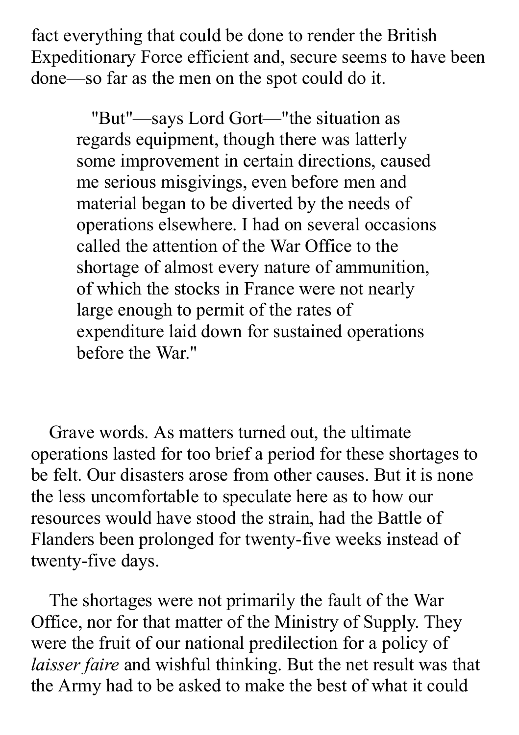fact everything that could be done to render the British Expeditionary Force efficient and, secure seems to have been done—so far as the men on the spot could do it.

> "But"—says Lord Gort—"the situation as regards equipment, though there was latterly some improvement in certain directions, caused me serious misgivings, even before men and material began to be diverted by the needs of operations elsewhere. I had on several occasions called the attention of the War Office to the shortage of almost every nature of ammunition, of which the stocks in France were not nearly large enough to permit of the rates of expenditure laid down for sustained operations before the War."

Grave words. As matters turned out, the ultimate operations lasted for too brief a period for these shortages to be felt. Our disasters arose from other causes. But it is none the less uncomfortable to speculate here as to how our resources would have stood the strain, had the Battle of Flanders been prolonged for twenty-five weeks instead of twenty-five days.

The shortages were not primarily the fault of the War Office, nor for that matter of the Ministry of Supply. They were the fruit of our national predilection for a policy of *laisser faire* and wishful thinking. But the net result was that the Army had to be asked to make the best of what it could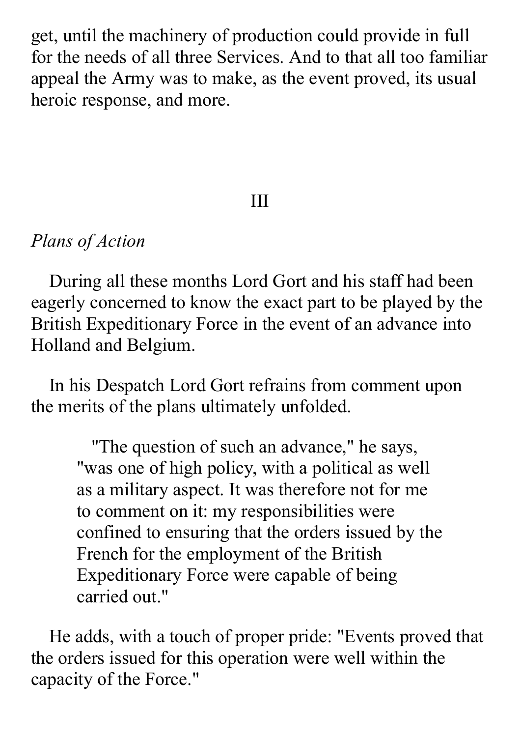get, until the machinery of production could provide in full for the needs of all three Services. And to that all too familiar appeal the Army was to make, as the event proved, its usual heroic response, and more.

## III

*Plans of Action*

During all these months Lord Gort and his staff had been eagerly concerned to know the exact part to be played by the British Expeditionary Force in the event of an advance into Holland and Belgium.

In his Despatch Lord Gort refrains from comment upon the merits of the plans ultimately unfolded.

> "The question of such an advance," he says, "was one of high policy, with a political as well as a military aspect. It was therefore not for me to comment on it: my responsibilities were confined to ensuring that the orders issued by the French for the employment of the British Expeditionary Force were capable of being carried out."

He adds, with a touch of proper pride: "Events proved that the orders issued for this operation were well within the capacity of the Force."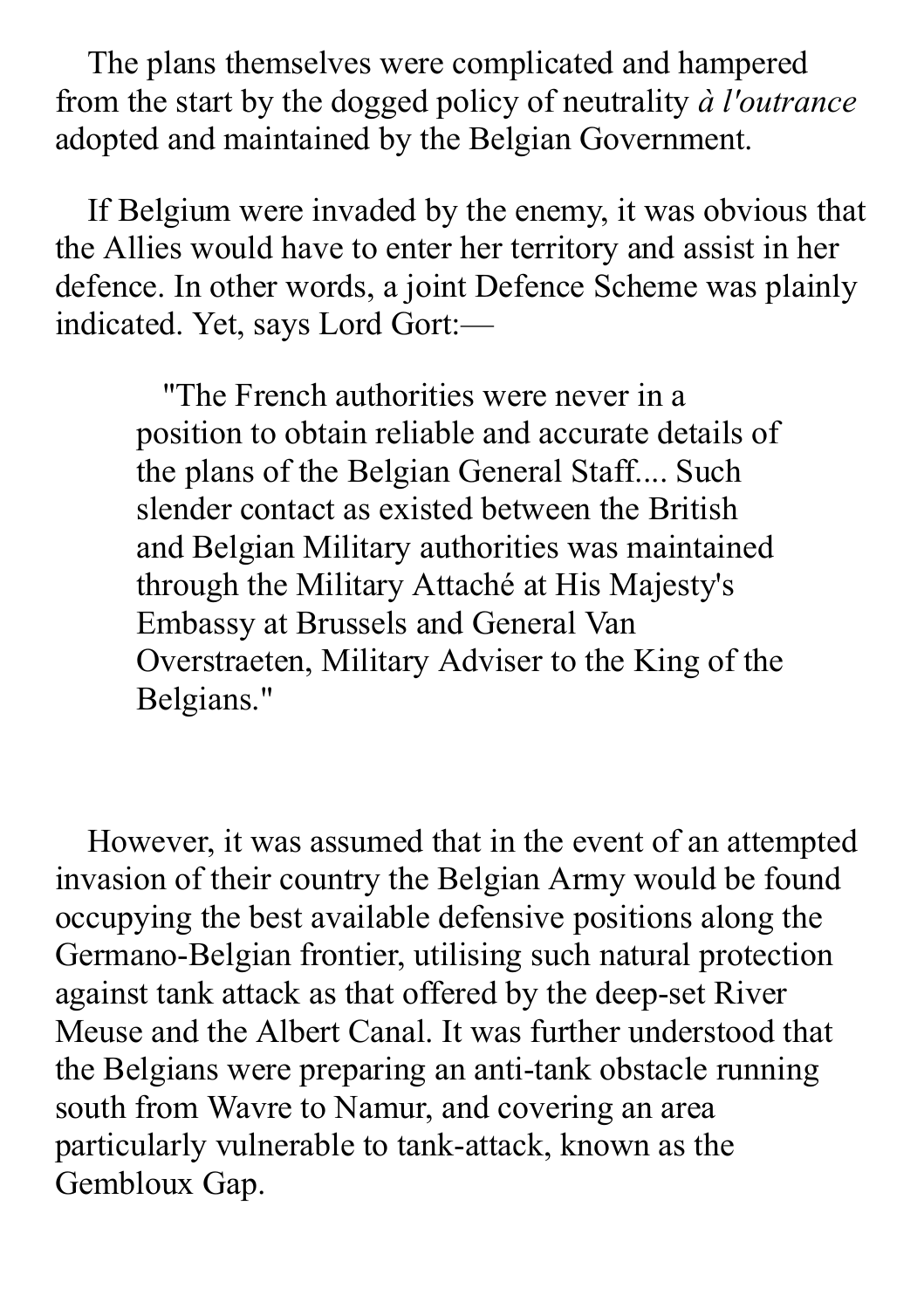The plans themselves were complicated and hampered from the start by the dogged policy of neutrality *à l'outrance* adopted and maintained by the Belgian Government.

If Belgium were invaded by the enemy, it was obvious that the Allies would have to enter her territory and assist in her defence. In other words, a joint Defence Scheme was plainly indicated. Yet, says Lord Gort:—

> "The French authorities were never in a position to obtain reliable and accurate details of the plans of the Belgian General Staff.... Such slender contact as existed between the British and Belgian Military authorities was maintained through the Military Attaché at His Majesty's Embassy at Brussels and General Van Overstraeten, Military Adviser to the King of the Belgians."

However, it was assumed that in the event of an attempted invasion of their country the Belgian Army would be found occupying the best available defensive positions along the Germano-Belgian frontier, utilising such natural protection against tank attack as that offered by the deep-set River Meuse and the Albert Canal. It was further understood that the Belgians were preparing an anti-tank obstacle running south from Wavre to Namur, and covering an area particularly vulnerable to tank-attack, known as the Gembloux Gap.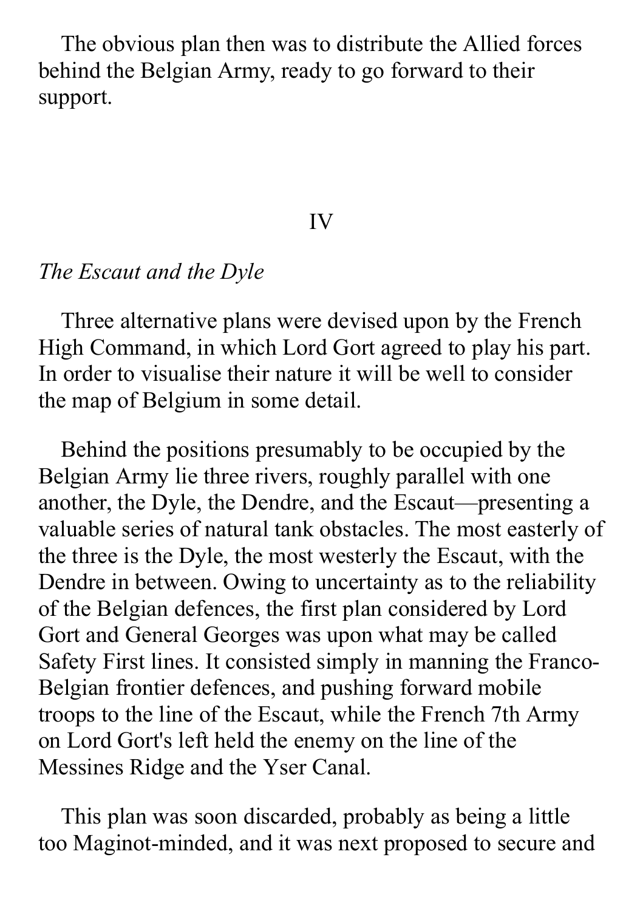The obvious plan then was to distribute the Allied forces behind the Belgian Army, ready to go forward to their support.

## IV

*The Escaut and the Dyle*

Three alternative plans were devised upon by the French High Command, in which Lord Gort agreed to play his part. In order to visualise their nature it will be well to consider the map of Belgium in some detail.

Behind the positions presumably to be occupied by the Belgian Army lie three rivers, roughly parallel with one another, the Dyle, the Dendre, and the Escaut—presenting a valuable series of natural tank obstacles. The most easterly of the three is the Dyle, the most westerly the Escaut, with the Dendre in between. Owing to uncertainty as to the reliability of the Belgian defences, the first plan considered by Lord Gort and General Georges was upon what may be called Safety First lines. It consisted simply in manning the Franco-Belgian frontier defences, and pushing forward mobile troops to the line of the Escaut, while the French 7th Army on Lord Gort's left held the enemy on the line of the Messines Ridge and the Yser Canal.

This plan was soon discarded, probably as being a little too Maginot-minded, and it was next proposed to secure and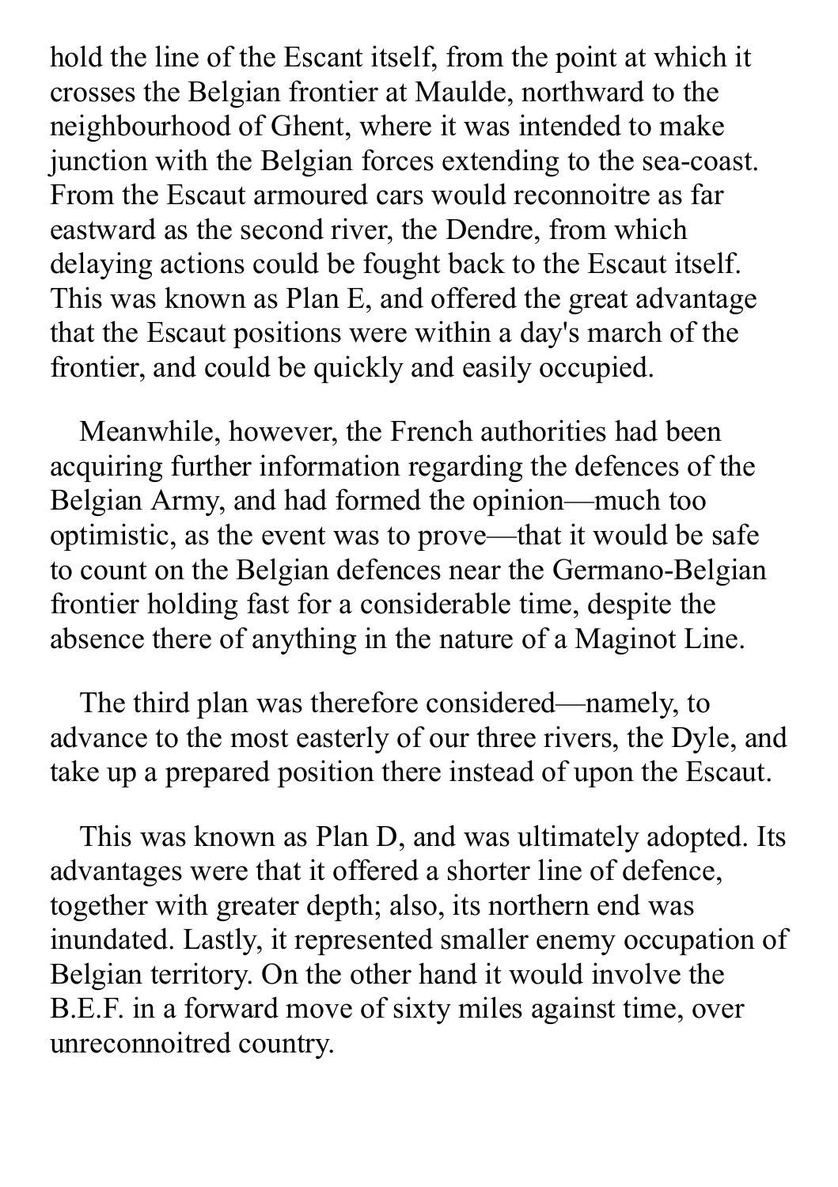hold the line of the Escant itself, from the point at which it crosses the Belgian frontier at Maulde, northward to the neighbourhood of Ghent, where it was intended to make junction with the Belgian forces extending to the sea-coast. From the Escaut armoured cars would reconnoitre as far eastward as the second river, the Dendre, from which delaying actions could be fought back to the Escaut itself. This was known as Plan E, and offered the great advantage that the Escaut positions were within a day's march of the frontier, and could be quickly and easily occupied.

Meanwhile, however, the French authorities had been acquiring further information regarding the defences of the Belgian Army, and had formed the opinion—much too optimistic, as the event was to prove—that it would be safe to count on the Belgian defences near the Germano-Belgian frontier holding fast for a considerable time, despite the absence there of anything in the nature of a Maginot Line.

The third plan was therefore considered—namely, to advance to the most easterly of our three rivers, the Dyle, and take up a prepared position there instead of upon the Escaut.

This was known as Plan D, and was ultimately adopted. Its advantages were that it offered a shorter line of defence, together with greater depth; also, its northern end was inundated. Lastly, it represented smaller enemy occupation of Belgian territory. On the other hand it would involve the B.E.F. in a forward move of sixty miles against time, over unreconnoitred country.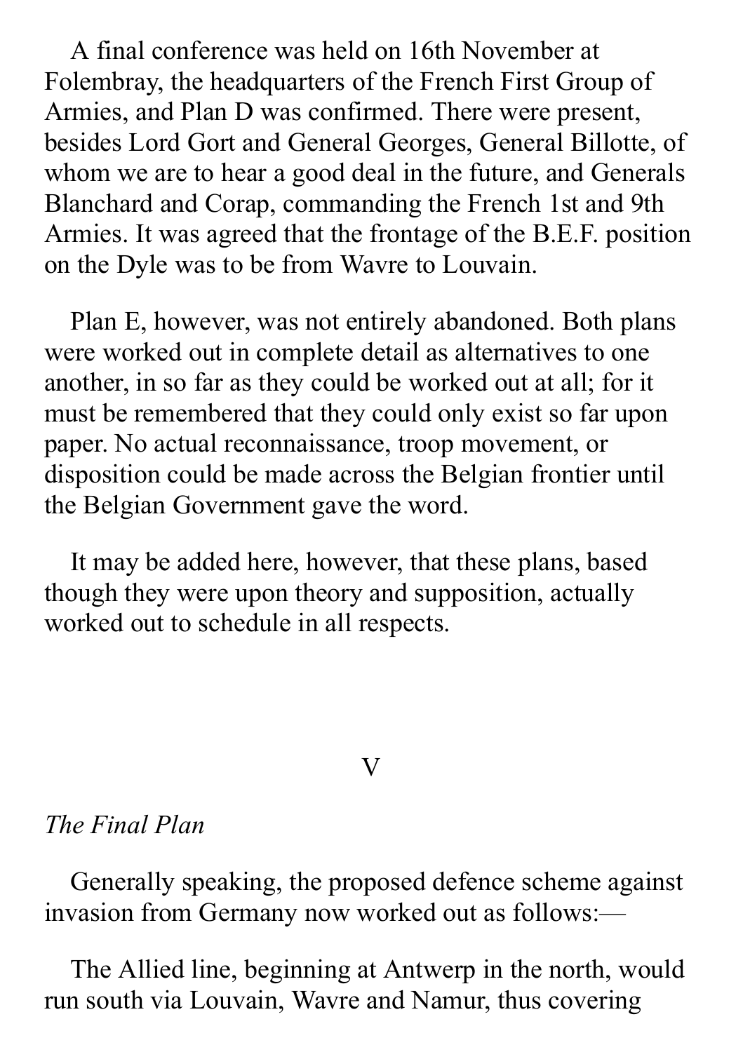A final conference was held on 16th November at Folembray, the headquarters of the French First Group of Armies, and Plan D was confirmed. There were present, besides Lord Gort and General Georges, General Billotte, of whom we are to hear a good deal in the future, and Generals Blanchard and Corap, commanding the French 1st and 9th Armies. It was agreed that the frontage of the B.E.F. position on the Dyle was to be from Wavre to Louvain.

Plan E, however, was not entirely abandoned. Both plans were worked out in complete detail as alternatives to one another, in so far as they could be worked out at all; for it must be remembered that they could only exist so far upon paper. No actual reconnaissance, troop movement, or disposition could be made across the Belgian frontier until the Belgian Government gave the word.

It may be added here, however, that these plans, based though they were upon theory and supposition, actually worked out to schedule in all respects.

## V

### *The Final Plan*

Generally speaking, the proposed defence scheme against invasion from Germany now worked out as follows:—

The Allied line, beginning at Antwerp in the north, would run south via Louvain, Wavre and Namur, thus covering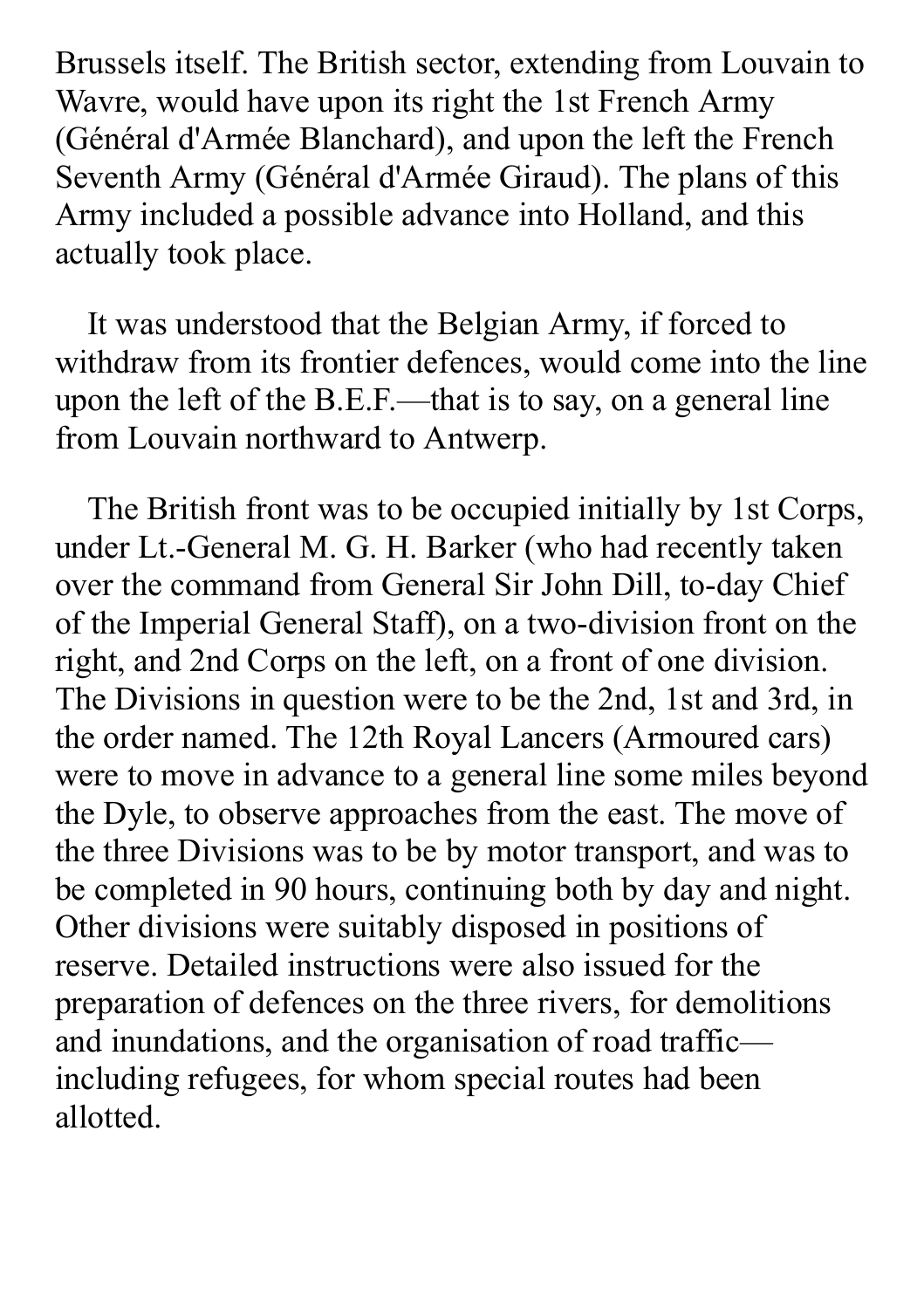Brussels itself. The British sector, extending from Louvain to Wavre, would have upon its right the 1st French Army (Général d'Armée Blanchard), and upon the left the French Seventh Army (Général d'Armée Giraud). The plans of this Army included a possible advance into Holland, and this actually took place.

It was understood that the Belgian Army, if forced to withdraw from its frontier defences, would come into the line upon the left of the B.E.F.—that is to say, on a general line from Louvain northward to Antwerp.

The British front was to be occupied initially by 1st Corps, under Lt.-General M. G. H. Barker (who had recently taken over the command from General Sir John Dill, to-day Chief of the Imperial General Staff), on a two-division front on the right, and 2nd Corps on the left, on a front of one division. The Divisions in question were to be the 2nd, 1st and 3rd, in the order named. The 12th Royal Lancers (Armoured cars) were to move in advance to a general line some miles beyond the Dyle, to observe approaches from the east. The move of the three Divisions was to be by motor transport, and was to be completed in 90 hours, continuing both by day and night. Other divisions were suitably disposed in positions of reserve. Detailed instructions were also issued for the preparation of defences on the three rivers, for demolitions and inundations, and the organisation of road traffic—including refugees, for whom special routes had been allotted.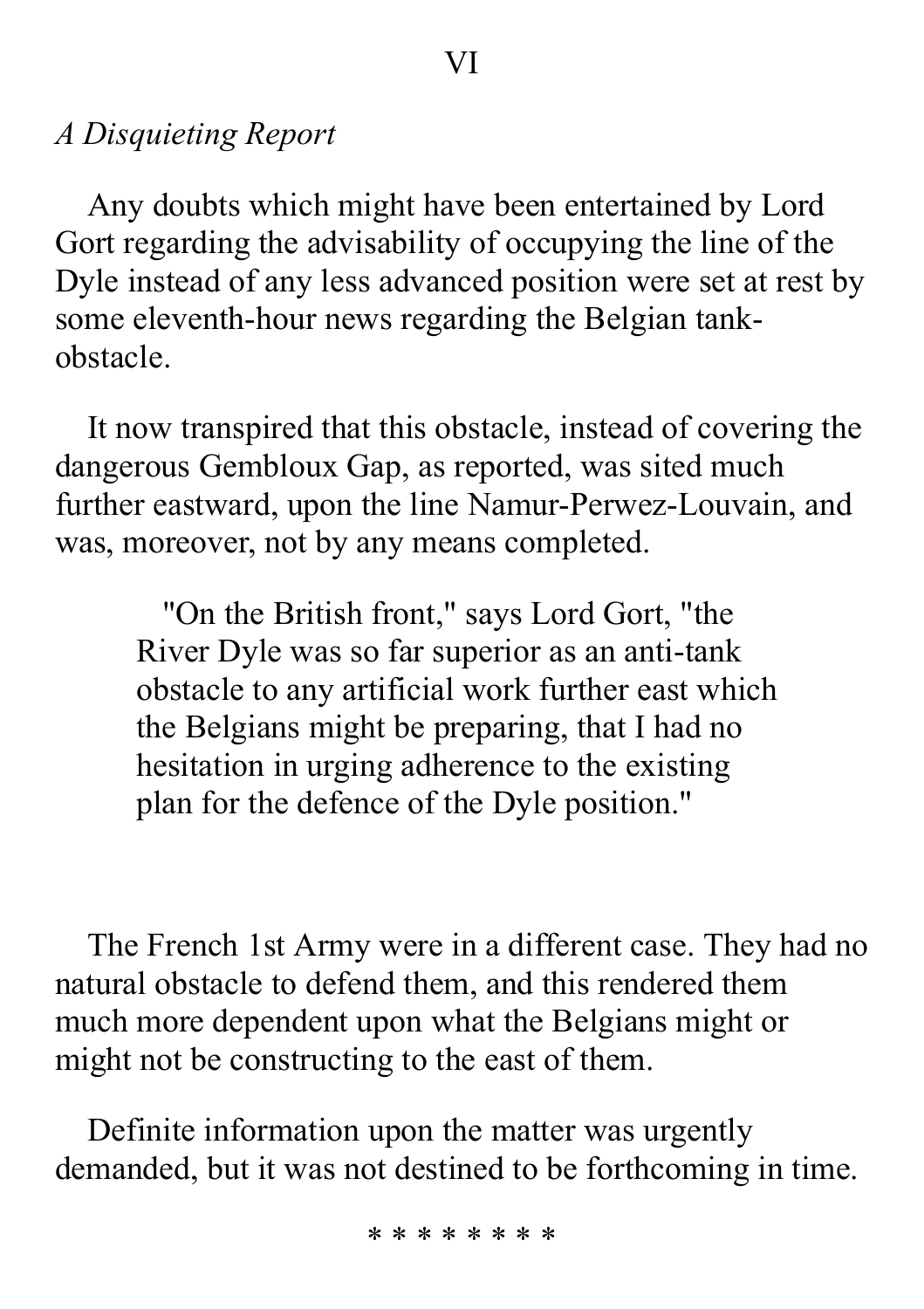## VI

*A Disquieting Report*

Any doubts which might have been entertained by Lord Gort regarding the advisability of occupying the line of the Dyle instead of any less advanced position were set at rest by some eleventh-hour news regarding the Belgian tank-obstacle.

It now transpired that this obstacle, instead of covering the dangerous Gembloux Gap, as reported, was sited much further eastward, upon the line Namur-Perwez-Louvain, and was, moreover, not by any means completed.

> "On the British front," says Lord Gort, "the River Dyle was so far superior as an anti-tank obstacle to any artificial work further east which the Belgians might be preparing, that I had no hesitation in urging adherence to the existing plan for the defence of the Dyle position."

The French 1st Army were in a different case. They had no natural obstacle to defend them, and this rendered them much more dependent upon what the Belgians might or might not be constructing to the east of them.

Definite information upon the matter was urgently demanded, but it was not destined to be forthcoming in time.

* * * * * * * *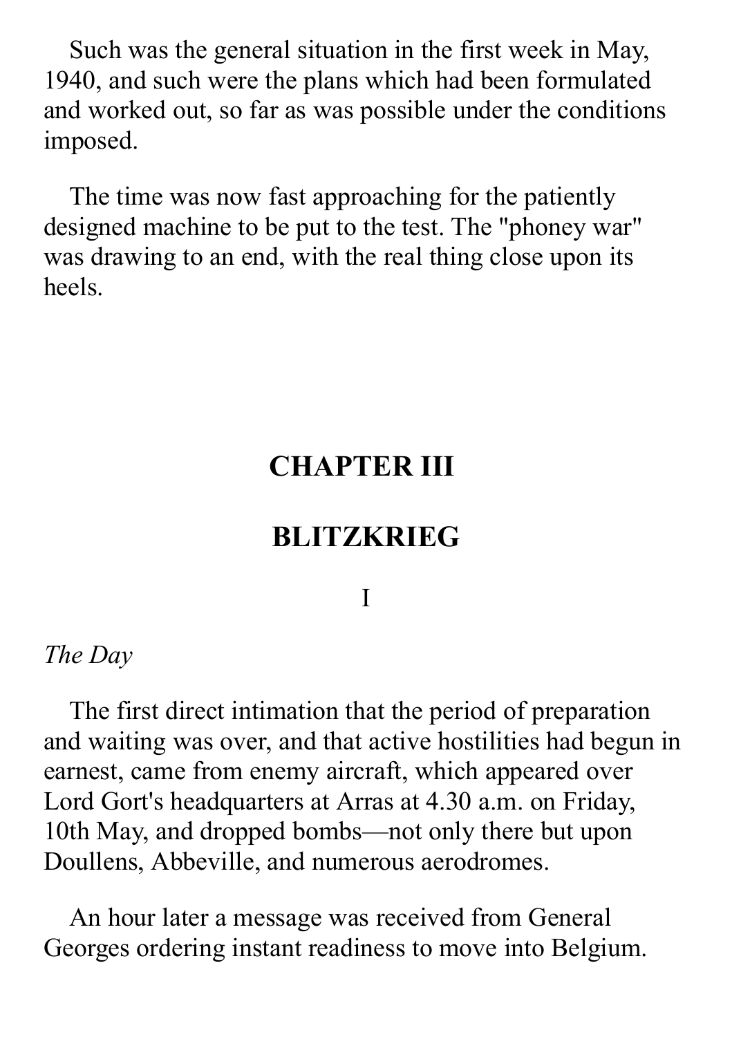Such was the general situation in the first week in May, 1940, and such were the plans which had been formulated and worked out, so far as was possible under the conditions imposed.

The time was now fast approaching for the patiently designed machine to be put to the test. The "phoney war" was drawing to an end, with the real thing close upon its heels.

# CHAPTER III

# BLITZKRIEG

## I

### *The Day*

The first direct intimation that the period of preparation and waiting was over, and that active hostilities had begun in earnest, came from enemy aircraft, which appeared over Lord Gort's headquarters at Arras at 4.30 a.m. on Friday, 10th May, and dropped bombs—not only there but upon Doullens, Abbeville, and numerous aerodromes.

An hour later a message was received from General Georges ordering instant readiness to move into Belgium.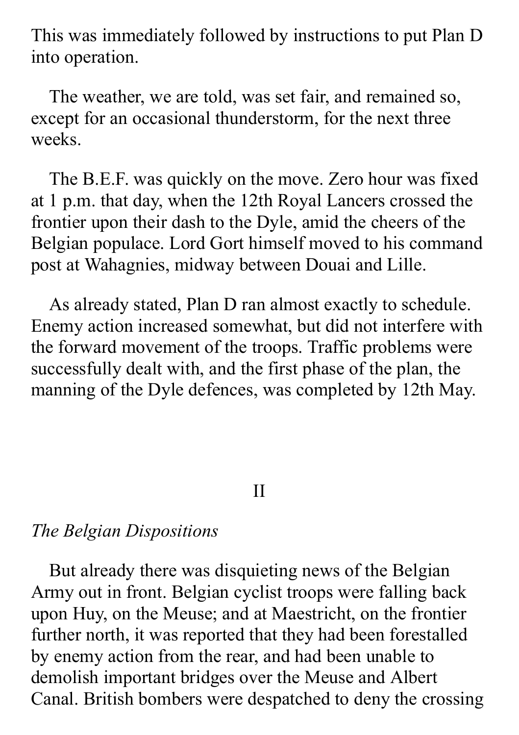This was immediately followed by instructions to put Plan D into operation.

The weather, we are told, was set fair, and remained so, except for an occasional thunderstorm, for the next three weeks.

The B.E.F. was quickly on the move. Zero hour was fixed at 1 p.m. that day, when the 12th Royal Lancers crossed the frontier upon their dash to the Dyle, amid the cheers of the Belgian populace. Lord Gort himself moved to his command post at Wahagnies, midway between Douai and Lille.

As already stated, Plan D ran almost exactly to schedule. Enemy action increased somewhat, but did not interfere with the forward movement of the troops. Traffic problems were successfully dealt with, and the first phase of the plan, the manning of the Dyle defences, was completed by 12th May.

## II

### *The Belgian Dispositions*

But already there was disquieting news of the Belgian Army out in front. Belgian cyclist troops were falling back upon Huy, on the Meuse; and at Maestricht, on the frontier further north, it was reported that they had been forestalled by enemy action from the rear, and had been unable to demolish important bridges over the Meuse and Albert Canal. British bombers were despatched to deny the crossing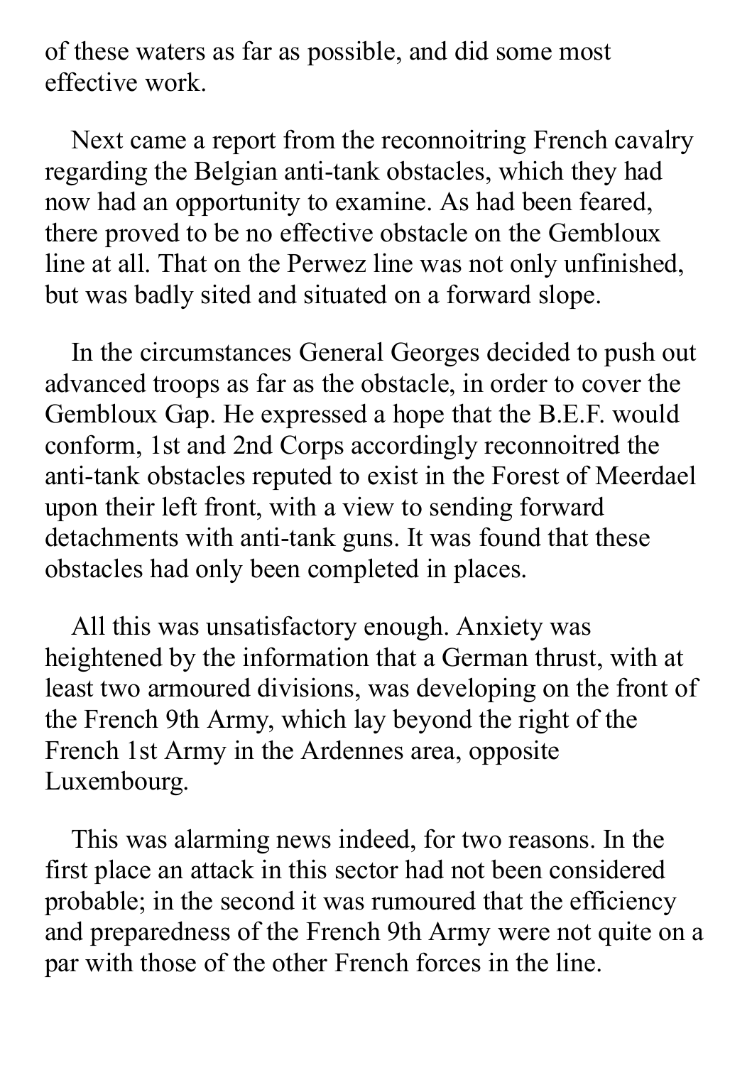of these waters as far as possible, and did some most effective work.

Next came a report from the reconnoitring French cavalry regarding the Belgian anti-tank obstacles, which they had now had an opportunity to examine. As had been feared, there proved to be no effective obstacle on the Gembloux line at all. That on the Perwez line was not only unfinished, but was badly sited and situated on a forward slope.

In the circumstances General Georges decided to push out advanced troops as far as the obstacle, in order to cover the Gembloux Gap. He expressed a hope that the B.E.F. would conform, 1st and 2nd Corps accordingly reconnoitred the anti-tank obstacles reputed to exist in the Forest of Meerdael upon their left front, with a view to sending forward detachments with anti-tank guns. It was found that these obstacles had only been completed in places.

All this was unsatisfactory enough. Anxiety was heightened by the information that a German thrust, with at least two armoured divisions, was developing on the front of the French 9th Army, which lay beyond the right of the French 1st Army in the Ardennes area, opposite Luxembourg.

This was alarming news indeed, for two reasons. In the first place an attack in this sector had not been considered probable; in the second it was rumoured that the efficiency and preparedness of the French 9th Army were not quite on a par with those of the other French forces in the line.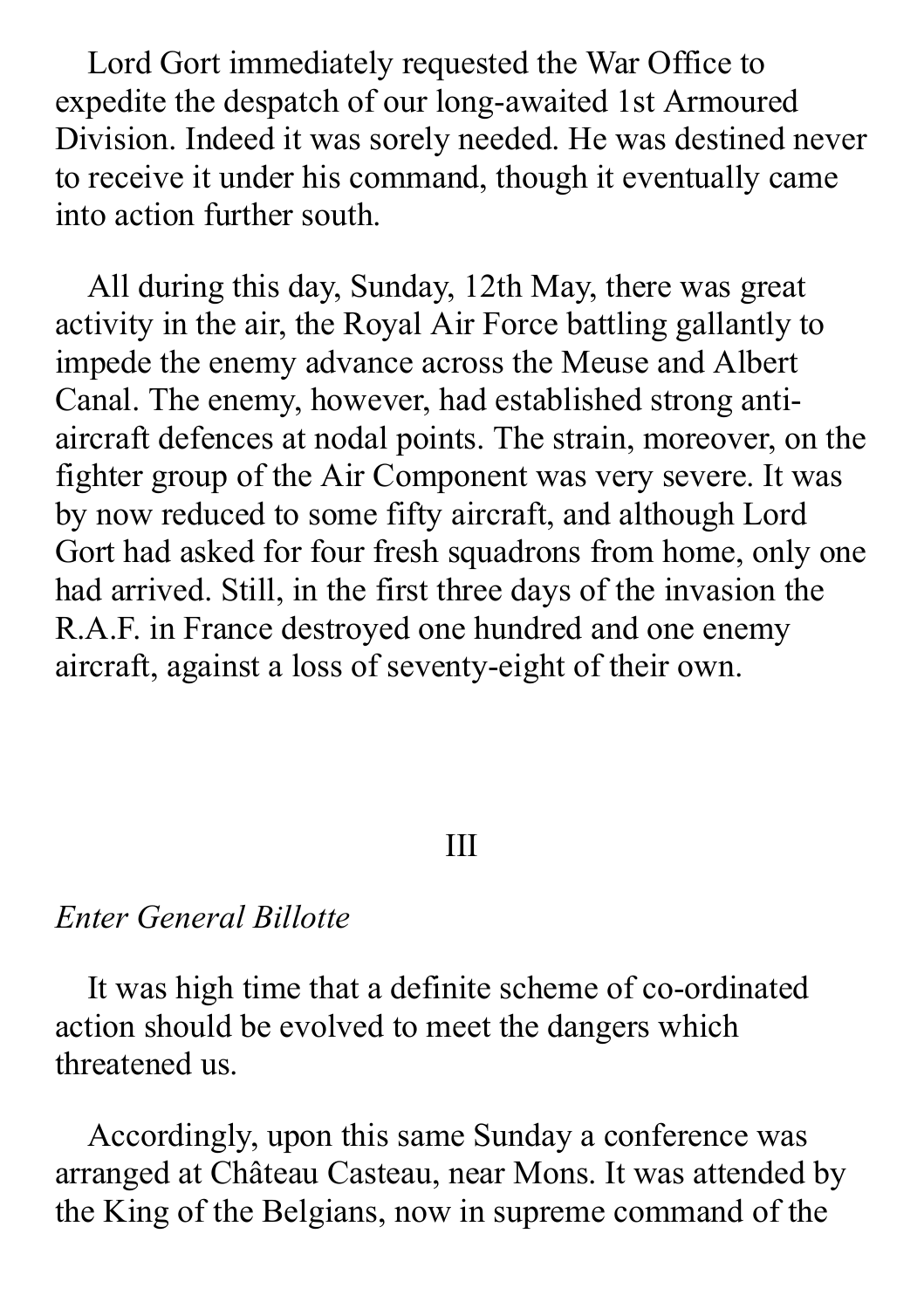Lord Gort immediately requested the War Office to expedite the despatch of our long-awaited 1st Armoured Division. Indeed it was sorely needed. He was destined never to receive it under his command, though it eventually came into action further south.

All during this day, Sunday, 12th May, there was great activity in the air, the Royal Air Force battling gallantly to impede the enemy advance across the Meuse and Albert Canal. The enemy, however, had established strong anti-aircraft defences at nodal points. The strain, moreover, on the fighter group of the Air Component was very severe. It was by now reduced to some fifty aircraft, and although Lord Gort had asked for four fresh squadrons from home, only one had arrived. Still, in the first three days of the invasion the R.A.F. in France destroyed one hundred and one enemy aircraft, against a loss of seventy-eight of their own.

## III

### *Enter General Billotte*

It was high time that a definite scheme of co-ordinated action should be evolved to meet the dangers which threatened us.

Accordingly, upon this same Sunday a conference was arranged at Château Casteau, near Mons. It was attended by the King of the Belgians, now in supreme command of the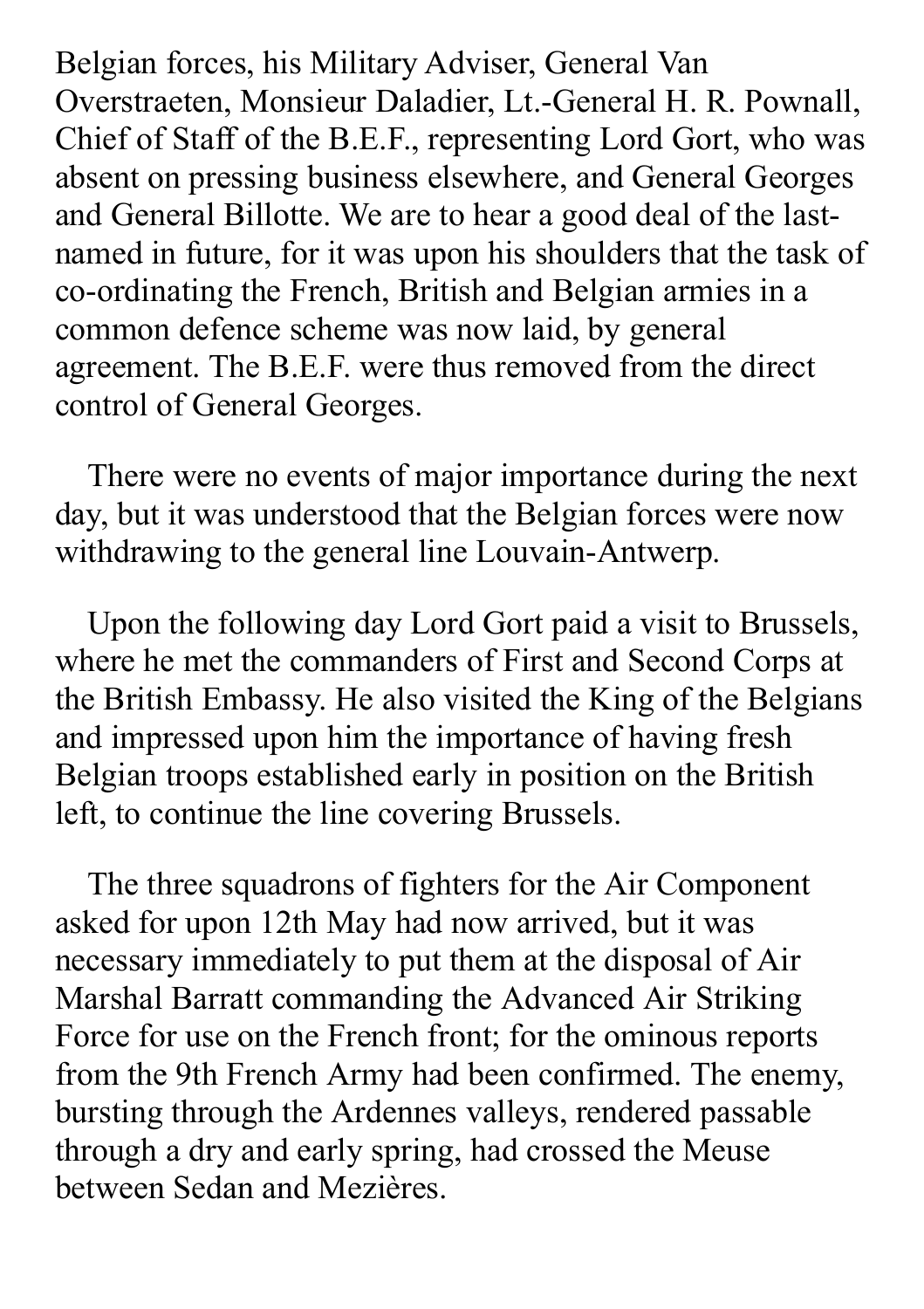Belgian forces, his Military Adviser, General Van Overstraeten, Monsieur Daladier, Lt.-General H. R. Pownall, Chief of Staff of the B.E.F., representing Lord Gort, who was absent on pressing business elsewhere, and General Georges and General Billotte. We are to hear a good deal of the last-named in future, for it was upon his shoulders that the task of co-ordinating the French, British and Belgian armies in a common defence scheme was now laid, by general agreement. The B.E.F. were thus removed from the direct control of General Georges.

There were no events of major importance during the next day, but it was understood that the Belgian forces were now withdrawing to the general line Louvain-Antwerp.

Upon the following day Lord Gort paid a visit to Brussels, where he met the commanders of First and Second Corps at the British Embassy. He also visited the King of the Belgians and impressed upon him the importance of having fresh Belgian troops established early in position on the British left, to continue the line covering Brussels.

The three squadrons of fighters for the Air Component asked for upon 12th May had now arrived, but it was necessary immediately to put them at the disposal of Air Marshal Barratt commanding the Advanced Air Striking Force for use on the French front; for the ominous reports from the 9th French Army had been confirmed. The enemy, bursting through the Ardennes valleys, rendered passable through a dry and early spring, had crossed the Meuse between Sedan and Mezières.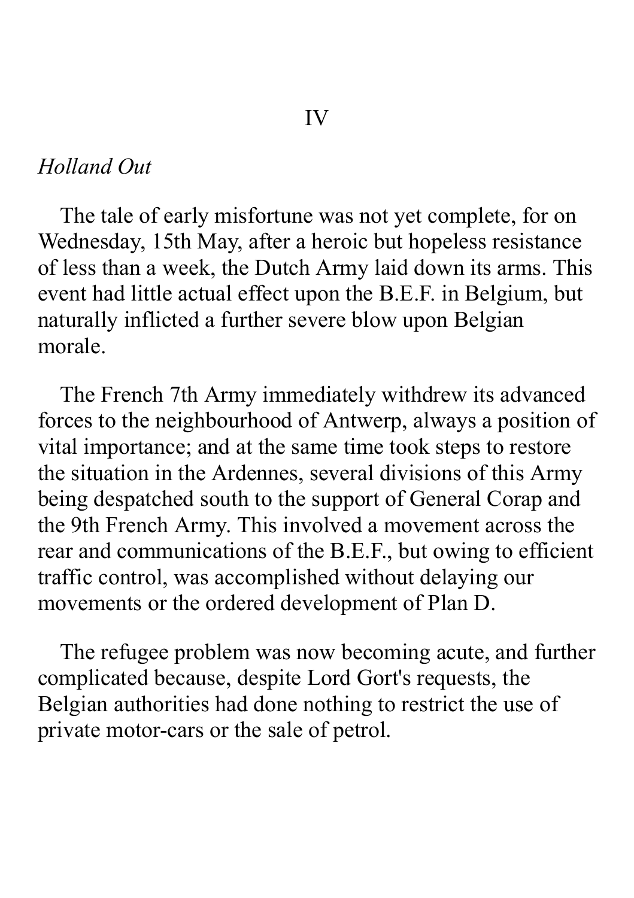## IV

### *Holland Out*

The tale of early misfortune was not yet complete, for on Wednesday, 15th May, after a heroic but hopeless resistance of less than a week, the Dutch Army laid down its arms. This event had little actual effect upon the B.E.F. in Belgium, but naturally inflicted a further severe blow upon Belgian morale.

The French 7th Army immediately withdrew its advanced forces to the neighbourhood of Antwerp, always a position of vital importance; and at the same time took steps to restore the situation in the Ardennes, several divisions of this Army being despatched south to the support of General Corap and the 9th French Army. This involved a movement across the rear and communications of the B.E.F., but owing to efficient traffic control, was accomplished without delaying our movements or the ordered development of Plan D.

The refugee problem was now becoming acute, and further complicated because, despite Lord Gort's requests, the Belgian authorities had done nothing to restrict the use of private motor-cars or the sale of petrol.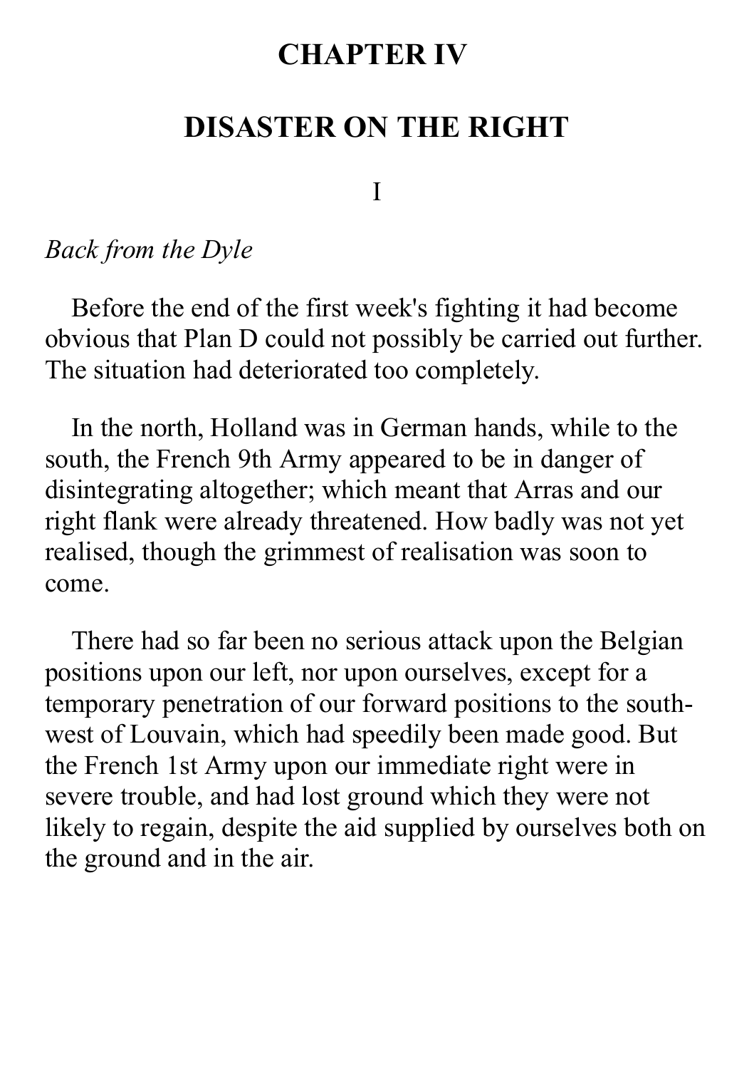# CHAPTER IV

# DISASTER ON THE RIGHT

I

*Back from the Dyle*

Before the end of the first week's fighting it had become obvious that Plan D could not possibly be carried out further. The situation had deteriorated too completely.

In the north, Holland was in German hands, while to the south, the French 9th Army appeared to be in danger of disintegrating altogether; which meant that Arras and our right flank were already threatened. How badly was not yet realised, though the grimmest of realisation was soon to come.

There had so far been no serious attack upon the Belgian positions upon our left, nor upon ourselves, except for a temporary penetration of our forward positions to the south-west of Louvain, which had speedily been made good. But the French 1st Army upon our immediate right were in severe trouble, and had lost ground which they were not likely to regain, despite the aid supplied by ourselves both on the ground and in the air.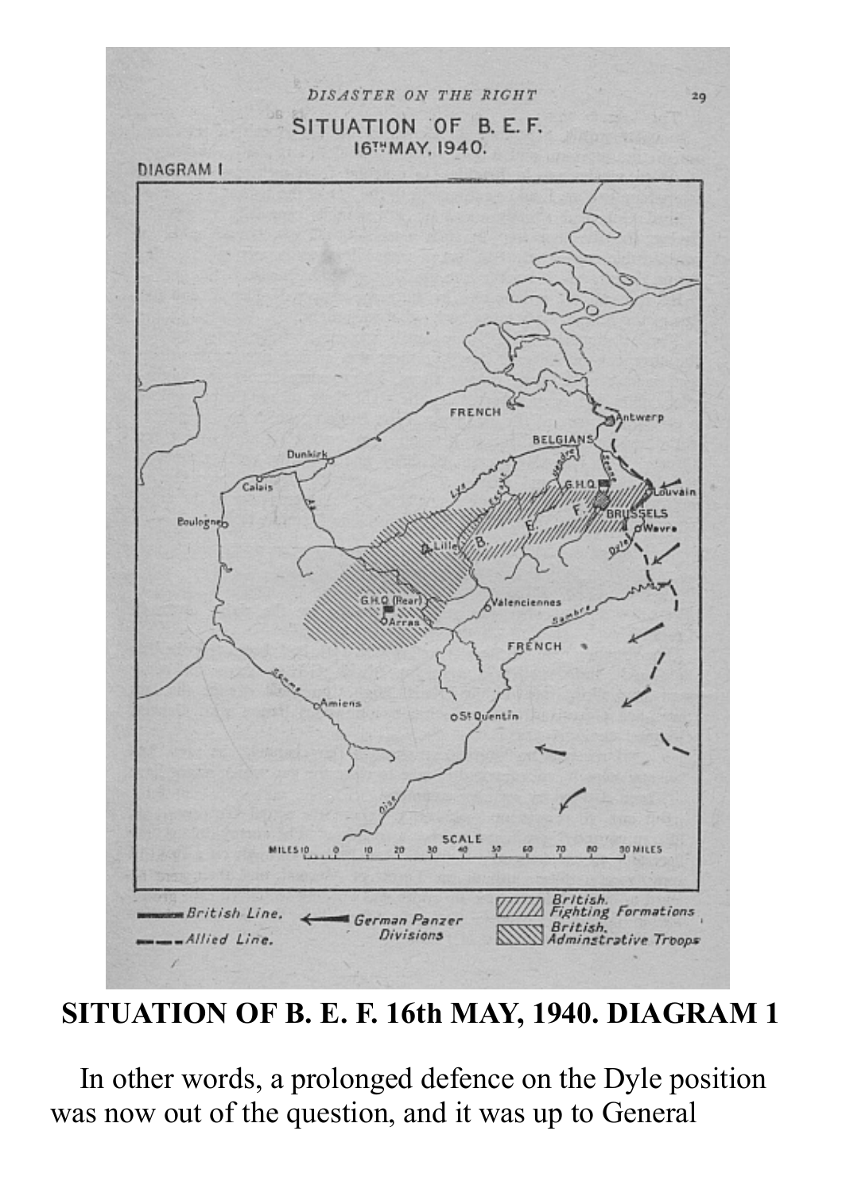**SITUATION OF B. E. F. 16th MAY, 1940. DIAGRAM 1**

In other words, a prolonged defence on the Dyle position was now out of the question, and it was up to General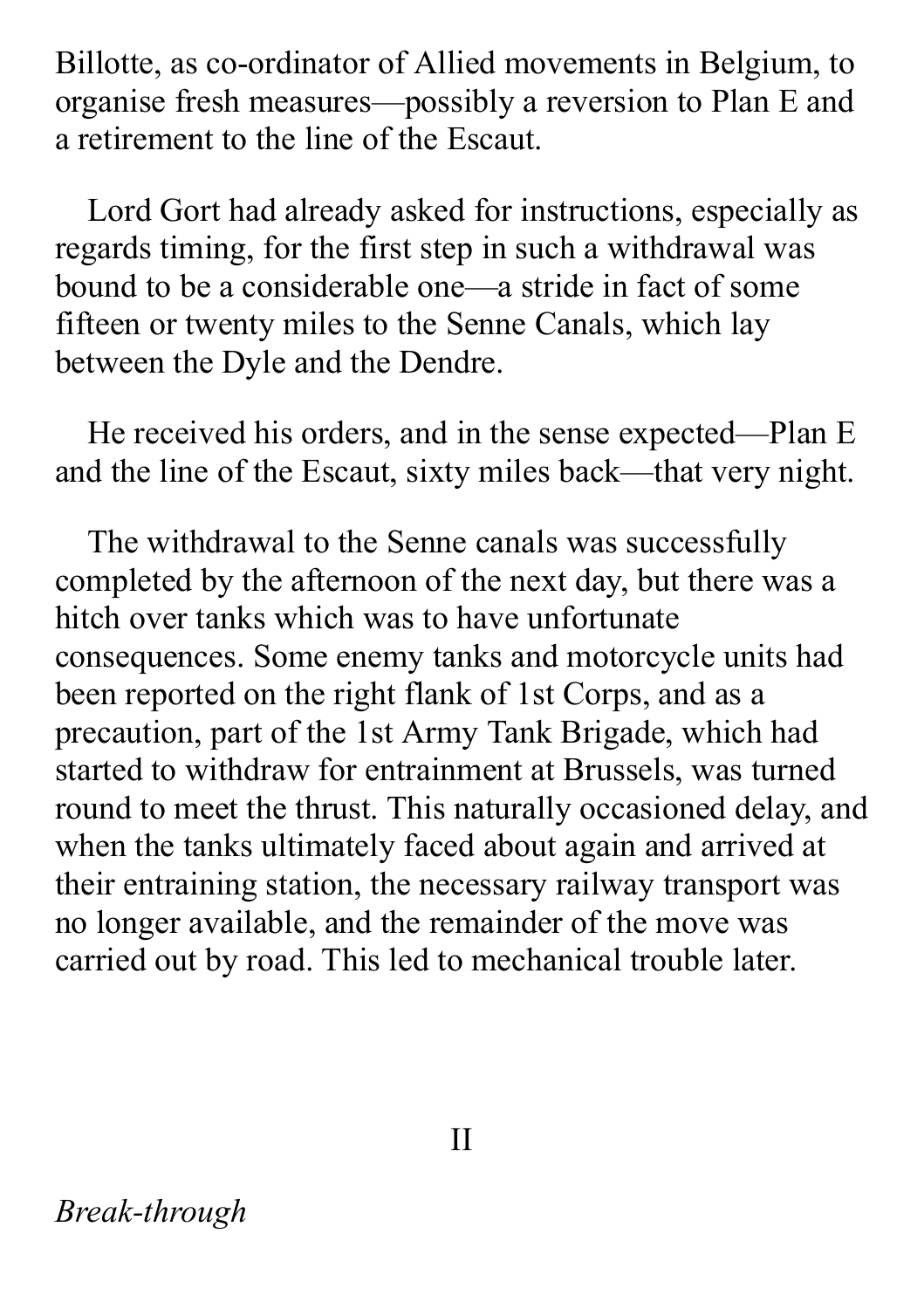Billotte, as co-ordinator of Allied movements in Belgium, to organise fresh measures—possibly a reversion to Plan E and a retirement to the line of the Escaut.

Lord Gort had already asked for instructions, especially as regards timing, for the first step in such a withdrawal was bound to be a considerable one—a stride in fact of some fifteen or twenty miles to the Senne Canals, which lay between the Dyle and the Dendre.

He received his orders, and in the sense expected—Plan E and the line of the Escaut, sixty miles back—that very night.

The withdrawal to the Senne canals was successfully completed by the afternoon of the next day, but there was a hitch over tanks which was to have unfortunate consequences. Some enemy tanks and motorcycle units had been reported on the right flank of 1st Corps, and as a precaution, part of the 1st Army Tank Brigade, which had started to withdraw for entrainment at Brussels, was turned round to meet the thrust. This naturally occasioned delay, and when the tanks ultimately faced about again and arrived at their entraining station, the necessary railway transport was no longer available, and the remainder of the move was carried out by road. This led to mechanical trouble later.

## II

### *Break-through*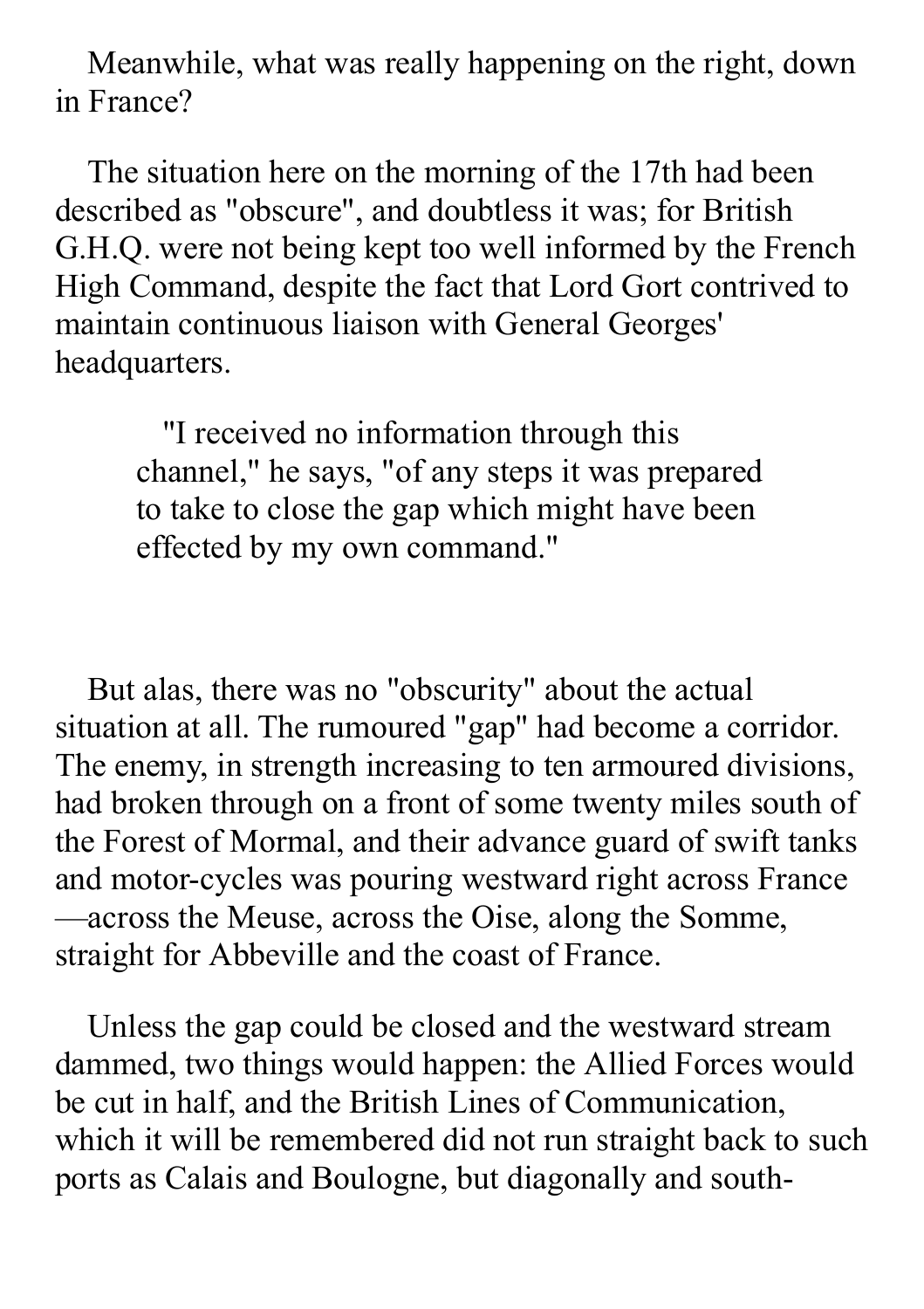Meanwhile, what was really happening on the right, down in France?

The situation here on the morning of the 17th had been described as "obscure", and doubtless it was; for British G.H.Q. were not being kept too well informed by the French High Command, despite the fact that Lord Gort contrived to maintain continuous liaison with General Georges' headquarters.

> "I received no information through this channel," he says, "of any steps it was prepared to take to close the gap which might have been effected by my own command."

But alas, there was no "obscurity" about the actual situation at all. The rumoured "gap" had become a corridor. The enemy, in strength increasing to ten armoured divisions, had broken through on a front of some twenty miles south of the Forest of Mormal, and their advance guard of swift tanks and motor-cycles was pouring westward right across France—across the Meuse, across the Oise, along the Somme, straight for Abbeville and the coast of France.

Unless the gap could be closed and the westward stream dammed, two things would happen: the Allied Forces would be cut in half, and the British Lines of Communication, which it will be remembered did not run straight back to such ports as Calais and Boulogne, but diagonally and south-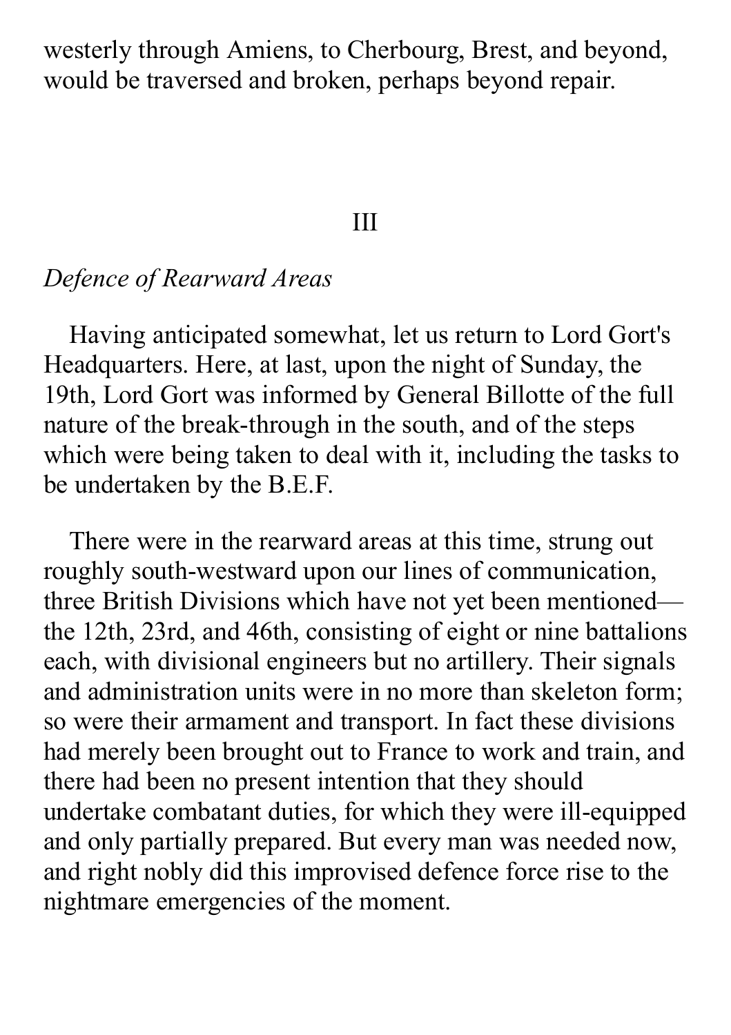westerly through Amiens, to Cherbourg, Brest, and beyond, would be traversed and broken, perhaps beyond repair.

## III

*Defence of Rearward Areas*

Having anticipated somewhat, let us return to Lord Gort's Headquarters. Here, at last, upon the night of Sunday, the 19th, Lord Gort was informed by General Billotte of the full nature of the break-through in the south, and of the steps which were being taken to deal with it, including the tasks to be undertaken by the B.E.F.

There were in the rearward areas at this time, strung out roughly south-westward upon our lines of communication, three British Divisions which have not yet been mentioned—the 12th, 23rd, and 46th, consisting of eight or nine battalions each, with divisional engineers but no artillery. Their signals and administration units were in no more than skeleton form; so were their armament and transport. In fact these divisions had merely been brought out to France to work and train, and there had been no present intention that they should undertake combatant duties, for which they were ill-equipped and only partially prepared. But every man was needed now, and right nobly did this improvised defence force rise to the nightmare emergencies of the moment.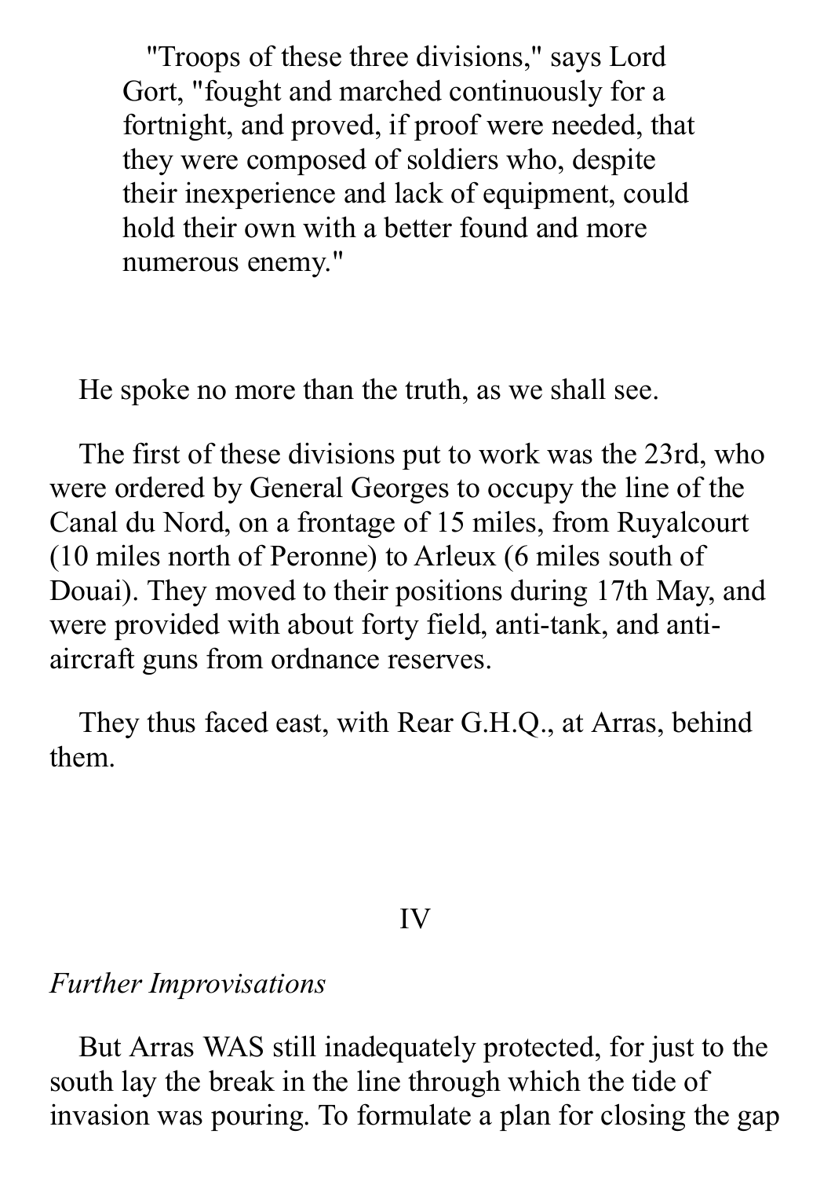> "Troops of these three divisions," says Lord Gort, "fought and marched continuously for a fortnight, and proved, if proof were needed, that they were composed of soldiers who, despite their inexperience and lack of equipment, could hold their own with a better found and more numerous enemy."

He spoke no more than the truth, as we shall see.

The first of these divisions put to work was the 23rd, who were ordered by General Georges to occupy the line of the Canal du Nord, on a frontage of 15 miles, from Ruyalcourt (10 miles north of Peronne) to Arleux (6 miles south of Douai). They moved to their positions during 17th May, and were provided with about forty field, anti-tank, and anti-aircraft guns from ordnance reserves.

They thus faced east, with Rear G.H.Q., at Arras, behind them.

## IV

### *Further Improvisations*

But Arras WAS still inadequately protected, for just to the south lay the break in the line through which the tide of invasion was pouring. To formulate a plan for closing the gap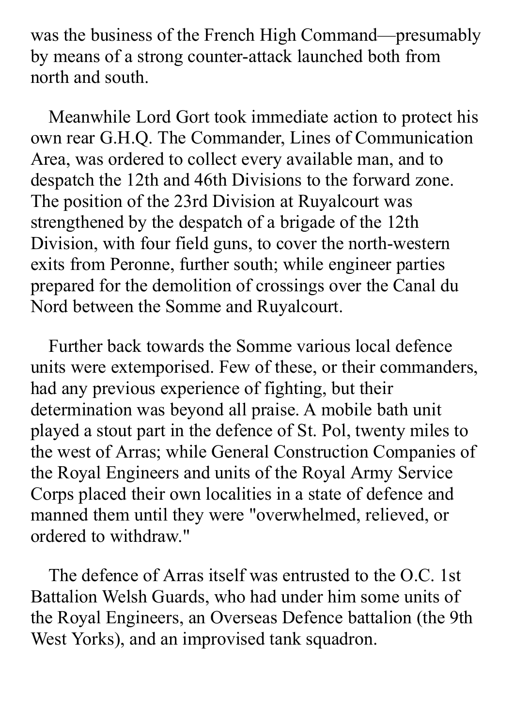was the business of the French High Command—presumably by means of a strong counter-attack launched both from north and south.

Meanwhile Lord Gort took immediate action to protect his own rear G.H.Q. The Commander, Lines of Communication Area, was ordered to collect every available man, and to despatch the 12th and 46th Divisions to the forward zone. The position of the 23rd Division at Ruyalcourt was strengthened by the despatch of a brigade of the 12th Division, with four field guns, to cover the north-western exits from Peronne, further south; while engineer parties prepared for the demolition of crossings over the Canal du Nord between the Somme and Ruyalcourt.

Further back towards the Somme various local defence units were extemporised. Few of these, or their commanders, had any previous experience of fighting, but their determination was beyond all praise. A mobile bath unit played a stout part in the defence of St. Pol, twenty miles to the west of Arras; while General Construction Companies of the Royal Engineers and units of the Royal Army Service Corps placed their own localities in a state of defence and manned them until they were "overwhelmed, relieved, or ordered to withdraw."

The defence of Arras itself was entrusted to the O.C. 1st Battalion Welsh Guards, who had under him some units of the Royal Engineers, an Overseas Defence battalion (the 9th West Yorks), and an improvised tank squadron.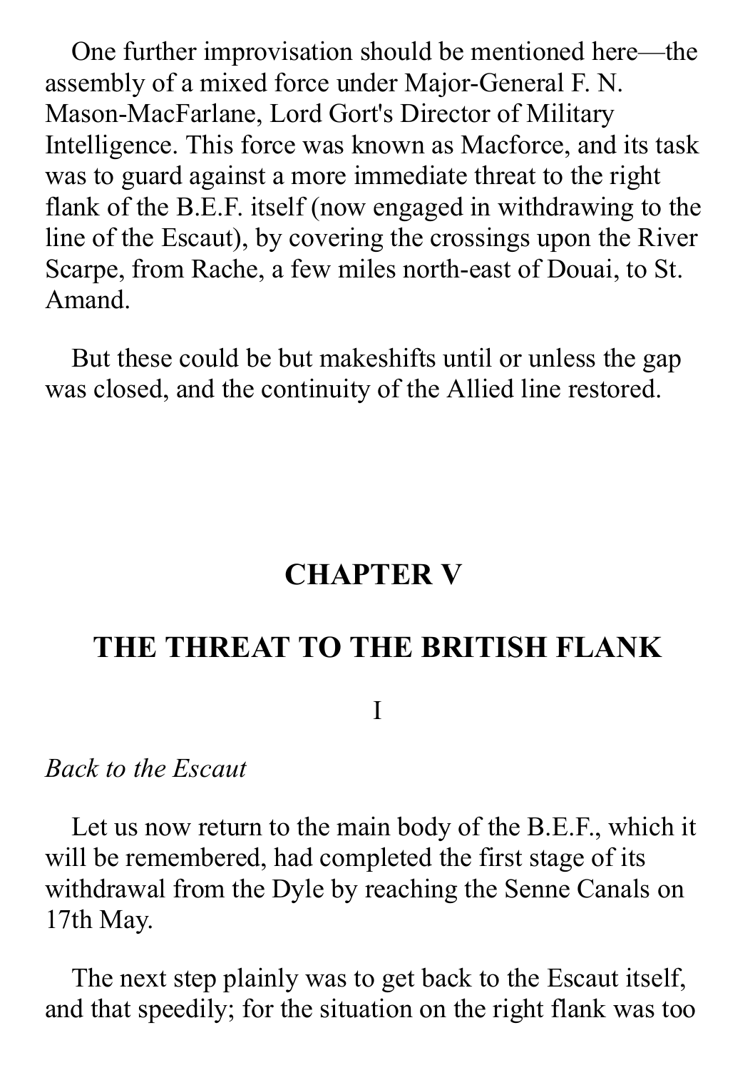One further improvisation should be mentioned here—the assembly of a mixed force under Major-General F. N. Mason-MacFarlane, Lord Gort's Director of Military Intelligence. This force was known as Macforce, and its task was to guard against a more immediate threat to the right flank of the B.E.F. itself (now engaged in withdrawing to the line of the Escaut), by covering the crossings upon the River Scarpe, from Rache, a few miles north-east of Douai, to St. Amand.

But these could be but makeshifts until or unless the gap was closed, and the continuity of the Allied line restored.

## CHAPTER V

## THE THREAT TO THE BRITISH FLANK

### I

*Back to the Escaut*

Let us now return to the main body of the B.E.F., which it will be remembered, had completed the first stage of its withdrawal from the Dyle by reaching the Senne Canals on 17th May.

The next step plainly was to get back to the Escaut itself, and that speedily; for the situation on the right flank was too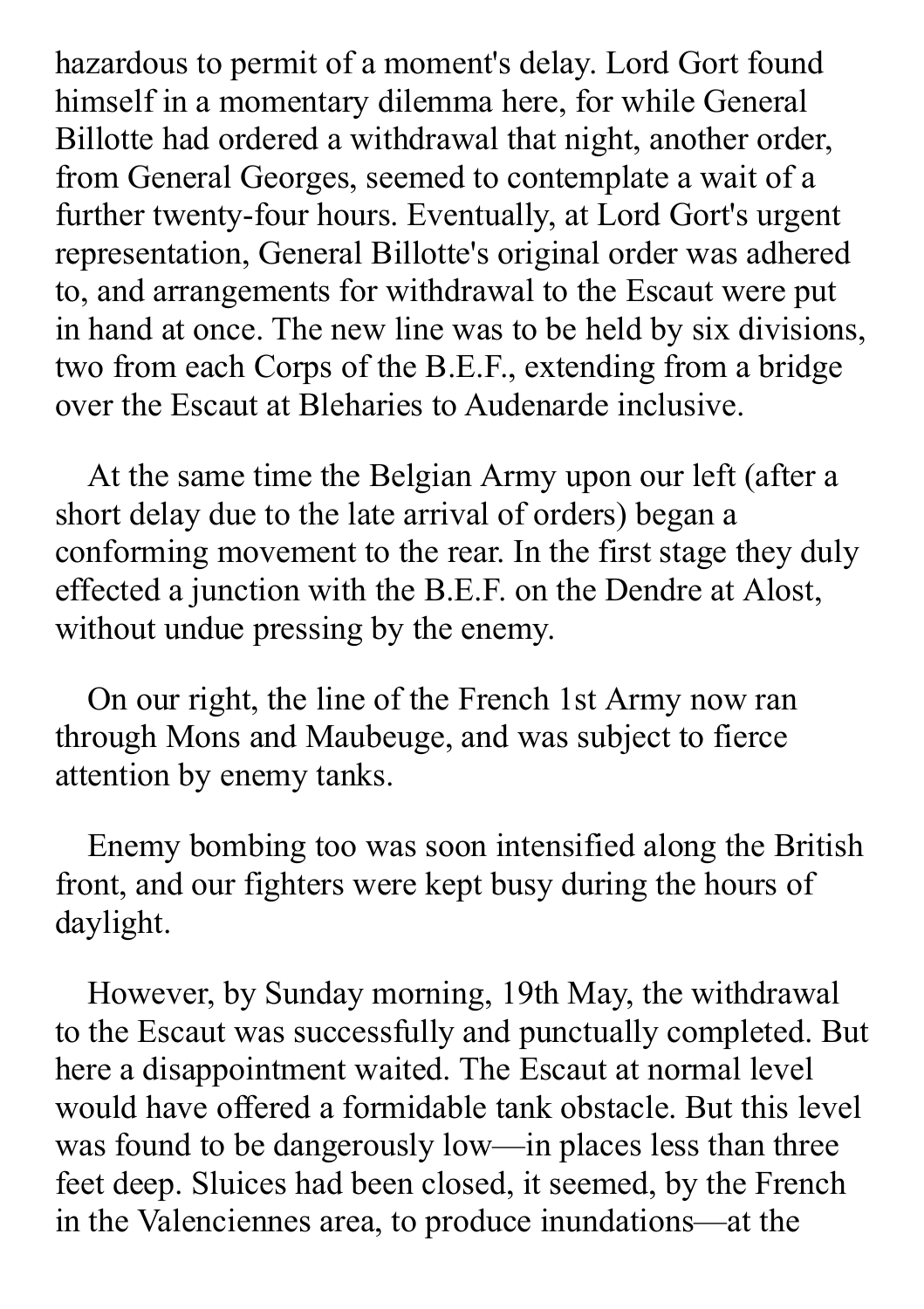hazardous to permit of a moment's delay. Lord Gort found himself in a momentary dilemma here, for while General Billotte had ordered a withdrawal that night, another order, from General Georges, seemed to contemplate a wait of a further twenty-four hours. Eventually, at Lord Gort's urgent representation, General Billotte's original order was adhered to, and arrangements for withdrawal to the Escaut were put in hand at once. The new line was to be held by six divisions, two from each Corps of the B.E.F., extending from a bridge over the Escaut at Bleharies to Audenarde inclusive.

At the same time the Belgian Army upon our left (after a short delay due to the late arrival of orders) began a conforming movement to the rear. In the first stage they duly effected a junction with the B.E.F. on the Dendre at Alost, without undue pressing by the enemy.

On our right, the line of the French 1st Army now ran through Mons and Maubeuge, and was subject to fierce attention by enemy tanks.

Enemy bombing too was soon intensified along the British front, and our fighters were kept busy during the hours of daylight.

However, by Sunday morning, 19th May, the withdrawal to the Escaut was successfully and punctually completed. But here a disappointment waited. The Escaut at normal level would have offered a formidable tank obstacle. But this level was found to be dangerously low—in places less than three feet deep. Sluices had been closed, it seemed, by the French in the Valenciennes area, to produce inundations—at the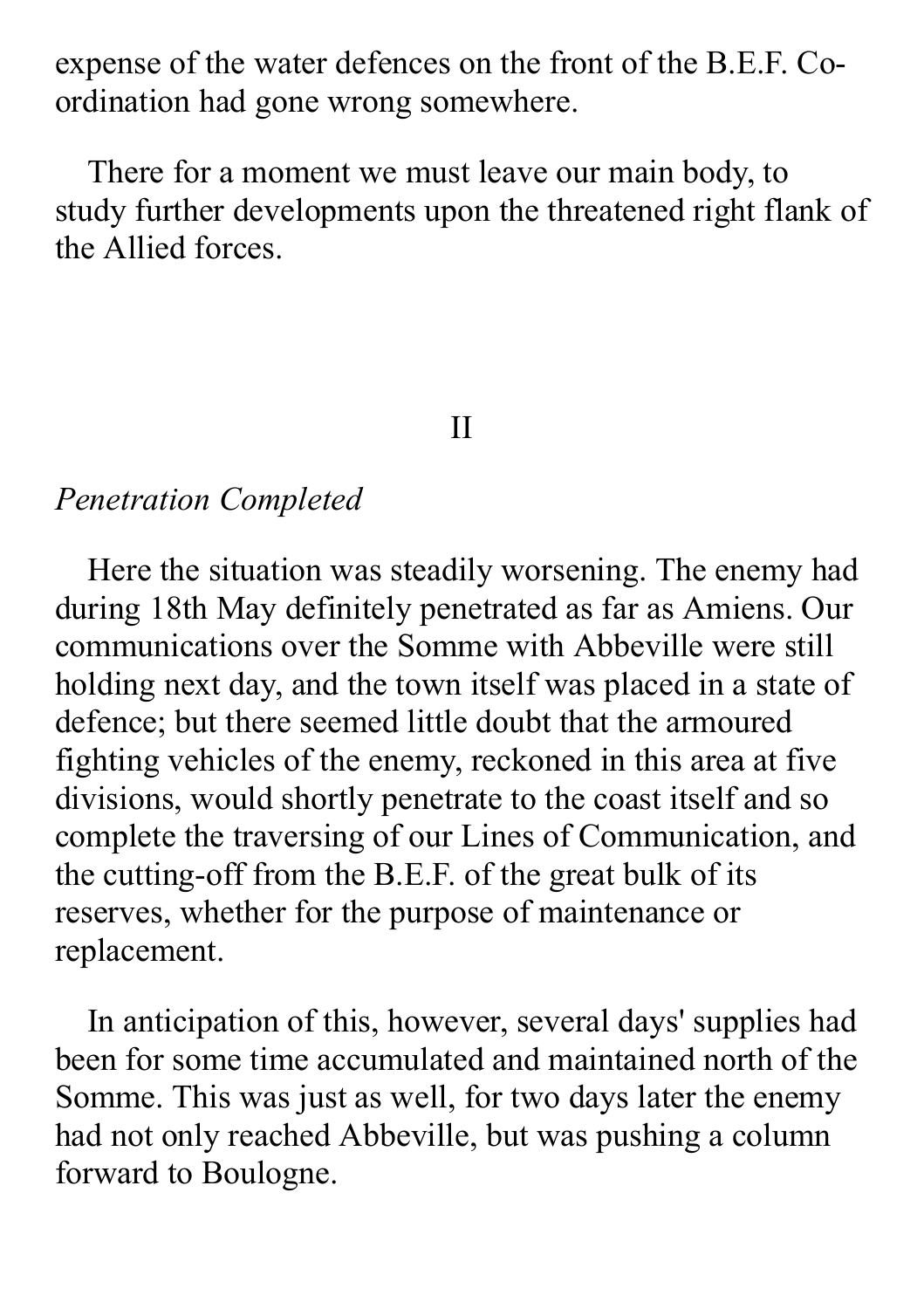expense of the water defences on the front of the B.E.F. Co-ordination had gone wrong somewhere.

There for a moment we must leave our main body, to study further developments upon the threatened right flank of the Allied forces.

## II

### *Penetration Completed*

Here the situation was steadily worsening. The enemy had during 18th May definitely penetrated as far as Amiens. Our communications over the Somme with Abbeville were still holding next day, and the town itself was placed in a state of defence; but there seemed little doubt that the armoured fighting vehicles of the enemy, reckoned in this area at five divisions, would shortly penetrate to the coast itself and so complete the traversing of our Lines of Communication, and the cutting-off from the B.E.F. of the great bulk of its reserves, whether for the purpose of maintenance or replacement.

In anticipation of this, however, several days' supplies had been for some time accumulated and maintained north of the Somme. This was just as well, for two days later the enemy had not only reached Abbeville, but was pushing a column forward to Boulogne.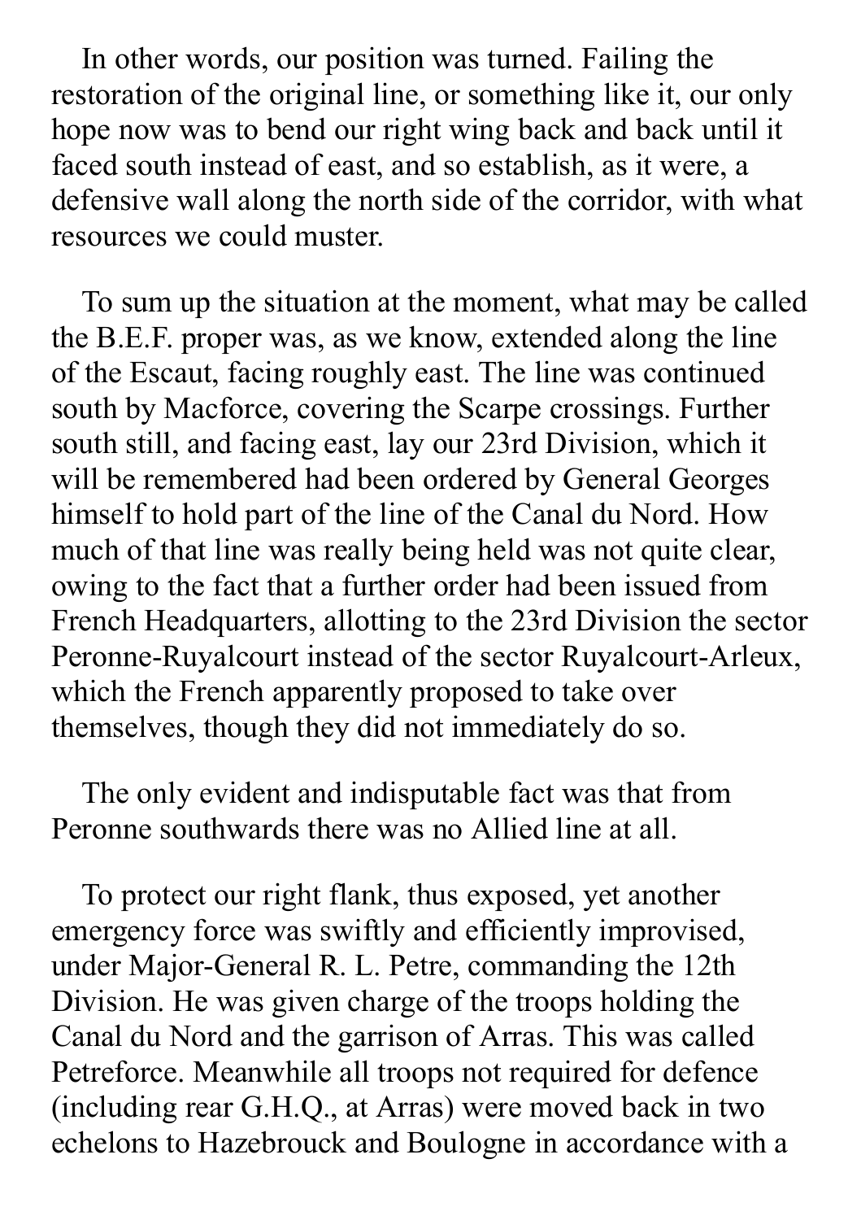In other words, our position was turned. Failing the restoration of the original line, or something like it, our only hope now was to bend our right wing back and back until it faced south instead of east, and so establish, as it were, a defensive wall along the north side of the corridor, with what resources we could muster.

To sum up the situation at the moment, what may be called the B.E.F. proper was, as we know, extended along the line of the Escaut, facing roughly east. The line was continued south by Macforce, covering the Scarpe crossings. Further south still, and facing east, lay our 23rd Division, which it will be remembered had been ordered by General Georges himself to hold part of the line of the Canal du Nord. How much of that line was really being held was not quite clear, owing to the fact that a further order had been issued from French Headquarters, allotting to the 23rd Division the sector Peronne-Ruyalcourt instead of the sector Ruyalcourt-Arleux, which the French apparently proposed to take over themselves, though they did not immediately do so.

The only evident and indisputable fact was that from Peronne southwards there was no Allied line at all.

To protect our right flank, thus exposed, yet another emergency force was swiftly and efficiently improvised, under Major-General R. L. Petre, commanding the 12th Division. He was given charge of the troops holding the Canal du Nord and the garrison of Arras. This was called Petreforce. Meanwhile all troops not required for defence (including rear G.H.Q., at Arras) were moved back in two echelons to Hazebrouck and Boulogne in accordance with a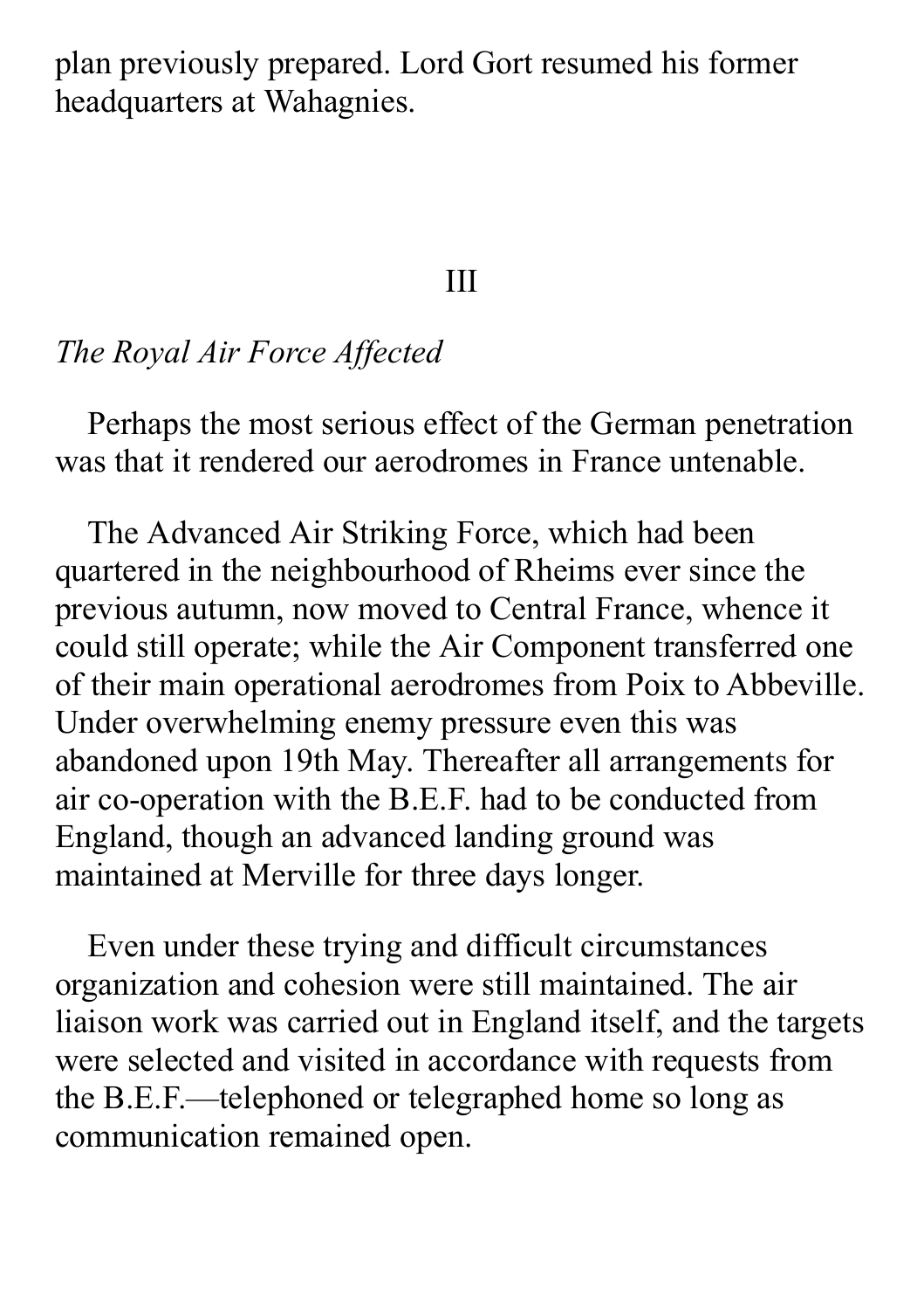plan previously prepared. Lord Gort resumed his former headquarters at Wahagnies.

## III

*The Royal Air Force Affected*

Perhaps the most serious effect of the German penetration was that it rendered our aerodromes in France untenable.

The Advanced Air Striking Force, which had been quartered in the neighbourhood of Rheims ever since the previous autumn, now moved to Central France, whence it could still operate; while the Air Component transferred one of their main operational aerodromes from Poix to Abbeville. Under overwhelming enemy pressure even this was abandoned upon 19th May. Thereafter all arrangements for air co-operation with the B.E.F. had to be conducted from England, though an advanced landing ground was maintained at Merville for three days longer.

Even under these trying and difficult circumstances organization and cohesion were still maintained. The air liaison work was carried out in England itself, and the targets were selected and visited in accordance with requests from the B.E.F.—telephoned or telegraphed home so long as communication remained open.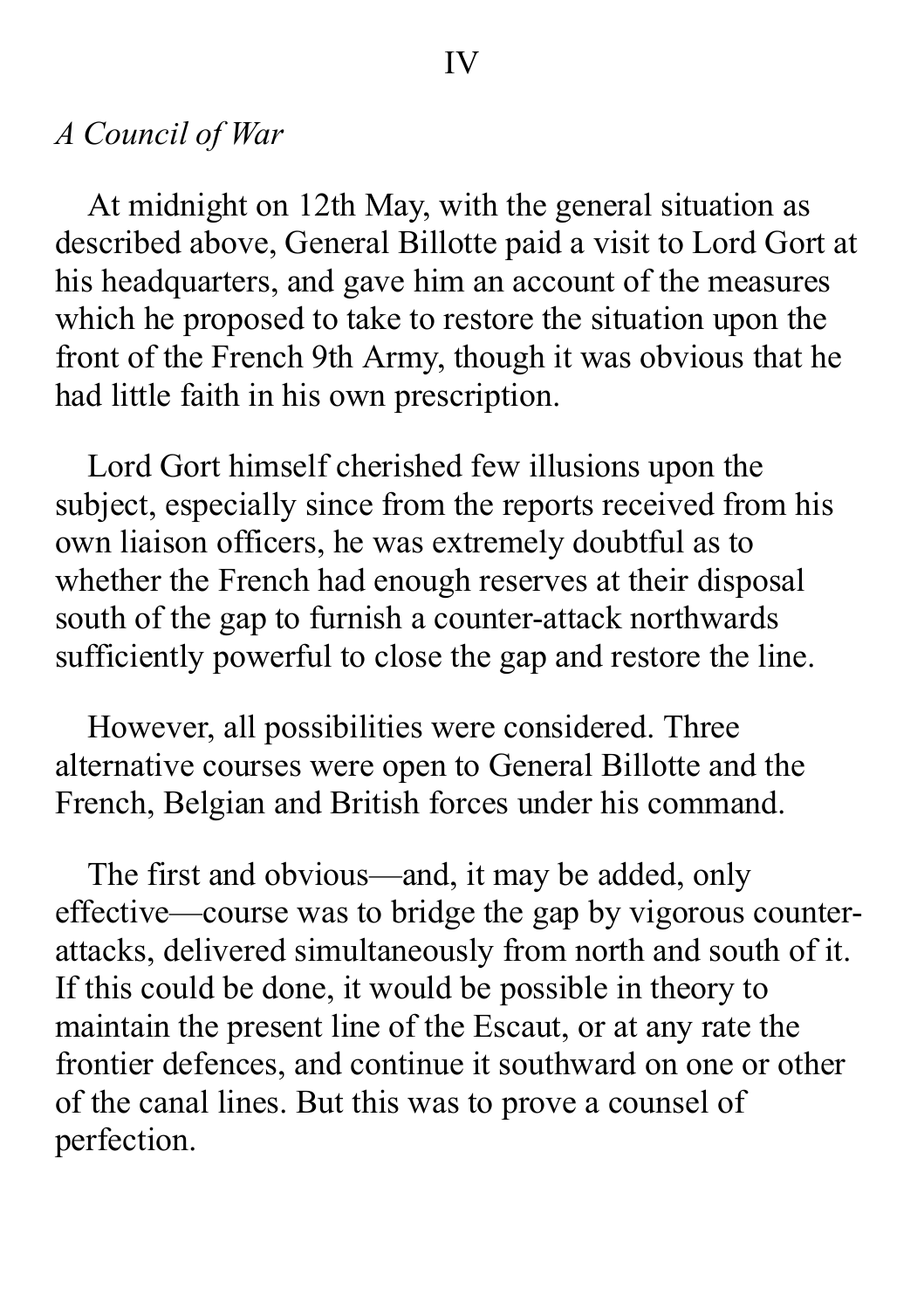# IV

*A Council of War*

At midnight on 12th May, with the general situation as described above, General Billotte paid a visit to Lord Gort at his headquarters, and gave him an account of the measures which he proposed to take to restore the situation upon the front of the French 9th Army, though it was obvious that he had little faith in his own prescription.

Lord Gort himself cherished few illusions upon the subject, especially since from the reports received from his own liaison officers, he was extremely doubtful as to whether the French had enough reserves at their disposal south of the gap to furnish a counter-attack northwards sufficiently powerful to close the gap and restore the line.

However, all possibilities were considered. Three alternative courses were open to General Billotte and the French, Belgian and British forces under his command.

The first and obvious—and, it may be added, only effective—course was to bridge the gap by vigorous counter-attacks, delivered simultaneously from north and south of it. If this could be done, it would be possible in theory to maintain the present line of the Escaut, or at any rate the frontier defences, and continue it southward on one or other of the canal lines. But this was to prove a counsel of perfection.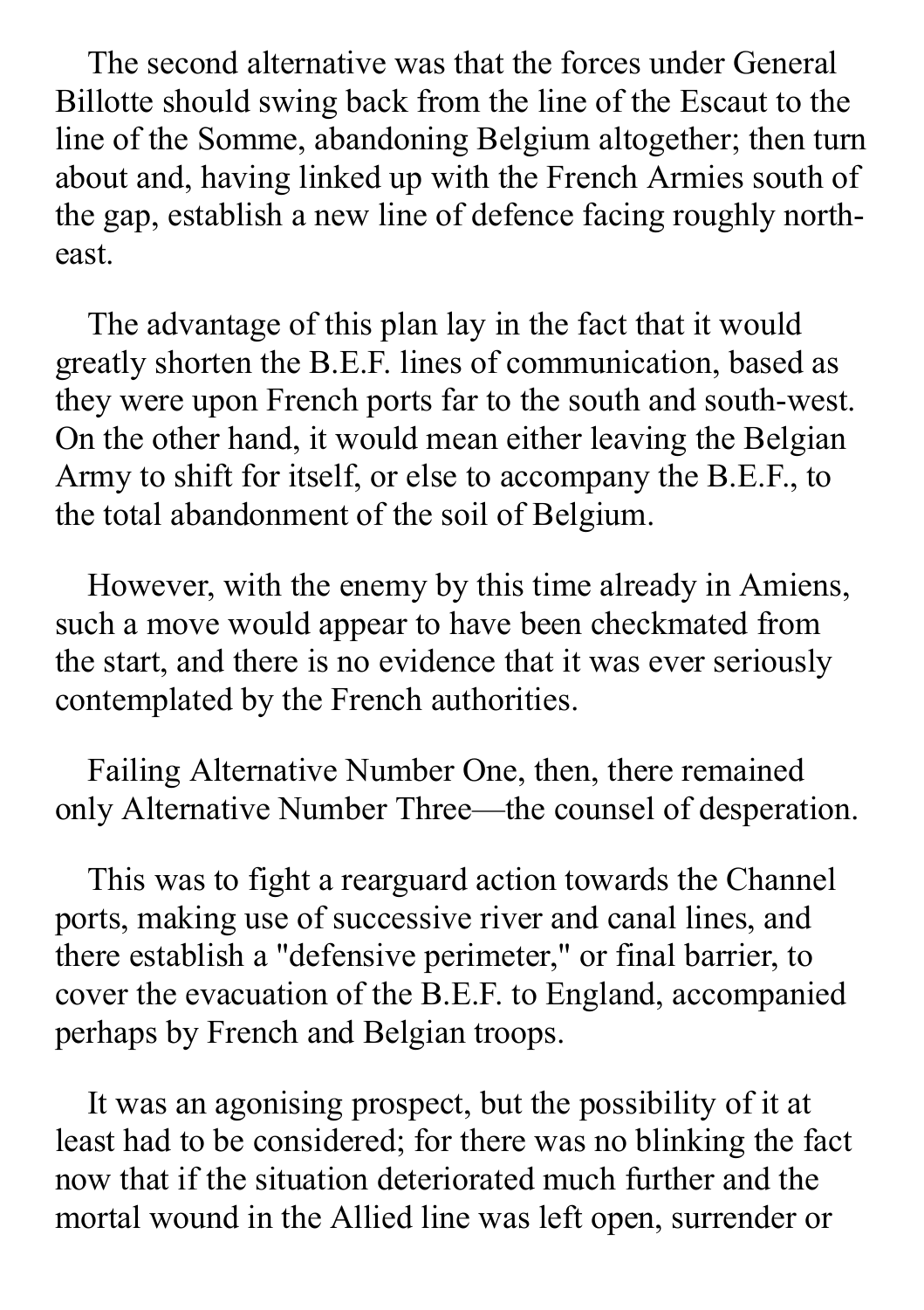The second alternative was that the forces under General Billotte should swing back from the line of the Escaut to the line of the Somme, abandoning Belgium altogether; then turn about and, having linked up with the French Armies south of the gap, establish a new line of defence facing roughly north-east.

The advantage of this plan lay in the fact that it would greatly shorten the B.E.F. lines of communication, based as they were upon French ports far to the south and south-west. On the other hand, it would mean either leaving the Belgian Army to shift for itself, or else to accompany the B.E.F., to the total abandonment of the soil of Belgium.

However, with the enemy by this time already in Amiens, such a move would appear to have been checkmated from the start, and there is no evidence that it was ever seriously contemplated by the French authorities.

Failing Alternative Number One, then, there remained only Alternative Number Three—the counsel of desperation.

This was to fight a rearguard action towards the Channel ports, making use of successive river and canal lines, and there establish a "defensive perimeter," or final barrier, to cover the evacuation of the B.E.F. to England, accompanied perhaps by French and Belgian troops.

It was an agonising prospect, but the possibility of it at least had to be considered; for there was no blinking the fact now that if the situation deteriorated much further and the mortal wound in the Allied line was left open, surrender or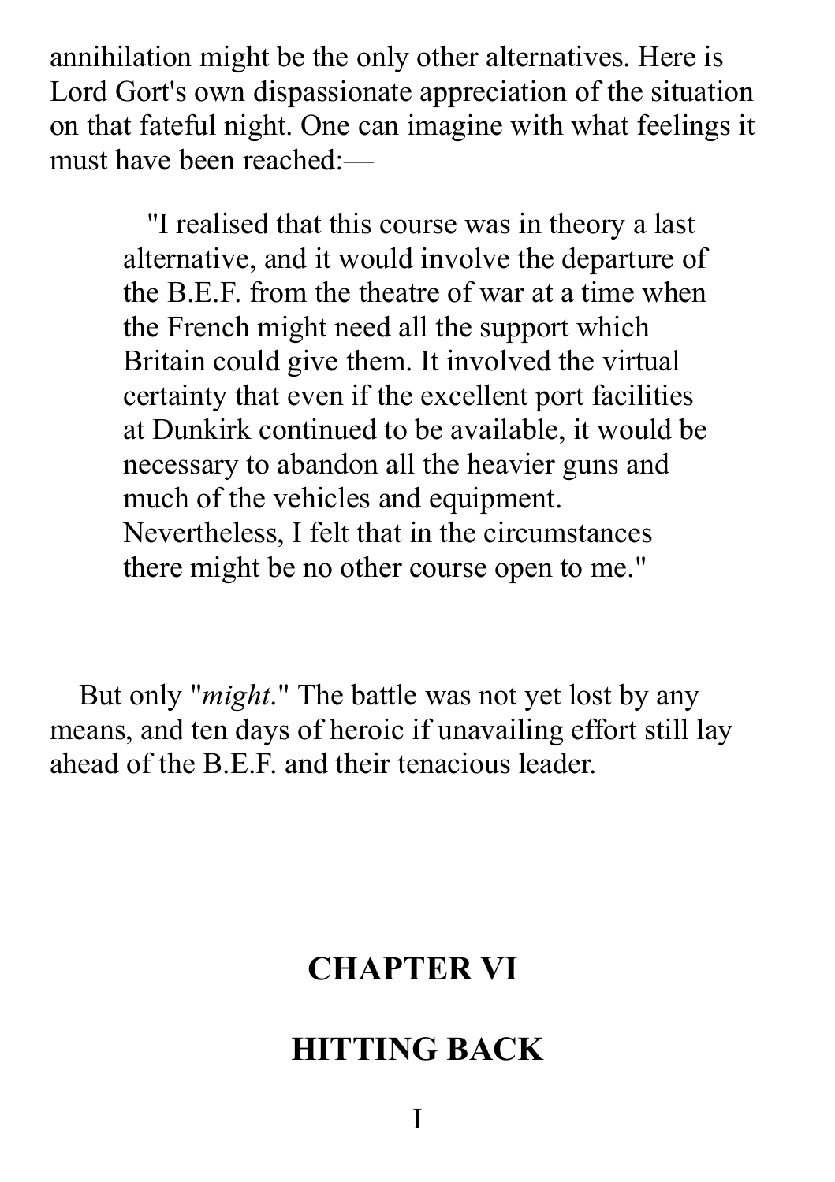annihilation might be the only other alternatives. Here is Lord Gort's own dispassionate appreciation of the situation on that fateful night. One can imagine with what feelings it must have been reached:—

> "I realised that this course was in theory a last alternative, and it would involve the departure of the B.E.F. from the theatre of war at a time when the French might need all the support which Britain could give them. It involved the virtual certainty that even if the excellent port facilities at Dunkirk continued to be available, it would be necessary to abandon all the heavier guns and much of the vehicles and equipment. Nevertheless, I felt that in the circumstances there might be no other course open to me."

But only "*might*." The battle was not yet lost by any means, and ten days of heroic if unavailing effort still lay ahead of the B.E.F. and their tenacious leader.

## CHAPTER VI

## HITTING BACK

### I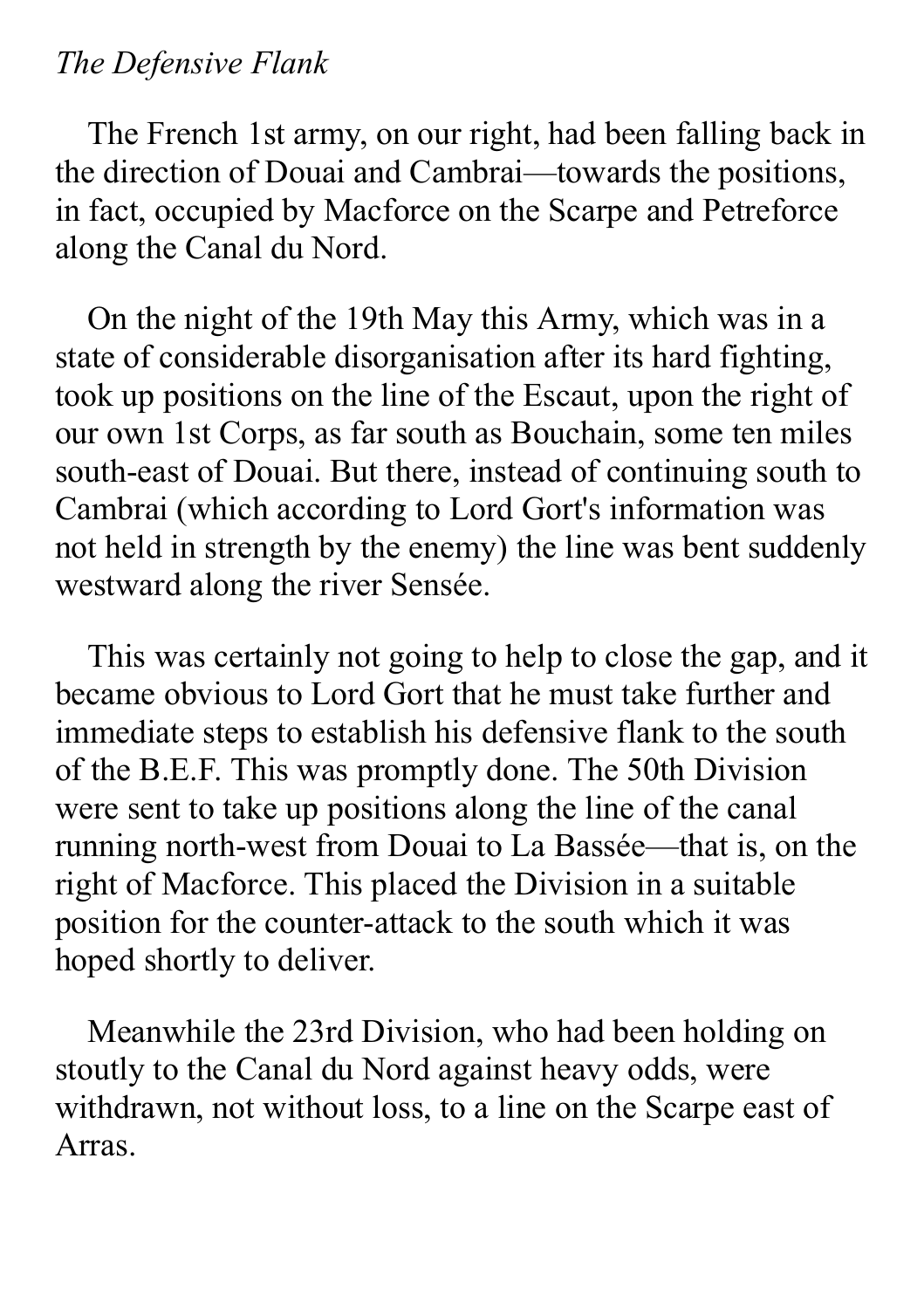*The Defensive Flank*

The French 1st army, on our right, had been falling back in the direction of Douai and Cambrai—towards the positions, in fact, occupied by Macforce on the Scarpe and Petreforce along the Canal du Nord.

On the night of the 19th May this Army, which was in a state of considerable disorganisation after its hard fighting, took up positions on the line of the Escaut, upon the right of our own 1st Corps, as far south as Bouchain, some ten miles south-east of Douai. But there, instead of continuing south to Cambrai (which according to Lord Gort's information was not held in strength by the enemy) the line was bent suddenly westward along the river Sensée.

This was certainly not going to help to close the gap, and it became obvious to Lord Gort that he must take further and immediate steps to establish his defensive flank to the south of the B.E.F. This was promptly done. The 50th Division were sent to take up positions along the line of the canal running north-west from Douai to La Bassée—that is, on the right of Macforce. This placed the Division in a suitable position for the counter-attack to the south which it was hoped shortly to deliver.

Meanwhile the 23rd Division, who had been holding on stoutly to the Canal du Nord against heavy odds, were withdrawn, not without loss, to a line on the Scarpe east of Arras.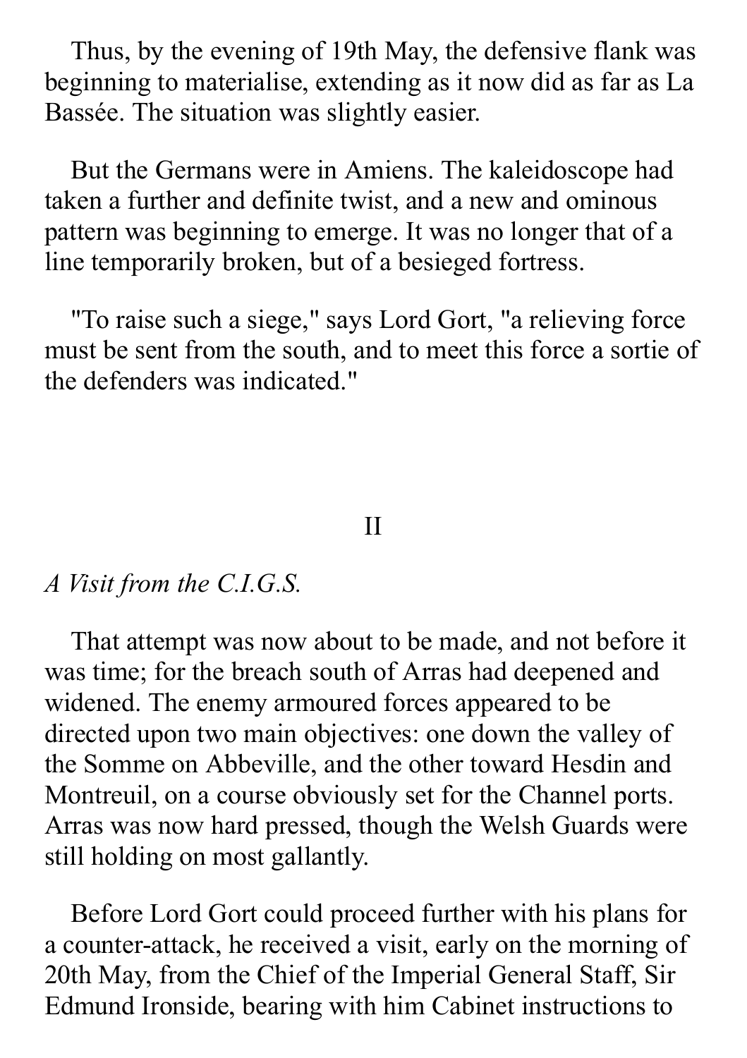Thus, by the evening of 19th May, the defensive flank was beginning to materialise, extending as it now did as far as La Bassée. The situation was slightly easier.

But the Germans were in Amiens. The kaleidoscope had taken a further and definite twist, and a new and ominous pattern was beginning to emerge. It was no longer that of a line temporarily broken, but of a besieged fortress.

"To raise such a siege," says Lord Gort, "a relieving force must be sent from the south, and to meet this force a sortie of the defenders was indicated."

## II

*A Visit from the C.I.G.S.*

That attempt was now about to be made, and not before it was time; for the breach south of Arras had deepened and widened. The enemy armoured forces appeared to be directed upon two main objectives: one down the valley of the Somme on Abbeville, and the other toward Hesdin and Montreuil, on a course obviously set for the Channel ports. Arras was now hard pressed, though the Welsh Guards were still holding on most gallantly.

Before Lord Gort could proceed further with his plans for a counter-attack, he received a visit, early on the morning of 20th May, from the Chief of the Imperial General Staff, Sir Edmund Ironside, bearing with him Cabinet instructions to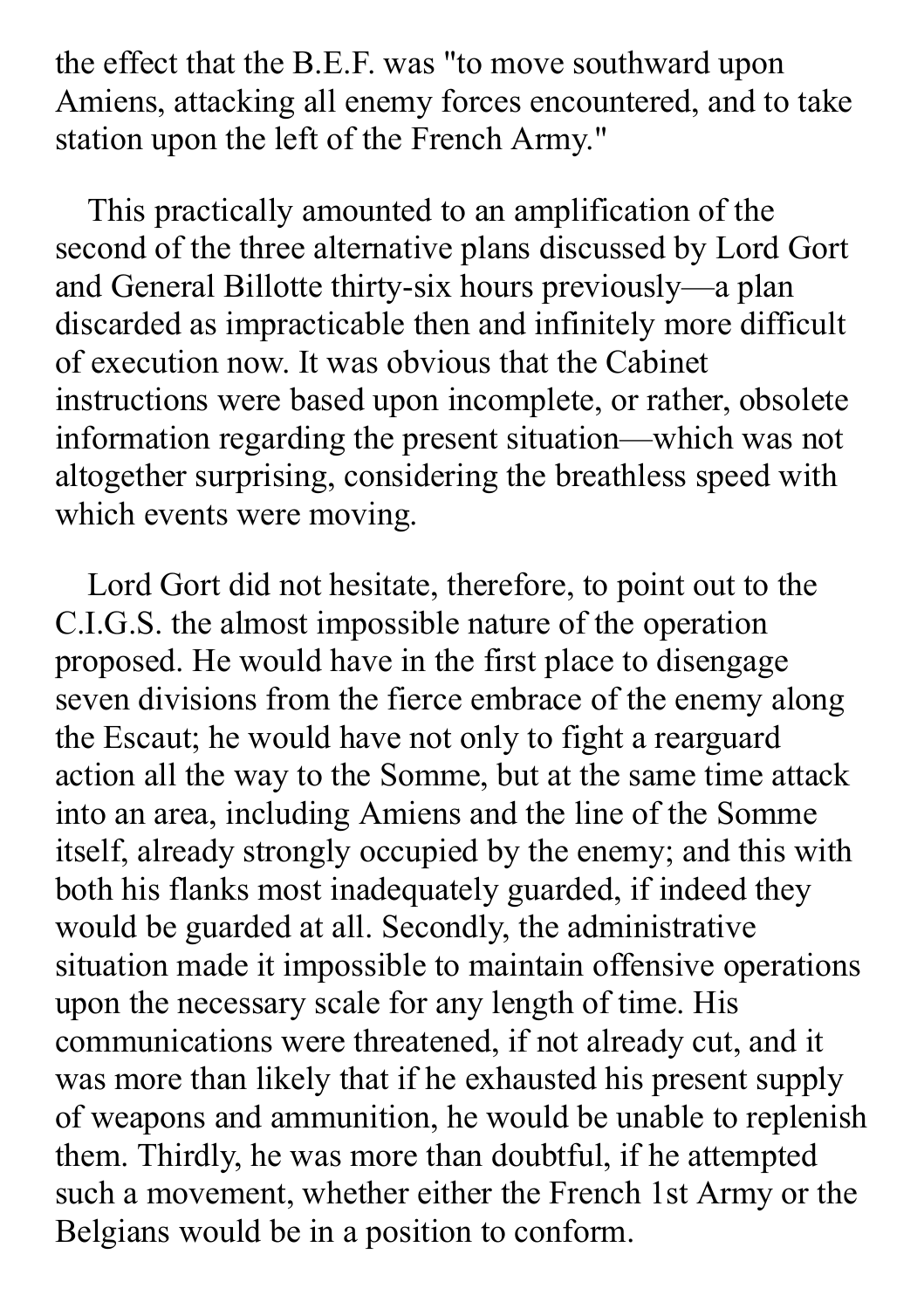the effect that the B.E.F. was "to move southward upon Amiens, attacking all enemy forces encountered, and to take station upon the left of the French Army."

This practically amounted to an amplification of the second of the three alternative plans discussed by Lord Gort and General Billotte thirty-six hours previously—a plan discarded as impracticable then and infinitely more difficult of execution now. It was obvious that the Cabinet instructions were based upon incomplete, or rather, obsolete information regarding the present situation—which was not altogether surprising, considering the breathless speed with which events were moving.

Lord Gort did not hesitate, therefore, to point out to the C.I.G.S. the almost impossible nature of the operation proposed. He would have in the first place to disengage seven divisions from the fierce embrace of the enemy along the Escaut; he would have not only to fight a rearguard action all the way to the Somme, but at the same time attack into an area, including Amiens and the line of the Somme itself, already strongly occupied by the enemy; and this with both his flanks most inadequately guarded, if indeed they would be guarded at all. Secondly, the administrative situation made it impossible to maintain offensive operations upon the necessary scale for any length of time. His communications were threatened, if not already cut, and it was more than likely that if he exhausted his present supply of weapons and ammunition, he would be unable to replenish them. Thirdly, he was more than doubtful, if he attempted such a movement, whether either the French 1st Army or the Belgians would be in a position to conform.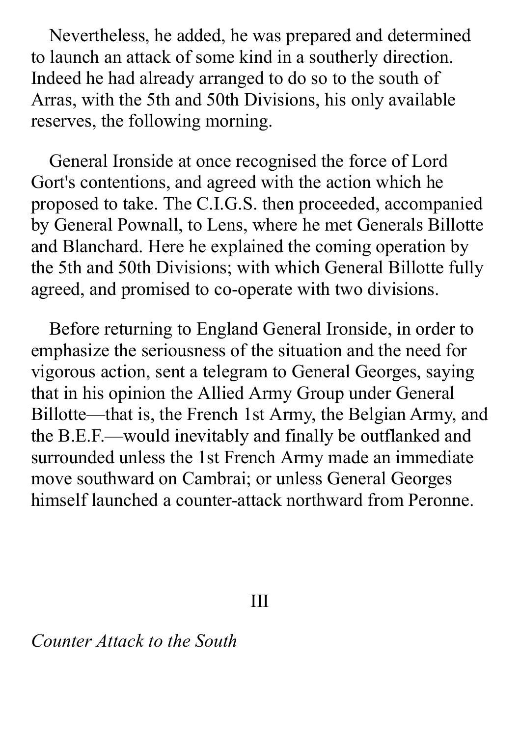Nevertheless, he added, he was prepared and determined to launch an attack of some kind in a southerly direction. Indeed he had already arranged to do so to the south of Arras, with the 5th and 50th Divisions, his only available reserves, the following morning.

General Ironside at once recognised the force of Lord Gort's contentions, and agreed with the action which he proposed to take. The C.I.G.S. then proceeded, accompanied by General Pownall, to Lens, where he met Generals Billotte and Blanchard. Here he explained the coming operation by the 5th and 50th Divisions; with which General Billotte fully agreed, and promised to co-operate with two divisions.

Before returning to England General Ironside, in order to emphasize the seriousness of the situation and the need for vigorous action, sent a telegram to General Georges, saying that in his opinion the Allied Army Group under General Billotte—that is, the French 1st Army, the Belgian Army, and the B.E.F.—would inevitably and finally be outflanked and surrounded unless the 1st French Army made an immediate move southward on Cambrai; or unless General Georges himself launched a counter-attack northward from Peronne.

## III

*Counter Attack to the South*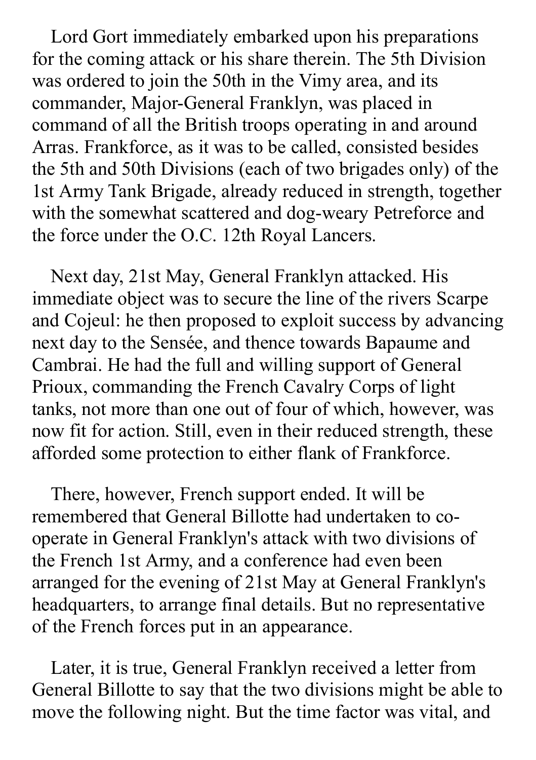Lord Gort immediately embarked upon his preparations for the coming attack or his share therein. The 5th Division was ordered to join the 50th in the Vimy area, and its commander, Major-General Franklyn, was placed in command of all the British troops operating in and around Arras. Frankforce, as it was to be called, consisted besides the 5th and 50th Divisions (each of two brigades only) of the 1st Army Tank Brigade, already reduced in strength, together with the somewhat scattered and dog-weary Petreforce and the force under the O.C. 12th Royal Lancers.

Next day, 21st May, General Franklyn attacked. His immediate object was to secure the line of the rivers Scarpe and Cojeul: he then proposed to exploit success by advancing next day to the Sensée, and thence towards Bapaume and Cambrai. He had the full and willing support of General Prioux, commanding the French Cavalry Corps of light tanks, not more than one out of four of which, however, was now fit for action. Still, even in their reduced strength, these afforded some protection to either flank of Frankforce.

There, however, French support ended. It will be remembered that General Billotte had undertaken to co-operate in General Franklyn's attack with two divisions of the French 1st Army, and a conference had even been arranged for the evening of 21st May at General Franklyn's headquarters, to arrange final details. But no representative of the French forces put in an appearance.

Later, it is true, General Franklyn received a letter from General Billotte to say that the two divisions might be able to move the following night. But the time factor was vital, and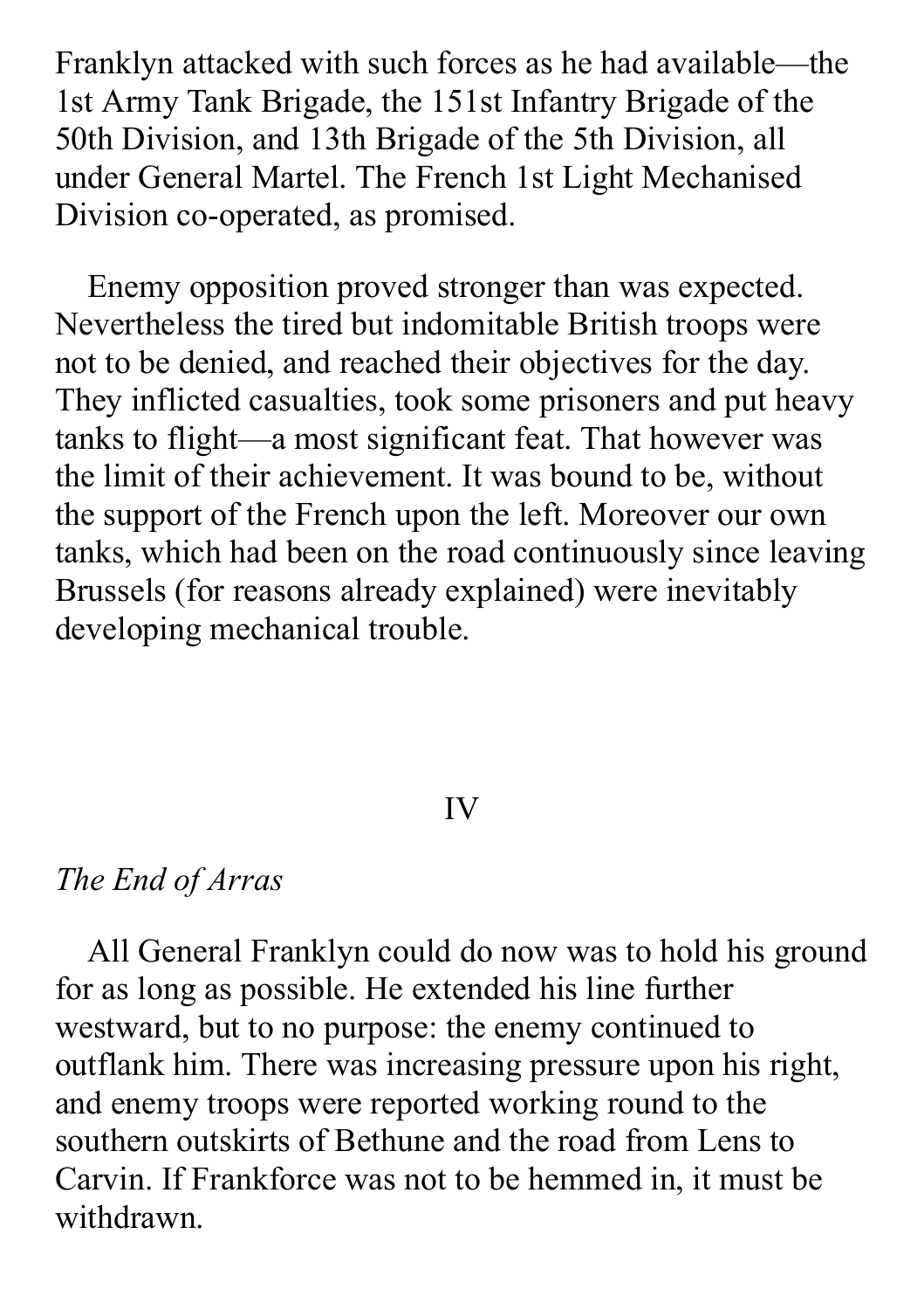Franklyn attacked with such forces as he had available—the 1st Army Tank Brigade, the 151st Infantry Brigade of the 50th Division, and 13th Brigade of the 5th Division, all under General Martel. The French 1st Light Mechanised Division co-operated, as promised.

Enemy opposition proved stronger than was expected. Nevertheless the tired but indomitable British troops were not to be denied, and reached their objectives for the day. They inflicted casualties, took some prisoners and put heavy tanks to flight—a most significant feat. That however was the limit of their achievement. It was bound to be, without the support of the French upon the left. Moreover our own tanks, which had been on the road continuously since leaving Brussels (for reasons already explained) were inevitably developing mechanical trouble.

## IV

### *The End of Arras*

All General Franklyn could do now was to hold his ground for as long as possible. He extended his line further westward, but to no purpose: the enemy continued to outflank him. There was increasing pressure upon his right, and enemy troops were reported working round to the southern outskirts of Bethune and the road from Lens to Carvin. If Frankforce was not to be hemmed in, it must be withdrawn.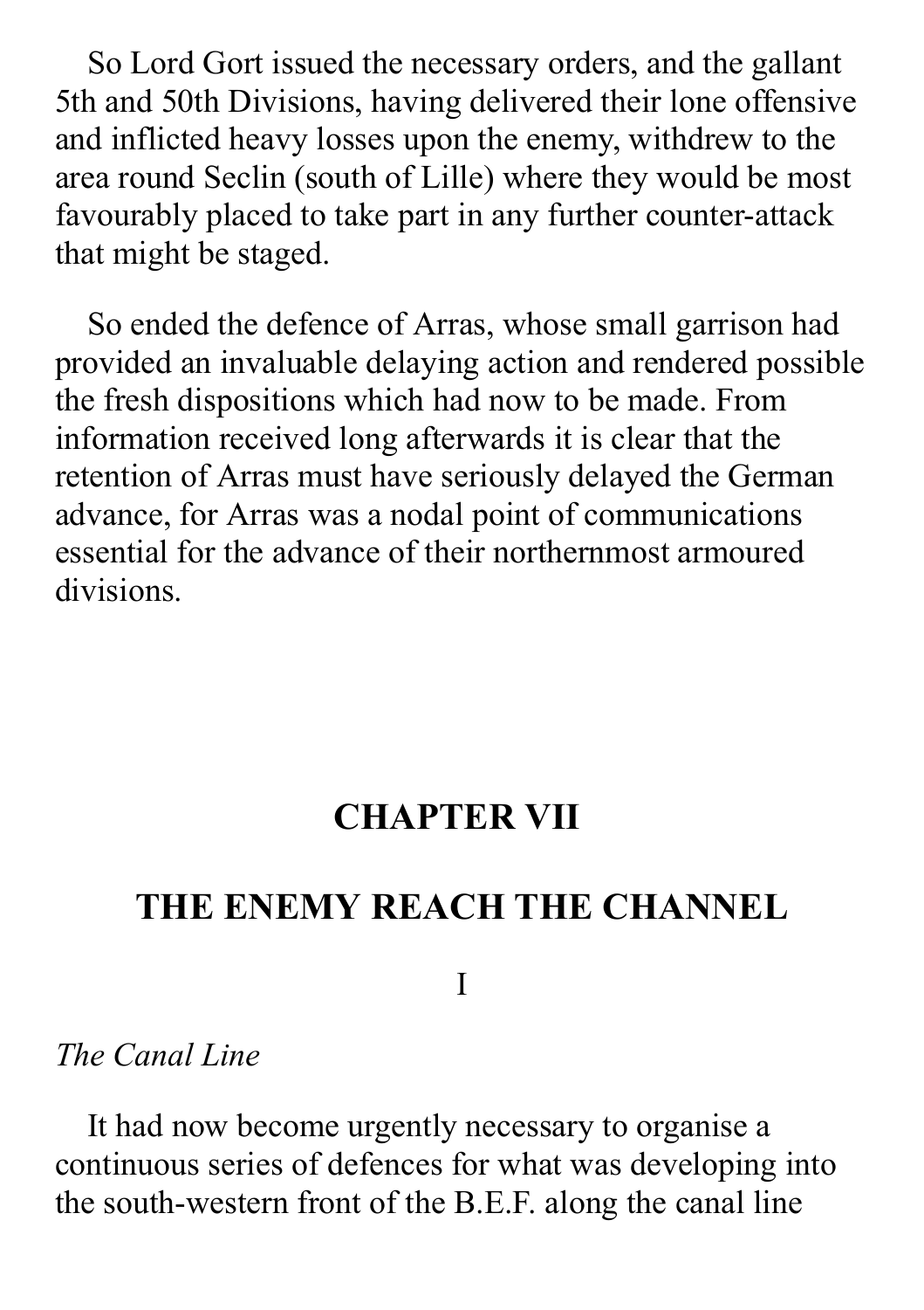So Lord Gort issued the necessary orders, and the gallant 5th and 50th Divisions, having delivered their lone offensive and inflicted heavy losses upon the enemy, withdrew to the area round Seclin (south of Lille) where they would be most favourably placed to take part in any further counter-attack that might be staged.

So ended the defence of Arras, whose small garrison had provided an invaluable delaying action and rendered possible the fresh dispositions which had now to be made. From information received long afterwards it is clear that the retention of Arras must have seriously delayed the German advance, for Arras was a nodal point of communications essential for the advance of their northernmost armoured divisions.

## CHAPTER VII

## THE ENEMY REACH THE CHANNEL

### I

*The Canal Line*

It had now become urgently necessary to organise a continuous series of defences for what was developing into the south-western front of the B.E.F. along the canal line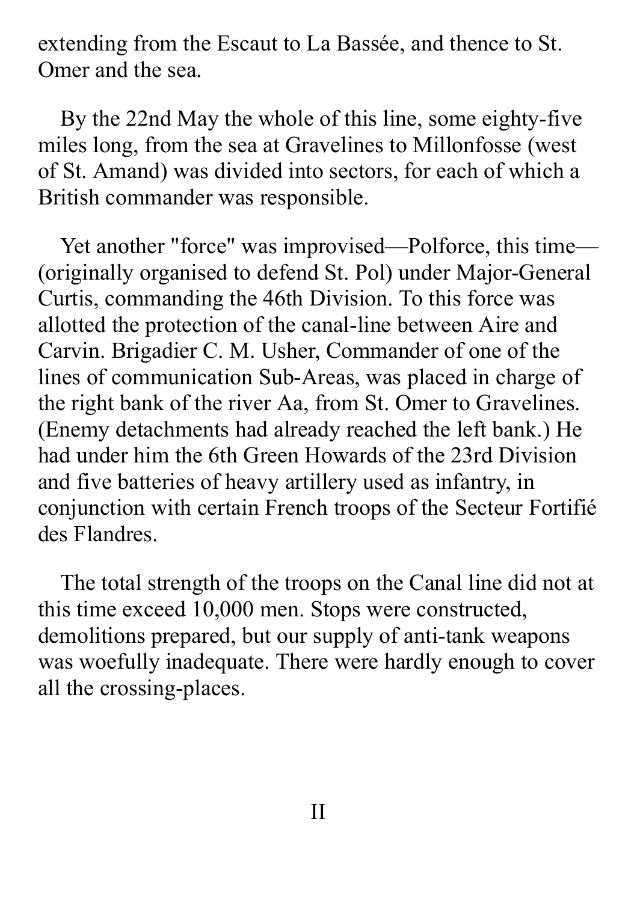extending from the Escaut to La Bassée, and thence to St. Omer and the sea.

By the 22nd May the whole of this line, some eighty-five miles long, from the sea at Gravelines to Millonfosse (west of St. Amand) was divided into sectors, for each of which a British commander was responsible.

Yet another "force" was improvised—Polforce, this time—(originally organised to defend St. Pol) under Major-General Curtis, commanding the 46th Division. To this force was allotted the protection of the canal-line between Aire and Carvin. Brigadier C. M. Usher, Commander of one of the lines of communication Sub-Areas, was placed in charge of the right bank of the river Aa, from St. Omer to Gravelines. (Enemy detachments had already reached the left bank.) He had under him the 6th Green Howards of the 23rd Division and five batteries of heavy artillery used as infantry, in conjunction with certain French troops of the Secteur Fortifié des Flandres.

The total strength of the troops on the Canal line did not at this time exceed 10,000 men. Stops were constructed, demolitions prepared, but our supply of anti-tank weapons was woefully inadequate. There were hardly enough to cover all the crossing-places.

## II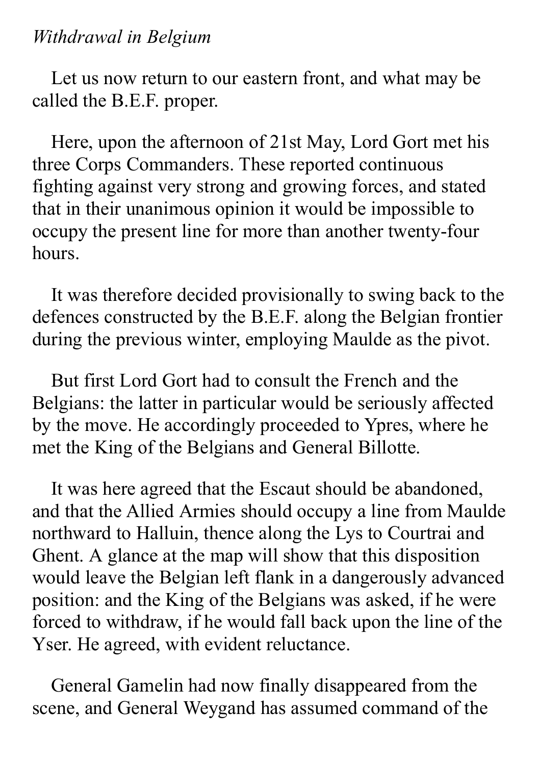*Withdrawal in Belgium*

Let us now return to our eastern front, and what may be called the B.E.F. proper.

Here, upon the afternoon of 21st May, Lord Gort met his three Corps Commanders. These reported continuous fighting against very strong and growing forces, and stated that in their unanimous opinion it would be impossible to occupy the present line for more than another twenty-four hours.

It was therefore decided provisionally to swing back to the defences constructed by the B.E.F. along the Belgian frontier during the previous winter, employing Maulde as the pivot.

But first Lord Gort had to consult the French and the Belgians: the latter in particular would be seriously affected by the move. He accordingly proceeded to Ypres, where he met the King of the Belgians and General Billotte.

It was here agreed that the Escaut should be abandoned, and that the Allied Armies should occupy a line from Maulde northward to Halluin, thence along the Lys to Courtrai and Ghent. A glance at the map will show that this disposition would leave the Belgian left flank in a dangerously advanced position: and the King of the Belgians was asked, if he were forced to withdraw, if he would fall back upon the line of the Yser. He agreed, with evident reluctance.

General Gamelin had now finally disappeared from the scene, and General Weygand has assumed command of the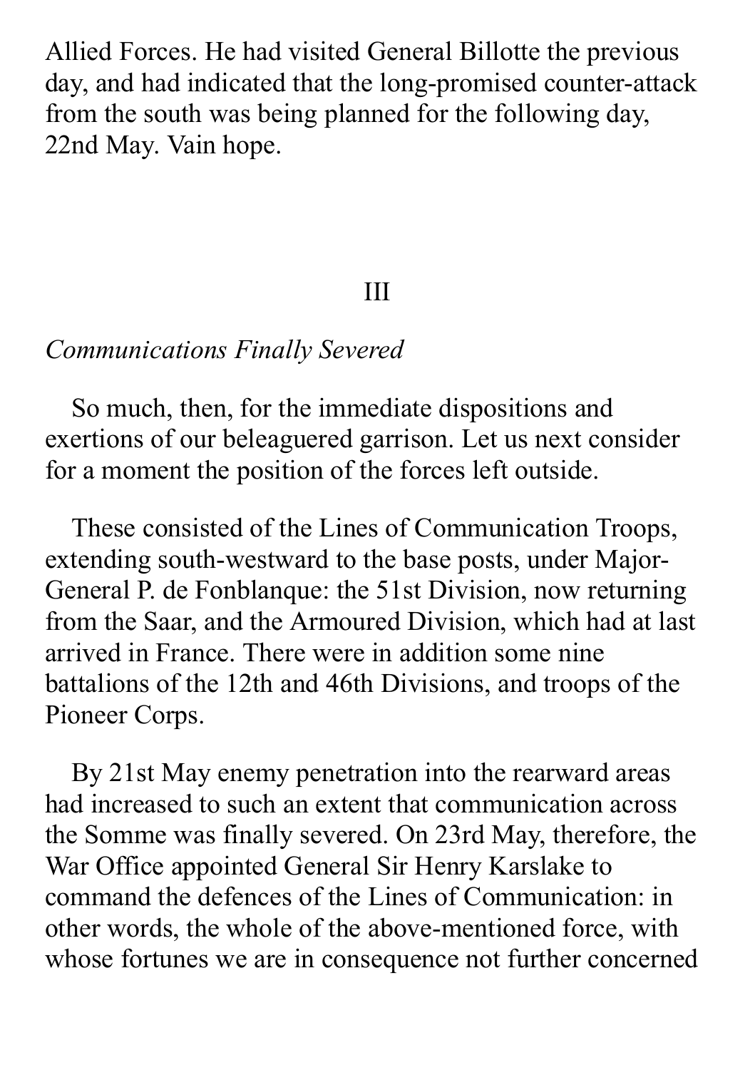Allied Forces. He had visited General Billotte the previous day, and had indicated that the long-promised counter-attack from the south was being planned for the following day, 22nd May. Vain hope.

## III

*Communications Finally Severed*

So much, then, for the immediate dispositions and exertions of our beleaguered garrison. Let us next consider for a moment the position of the forces left outside.

These consisted of the Lines of Communication Troops, extending south-westward to the base posts, under Major-General P. de Fonblanque: the 51st Division, now returning from the Saar, and the Armoured Division, which had at last arrived in France. There were in addition some nine battalions of the 12th and 46th Divisions, and troops of the Pioneer Corps.

By 21st May enemy penetration into the rearward areas had increased to such an extent that communication across the Somme was finally severed. On 23rd May, therefore, the War Office appointed General Sir Henry Karslake to command the defences of the Lines of Communication: in other words, the whole of the above-mentioned force, with whose fortunes we are in consequence not further concerned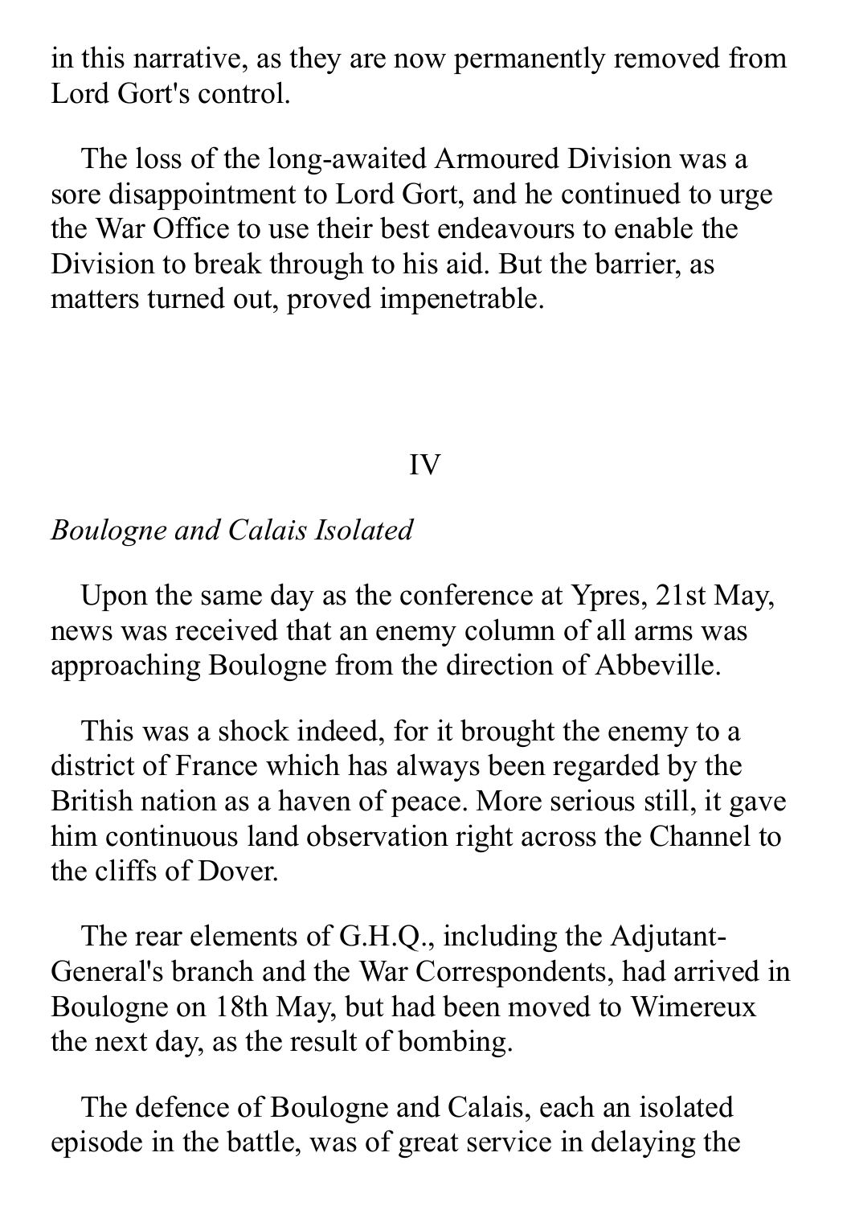in this narrative, as they are now permanently removed from Lord Gort's control.

The loss of the long-awaited Armoured Division was a sore disappointment to Lord Gort, and he continued to urge the War Office to use their best endeavours to enable the Division to break through to his aid. But the barrier, as matters turned out, proved impenetrable.

## IV

### *Boulogne and Calais Isolated*

Upon the same day as the conference at Ypres, 21st May, news was received that an enemy column of all arms was approaching Boulogne from the direction of Abbeville.

This was a shock indeed, for it brought the enemy to a district of France which has always been regarded by the British nation as a haven of peace. More serious still, it gave him continuous land observation right across the Channel to the cliffs of Dover.

The rear elements of G.H.Q., including the Adjutant-General's branch and the War Correspondents, had arrived in Boulogne on 18th May, but had been moved to Wimereux the next day, as the result of bombing.

The defence of Boulogne and Calais, each an isolated episode in the battle, was of great service in delaying the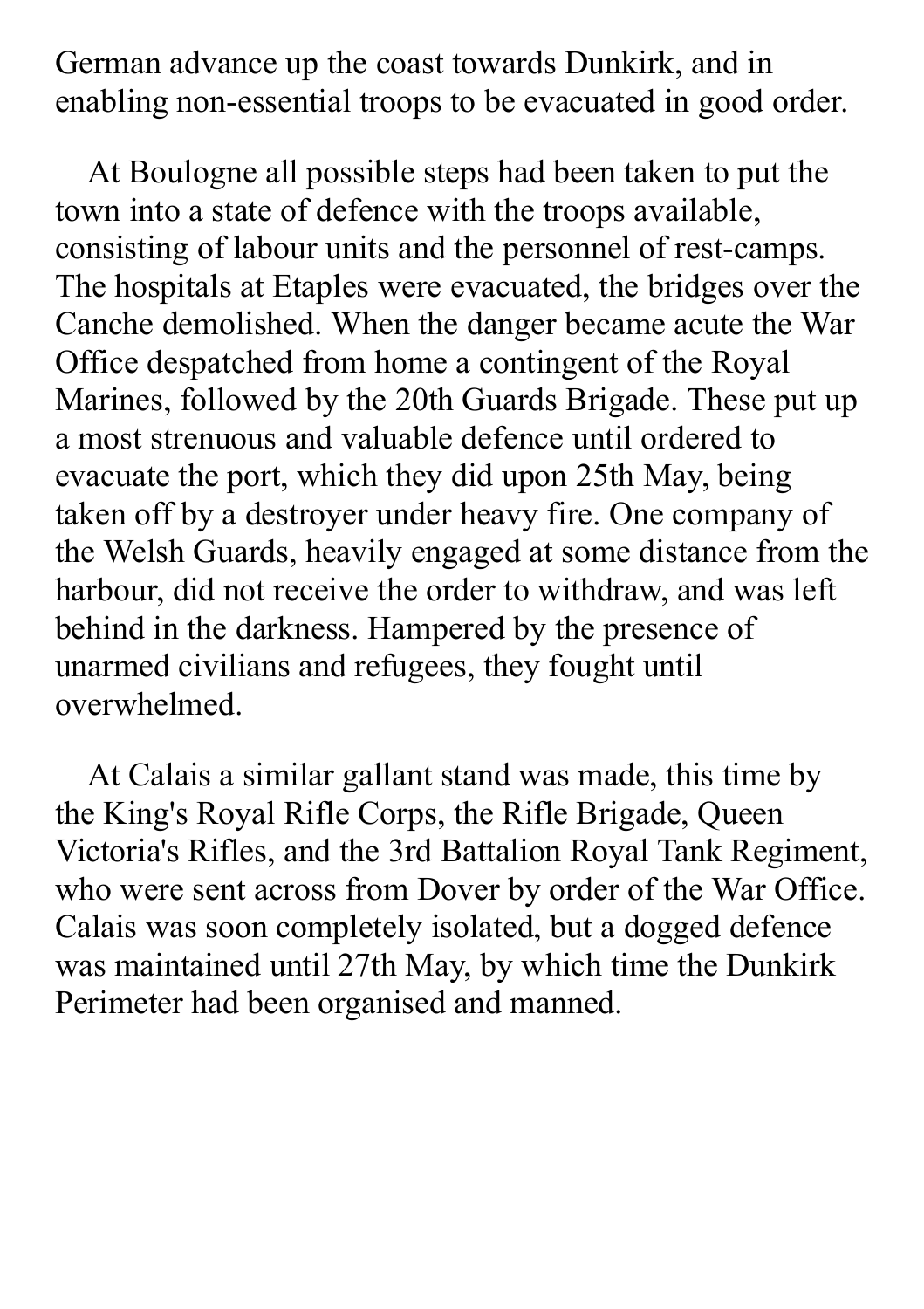German advance up the coast towards Dunkirk, and in enabling non-essential troops to be evacuated in good order.

At Boulogne all possible steps had been taken to put the town into a state of defence with the troops available, consisting of labour units and the personnel of rest-camps. The hospitals at Etaples were evacuated, the bridges over the Canche demolished. When the danger became acute the War Office despatched from home a contingent of the Royal Marines, followed by the 20th Guards Brigade. These put up a most strenuous and valuable defence until ordered to evacuate the port, which they did upon 25th May, being taken off by a destroyer under heavy fire. One company of the Welsh Guards, heavily engaged at some distance from the harbour, did not receive the order to withdraw, and was left behind in the darkness. Hampered by the presence of unarmed civilians and refugees, they fought until overwhelmed.

At Calais a similar gallant stand was made, this time by the King's Royal Rifle Corps, the Rifle Brigade, Queen Victoria's Rifles, and the 3rd Battalion Royal Tank Regiment, who were sent across from Dover by order of the War Office. Calais was soon completely isolated, but a dogged defence was maintained until 27th May, by which time the Dunkirk Perimeter had been organised and manned.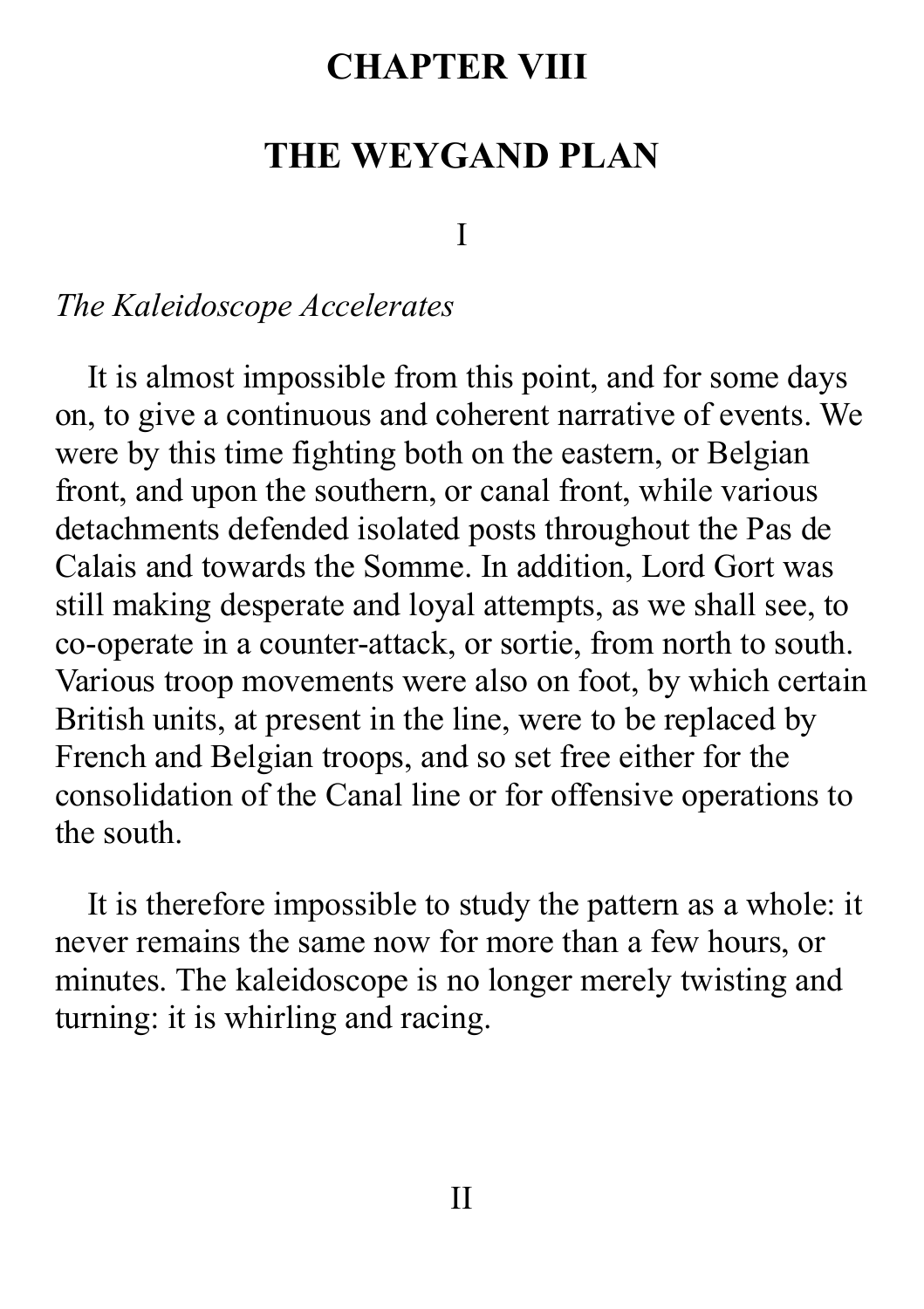# CHAPTER VIII

# THE WEYGAND PLAN

## I

*The Kaleidoscope Accelerates*

It is almost impossible from this point, and for some days on, to give a continuous and coherent narrative of events. We were by this time fighting both on the eastern, or Belgian front, and upon the southern, or canal front, while various detachments defended isolated posts throughout the Pas de Calais and towards the Somme. In addition, Lord Gort was still making desperate and loyal attempts, as we shall see, to co-operate in a counter-attack, or sortie, from north to south. Various troop movements were also on foot, by which certain British units, at present in the line, were to be replaced by French and Belgian troops, and so set free either for the consolidation of the Canal line or for offensive operations to the south.

It is therefore impossible to study the pattern as a whole: it never remains the same now for more than a few hours, or minutes. The kaleidoscope is no longer merely twisting and turning: it is whirling and racing.

## II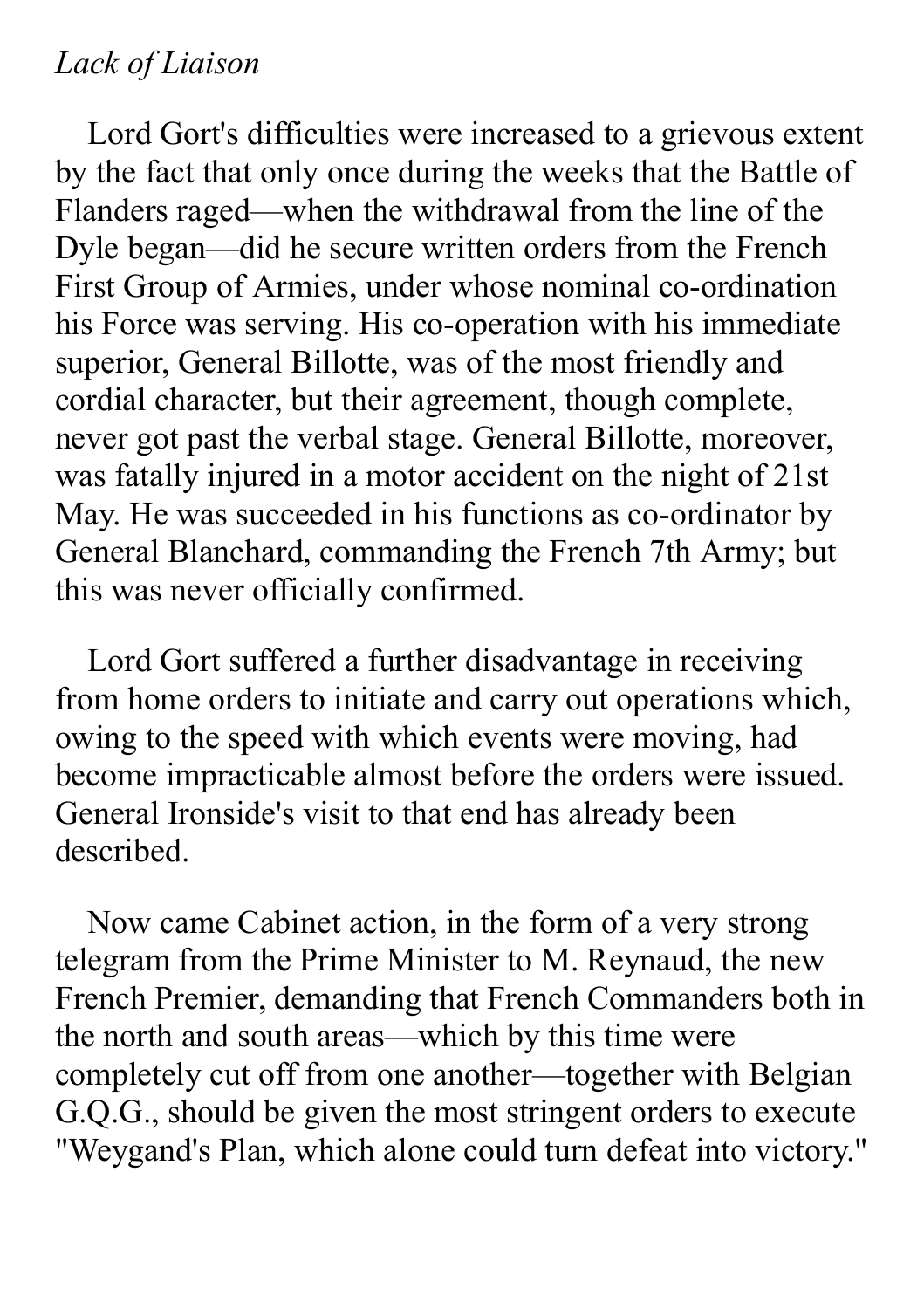*Lack of Liaison*

Lord Gort's difficulties were increased to a grievous extent by the fact that only once during the weeks that the Battle of Flanders raged—when the withdrawal from the line of the Dyle began—did he secure written orders from the French First Group of Armies, under whose nominal co-ordination his Force was serving. His co-operation with his immediate superior, General Billotte, was of the most friendly and cordial character, but their agreement, though complete, never got past the verbal stage. General Billotte, moreover, was fatally injured in a motor accident on the night of 21st May. He was succeeded in his functions as co-ordinator by General Blanchard, commanding the French 7th Army; but this was never officially confirmed.

Lord Gort suffered a further disadvantage in receiving from home orders to initiate and carry out operations which, owing to the speed with which events were moving, had become impracticable almost before the orders were issued. General Ironside's visit to that end has already been described.

Now came Cabinet action, in the form of a very strong telegram from the Prime Minister to M. Reynaud, the new French Premier, demanding that French Commanders both in the north and south areas—which by this time were completely cut off from one another—together with Belgian G.Q.G., should be given the most stringent orders to execute "Weygand's Plan, which alone could turn defeat into victory."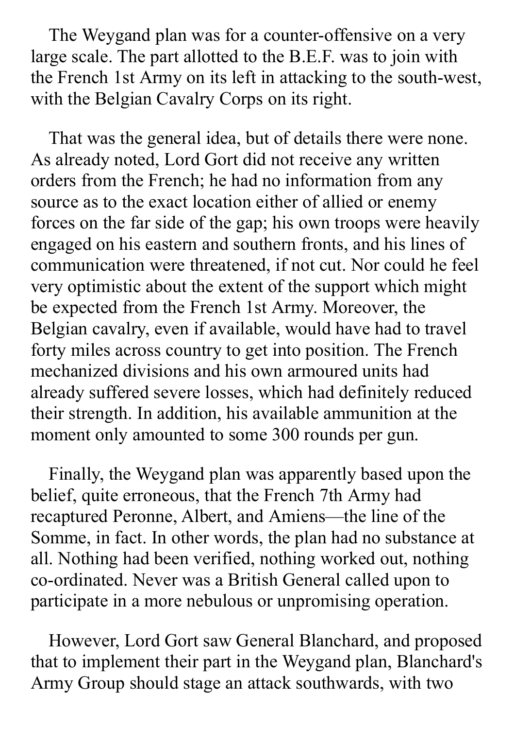The Weygand plan was for a counter-offensive on a very large scale. The part allotted to the B.E.F. was to join with the French 1st Army on its left in attacking to the south-west, with the Belgian Cavalry Corps on its right.

That was the general idea, but of details there were none. As already noted, Lord Gort did not receive any written orders from the French; he had no information from any source as to the exact location either of allied or enemy forces on the far side of the gap; his own troops were heavily engaged on his eastern and southern fronts, and his lines of communication were threatened, if not cut. Nor could he feel very optimistic about the extent of the support which might be expected from the French 1st Army. Moreover, the Belgian cavalry, even if available, would have had to travel forty miles across country to get into position. The French mechanized divisions and his own armoured units had already suffered severe losses, which had definitely reduced their strength. In addition, his available ammunition at the moment only amounted to some 300 rounds per gun.

Finally, the Weygand plan was apparently based upon the belief, quite erroneous, that the French 7th Army had recaptured Peronne, Albert, and Amiens—the line of the Somme, in fact. In other words, the plan had no substance at all. Nothing had been verified, nothing worked out, nothing co-ordinated. Never was a British General called upon to participate in a more nebulous or unpromising operation.

However, Lord Gort saw General Blanchard, and proposed that to implement their part in the Weygand plan, Blanchard's Army Group should stage an attack southwards, with two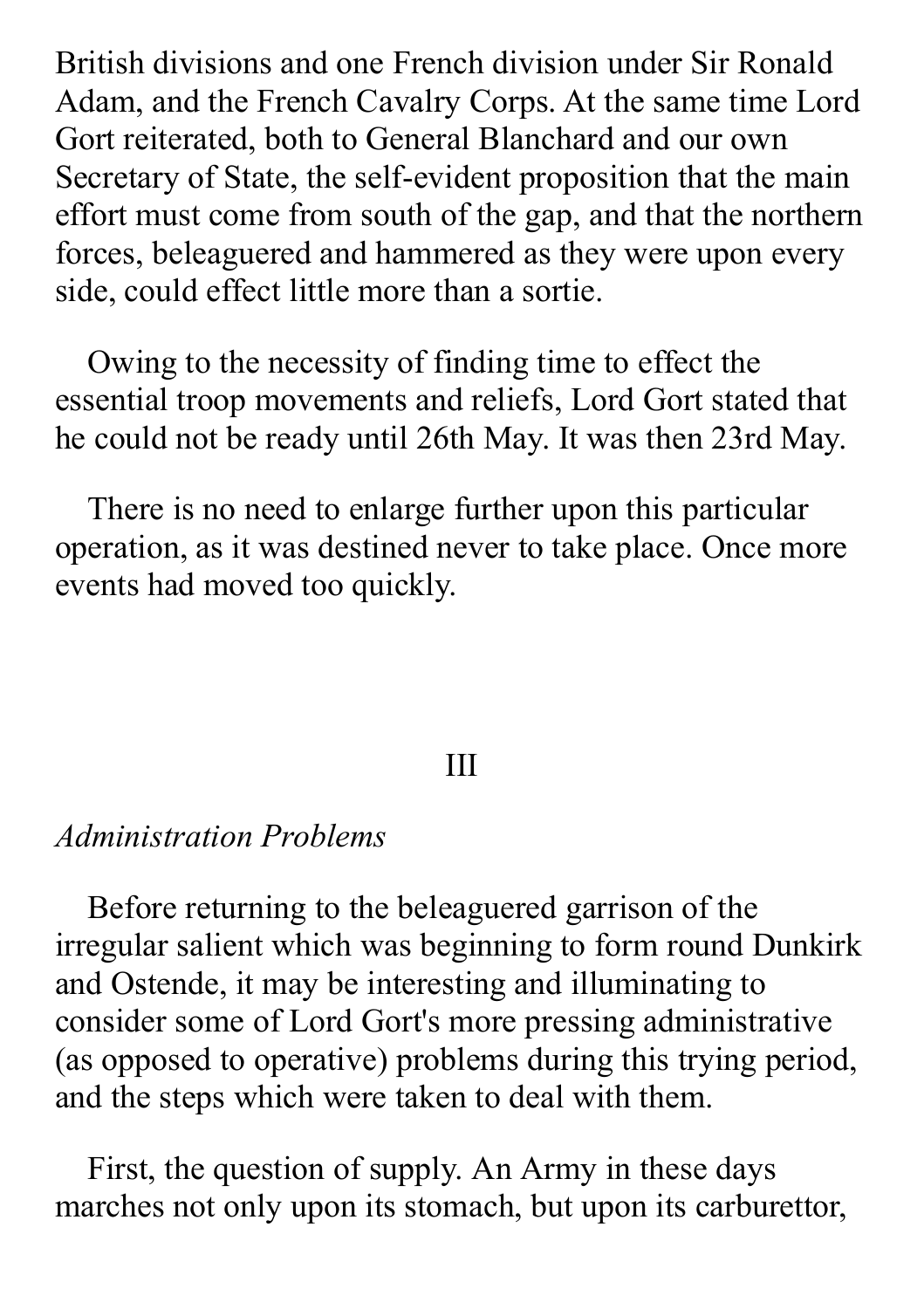British divisions and one French division under Sir Ronald Adam, and the French Cavalry Corps. At the same time Lord Gort reiterated, both to General Blanchard and our own Secretary of State, the self-evident proposition that the main effort must come from south of the gap, and that the northern forces, beleaguered and hammered as they were upon every side, could effect little more than a sortie.

Owing to the necessity of finding time to effect the essential troop movements and reliefs, Lord Gort stated that he could not be ready until 26th May. It was then 23rd May.

There is no need to enlarge further upon this particular operation, as it was destined never to take place. Once more events had moved too quickly.

## III

*Administration Problems*

Before returning to the beleaguered garrison of the irregular salient which was beginning to form round Dunkirk and Ostende, it may be interesting and illuminating to consider some of Lord Gort's more pressing administrative (as opposed to operative) problems during this trying period, and the steps which were taken to deal with them.

First, the question of supply. An Army in these days marches not only upon its stomach, but upon its carburettor,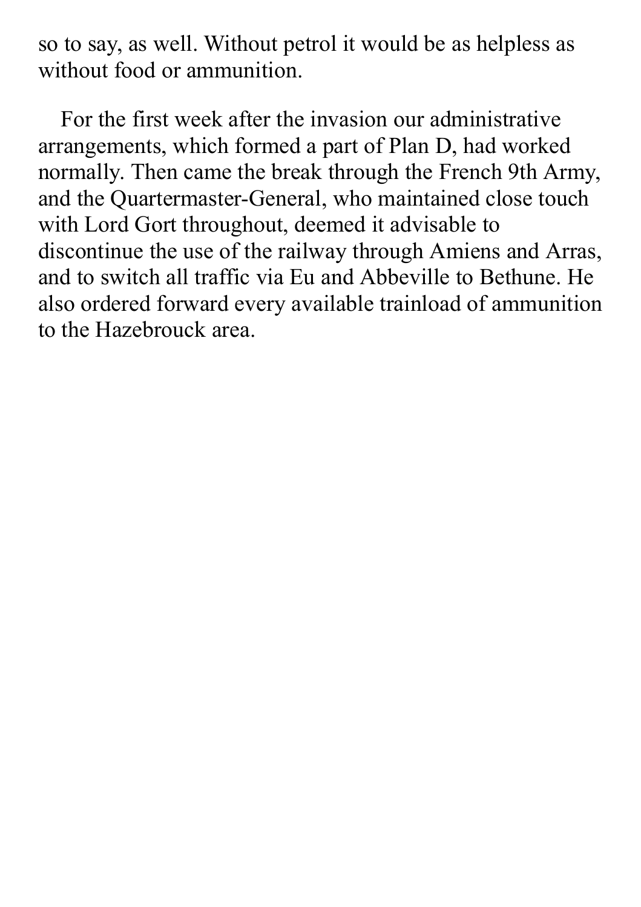so to say, as well. Without petrol it would be as helpless as without food or ammunition.

For the first week after the invasion our administrative arrangements, which formed a part of Plan D, had worked normally. Then came the break through the French 9th Army, and the Quartermaster-General, who maintained close touch with Lord Gort throughout, deemed it advisable to discontinue the use of the railway through Amiens and Arras, and to switch all traffic via Eu and Abbeville to Bethune. He also ordered forward every available trainload of ammunition to the Hazebrouck area.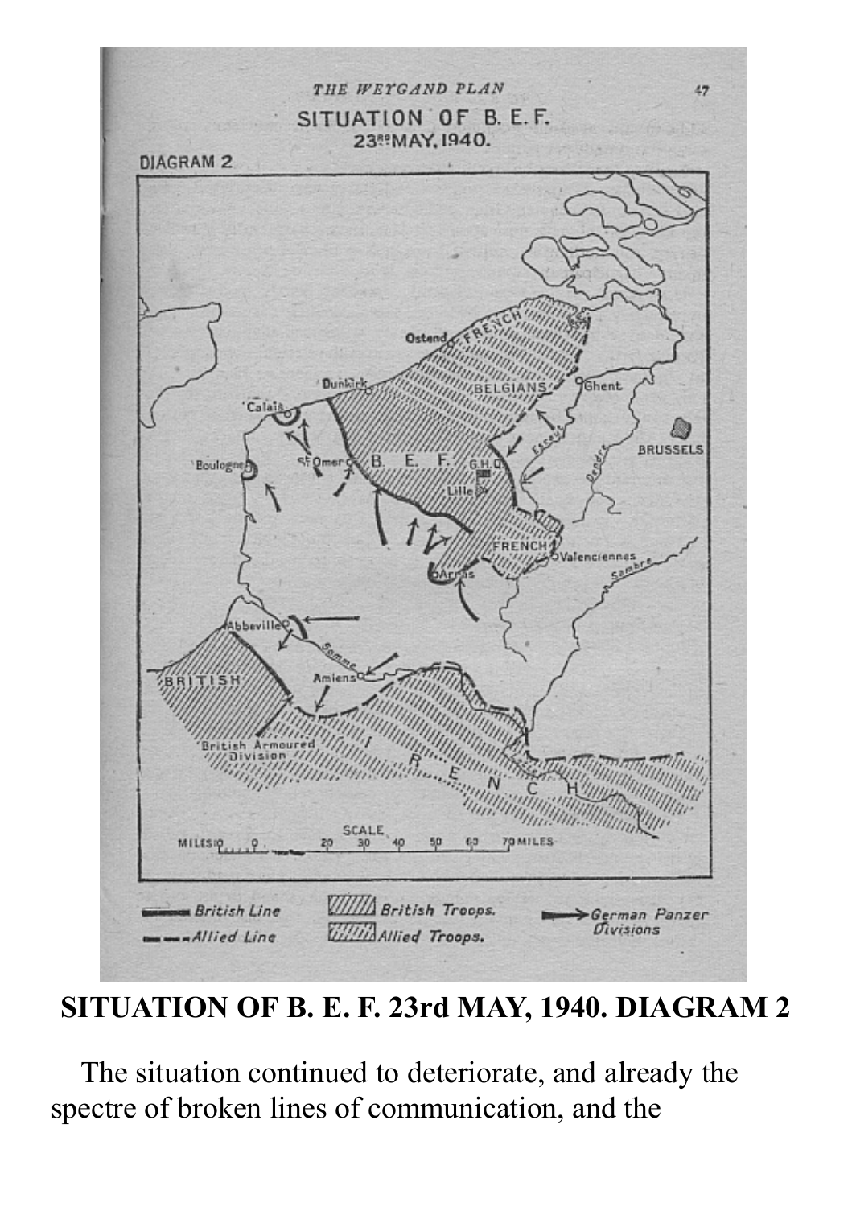**SITUATION OF B. E. F. 23rd MAY, 1940. DIAGRAM 2**

The situation continued to deteriorate, and already the spectre of broken lines of communication, and the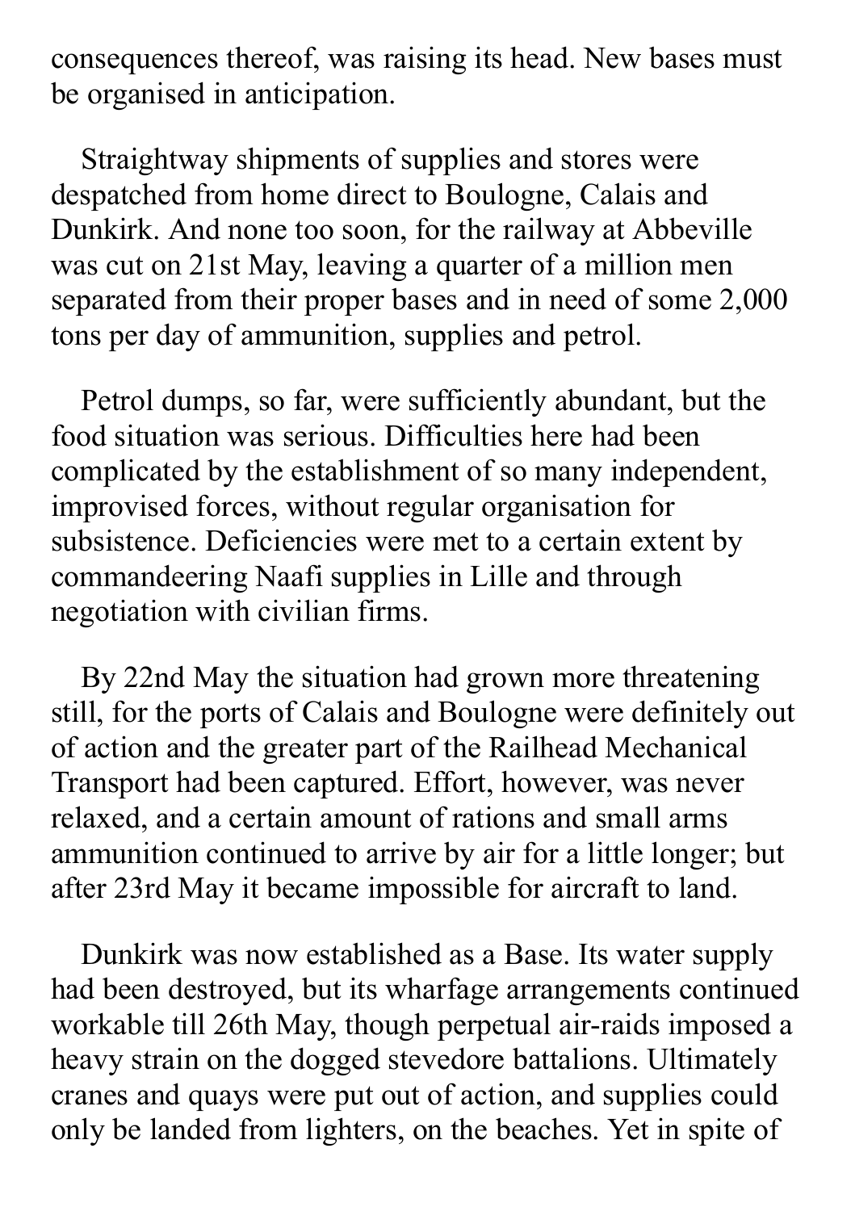consequences thereof, was raising its head. New bases must be organised in anticipation.

Straightway shipments of supplies and stores were despatched from home direct to Boulogne, Calais and Dunkirk. And none too soon, for the railway at Abbeville was cut on 21st May, leaving a quarter of a million men separated from their proper bases and in need of some 2,000 tons per day of ammunition, supplies and petrol.

Petrol dumps, so far, were sufficiently abundant, but the food situation was serious. Difficulties here had been complicated by the establishment of so many independent, improvised forces, without regular organisation for subsistence. Deficiencies were met to a certain extent by commandeering Naafi supplies in Lille and through negotiation with civilian firms.

By 22nd May the situation had grown more threatening still, for the ports of Calais and Boulogne were definitely out of action and the greater part of the Railhead Mechanical Transport had been captured. Effort, however, was never relaxed, and a certain amount of rations and small arms ammunition continued to arrive by air for a little longer; but after 23rd May it became impossible for aircraft to land.

Dunkirk was now established as a Base. Its water supply had been destroyed, but its wharfage arrangements continued workable till 26th May, though perpetual air-raids imposed a heavy strain on the dogged stevedore battalions. Ultimately cranes and quays were put out of action, and supplies could only be landed from lighters, on the beaches. Yet in spite of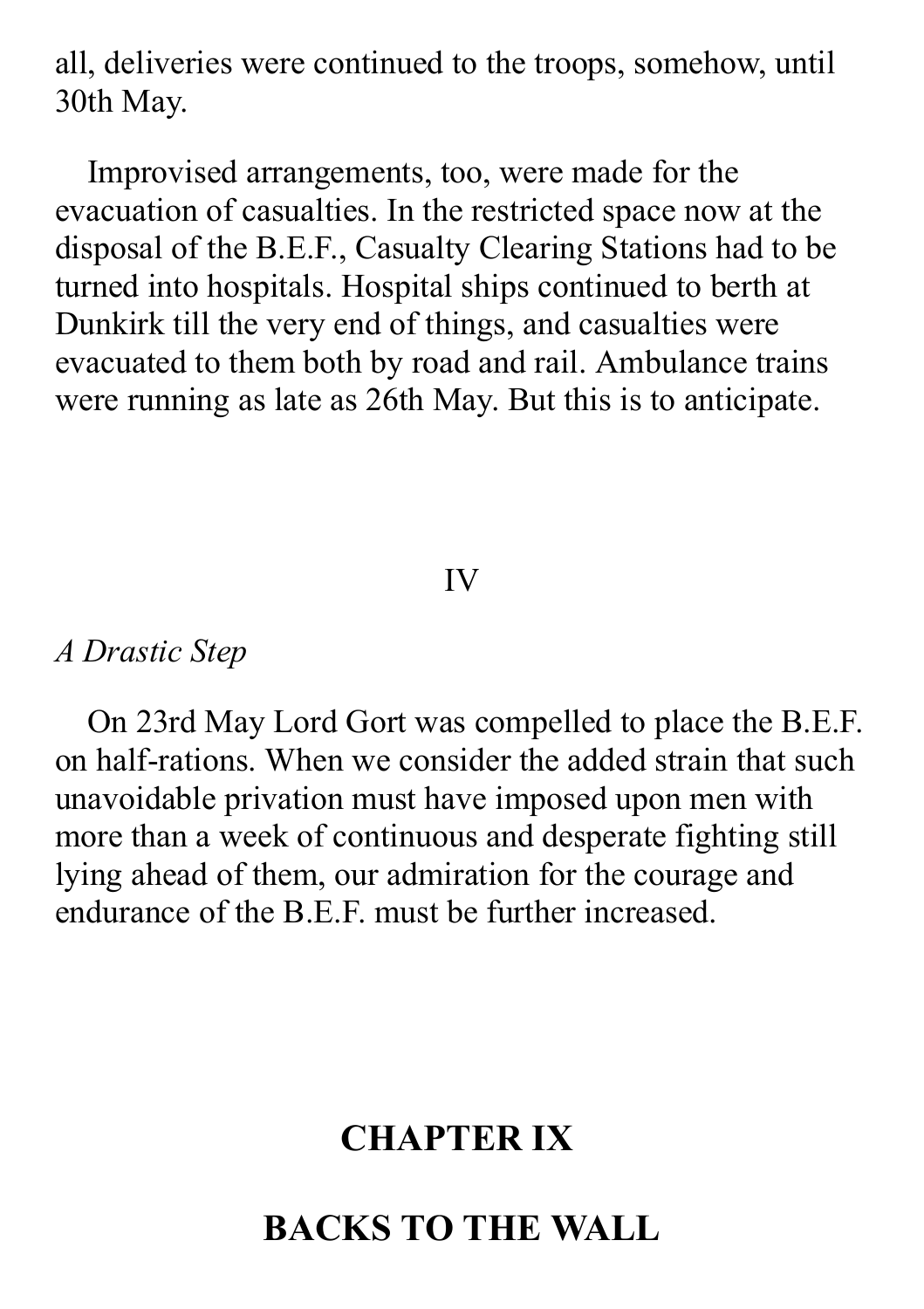all, deliveries were continued to the troops, somehow, until 30th May.

Improvised arrangements, too, were made for the evacuation of casualties. In the restricted space now at the disposal of the B.E.F., Casualty Clearing Stations had to be turned into hospitals. Hospital ships continued to berth at Dunkirk till the very end of things, and casualties were evacuated to them both by road and rail. Ambulance trains were running as late as 26th May. But this is to anticipate.

IV

*A Drastic Step*

On 23rd May Lord Gort was compelled to place the B.E.F. on half-rations. When we consider the added strain that such unavoidable privation must have imposed upon men with more than a week of continuous and desperate fighting still lying ahead of them, our admiration for the courage and endurance of the B.E.F. must be further increased.

## CHAPTER IX

## BACKS TO THE WALL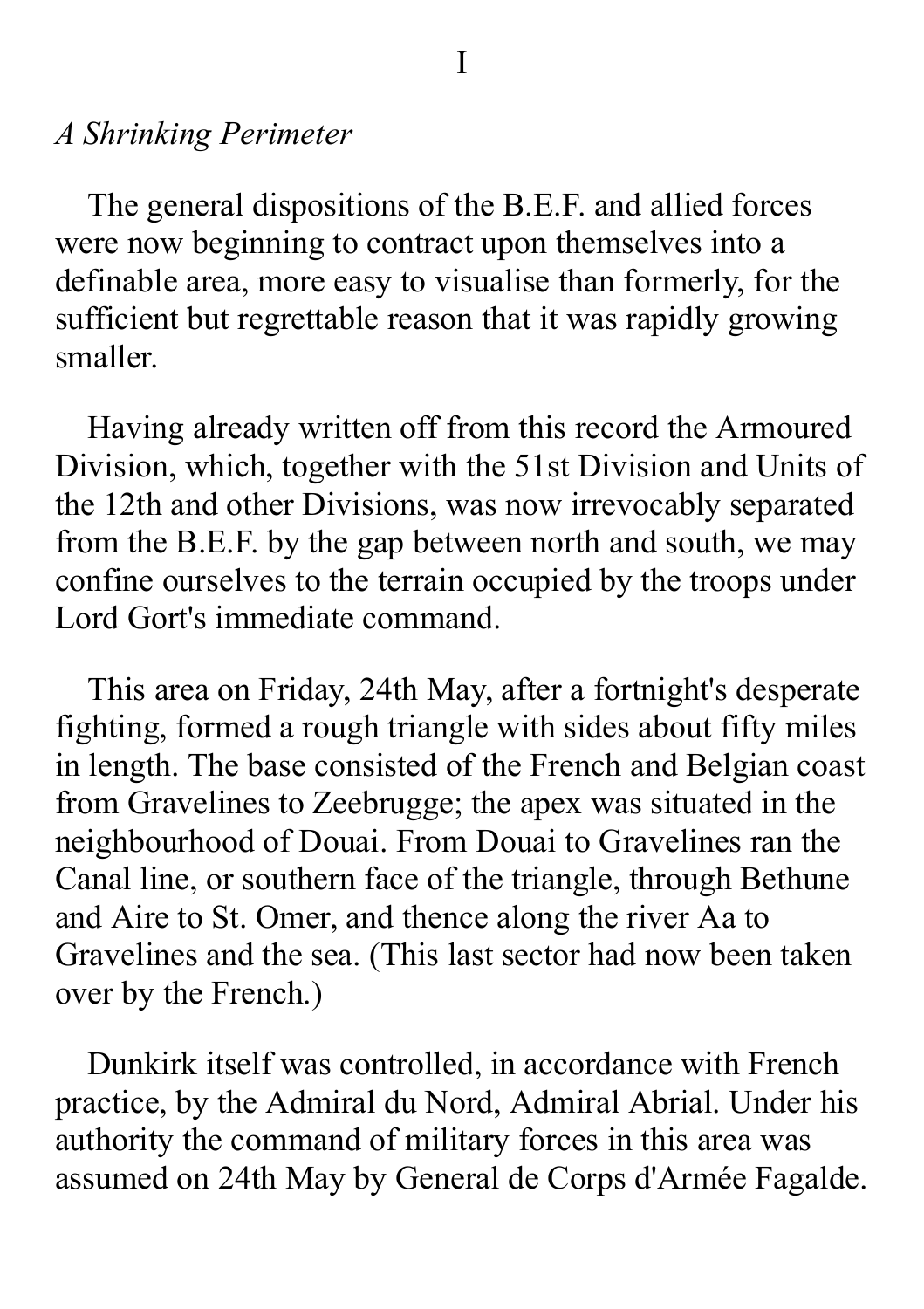# I

## *A Shrinking Perimeter*

The general dispositions of the B.E.F. and allied forces were now beginning to contract upon themselves into a definable area, more easy to visualise than formerly, for the sufficient but regrettable reason that it was rapidly growing smaller.

Having already written off from this record the Armoured Division, which, together with the 51st Division and Units of the 12th and other Divisions, was now irrevocably separated from the B.E.F. by the gap between north and south, we may confine ourselves to the terrain occupied by the troops under Lord Gort's immediate command.

This area on Friday, 24th May, after a fortnight's desperate fighting, formed a rough triangle with sides about fifty miles in length. The base consisted of the French and Belgian coast from Gravelines to Zeebrugge; the apex was situated in the neighbourhood of Douai. From Douai to Gravelines ran the Canal line, or southern face of the triangle, through Bethune and Aire to St. Omer, and thence along the river Aa to Gravelines and the sea. (This last sector had now been taken over by the French.)

Dunkirk itself was controlled, in accordance with French practice, by the Admiral du Nord, Admiral Abrial. Under his authority the command of military forces in this area was assumed on 24th May by General de Corps d'Armée Fagalde.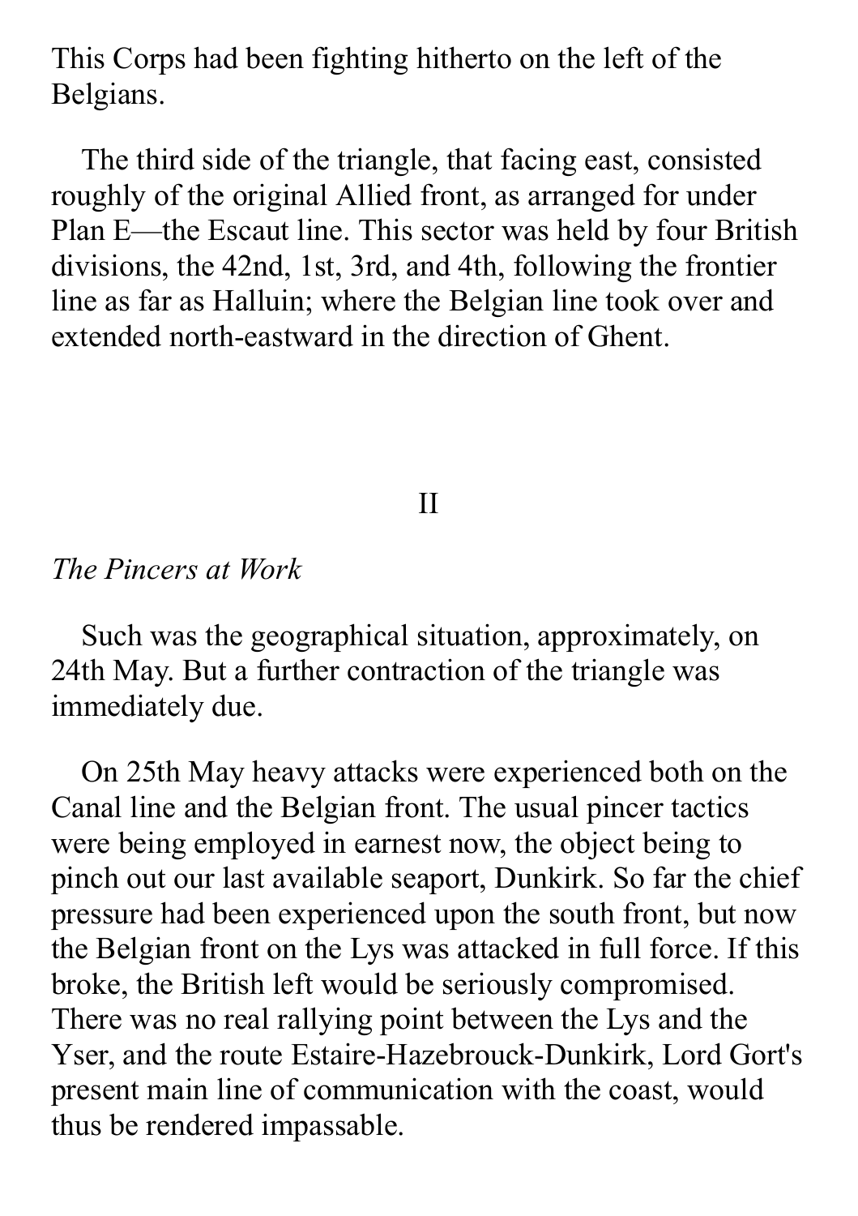This Corps had been fighting hitherto on the left of the Belgians.

The third side of the triangle, that facing east, consisted roughly of the original Allied front, as arranged for under Plan E—the Escaut line. This sector was held by four British divisions, the 42nd, 1st, 3rd, and 4th, following the frontier line as far as Halluin; where the Belgian line took over and extended north-eastward in the direction of Ghent.

## II

### *The Pincers at Work*

Such was the geographical situation, approximately, on 24th May. But a further contraction of the triangle was immediately due.

On 25th May heavy attacks were experienced both on the Canal line and the Belgian front. The usual pincer tactics were being employed in earnest now, the object being to pinch out our last available seaport, Dunkirk. So far the chief pressure had been experienced upon the south front, but now the Belgian front on the Lys was attacked in full force. If this broke, the British left would be seriously compromised. There was no real rallying point between the Lys and the Yser, and the route Estaire-Hazebrouck-Dunkirk, Lord Gort's present main line of communication with the coast, would thus be rendered impassable.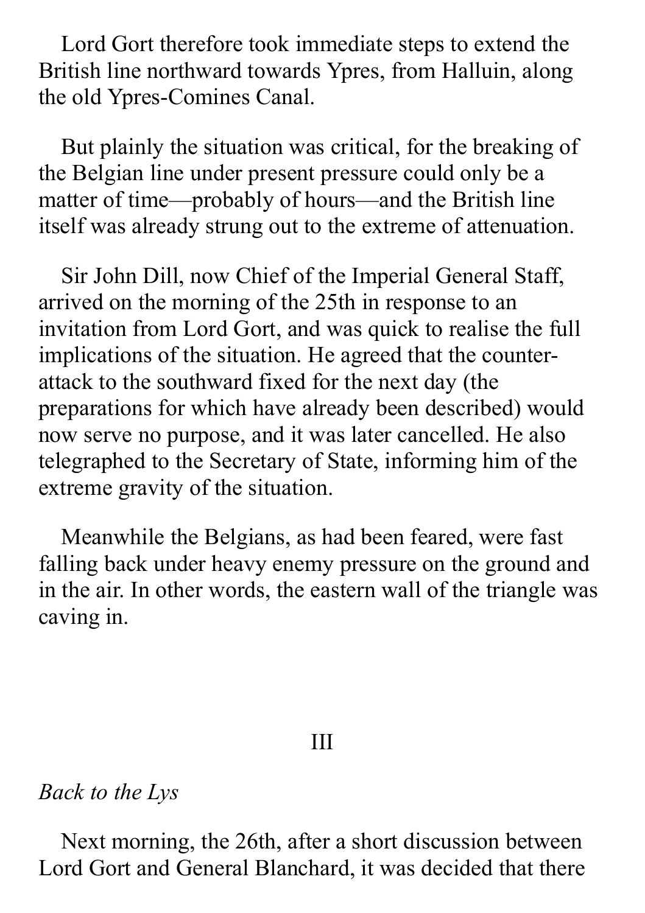Lord Gort therefore took immediate steps to extend the British line northward towards Ypres, from Halluin, along the old Ypres-Comines Canal.

But plainly the situation was critical, for the breaking of the Belgian line under present pressure could only be a matter of time—probably of hours—and the British line itself was already strung out to the extreme of attenuation.

Sir John Dill, now Chief of the Imperial General Staff, arrived on the morning of the 25th in response to an invitation from Lord Gort, and was quick to realise the full implications of the situation. He agreed that the counter-attack to the southward fixed for the next day (the preparations for which have already been described) would now serve no purpose, and it was later cancelled. He also telegraphed to the Secretary of State, informing him of the extreme gravity of the situation.

Meanwhile the Belgians, as had been feared, were fast falling back under heavy enemy pressure on the ground and in the air. In other words, the eastern wall of the triangle was caving in.

## III

*Back to the Lys*

Next morning, the 26th, after a short discussion between Lord Gort and General Blanchard, it was decided that there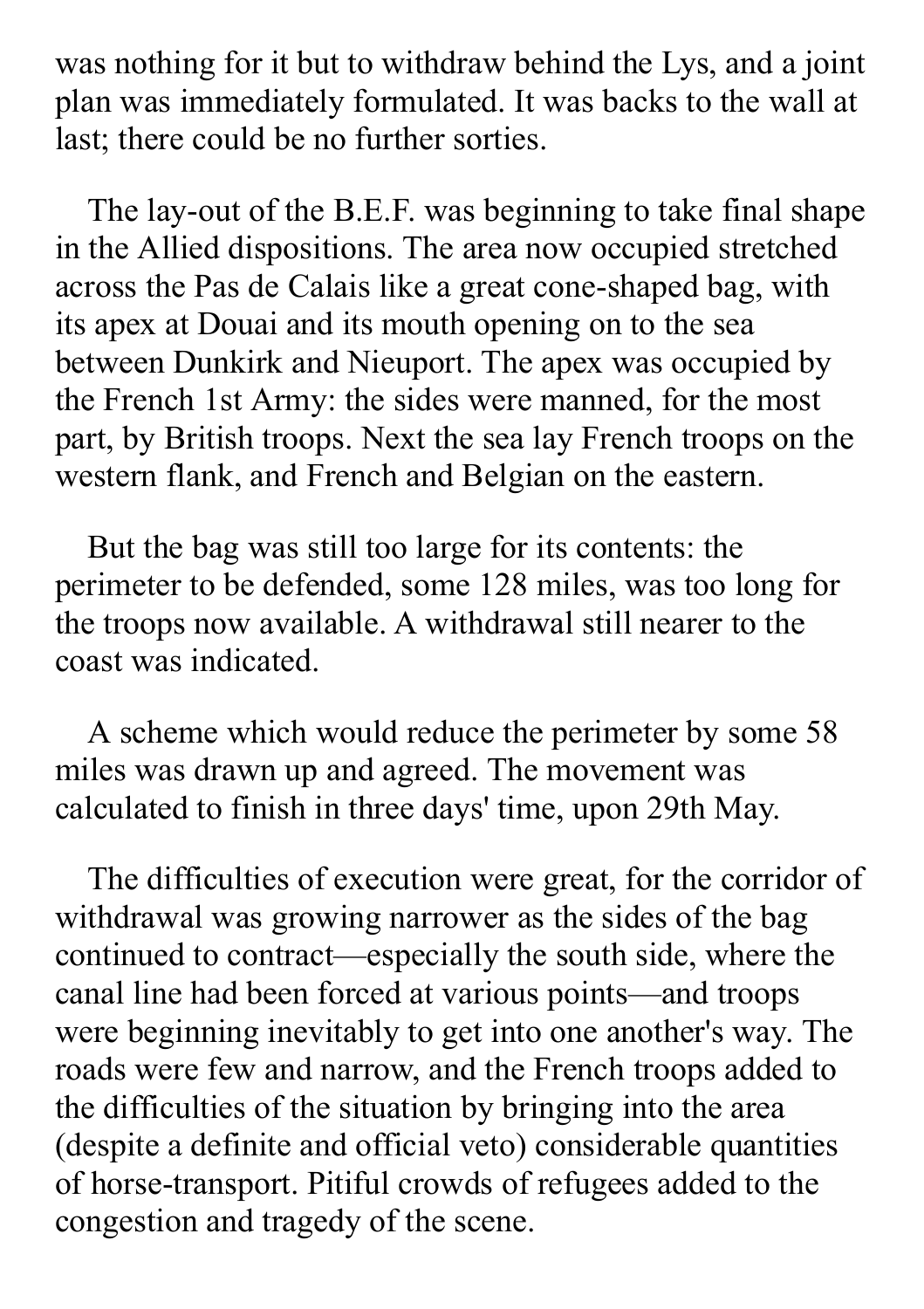was nothing for it but to withdraw behind the Lys, and a joint plan was immediately formulated. It was backs to the wall at last; there could be no further sorties.

The lay-out of the B.E.F. was beginning to take final shape in the Allied dispositions. The area now occupied stretched across the Pas de Calais like a great cone-shaped bag, with its apex at Douai and its mouth opening on to the sea between Dunkirk and Nieuport. The apex was occupied by the French 1st Army: the sides were manned, for the most part, by British troops. Next the sea lay French troops on the western flank, and French and Belgian on the eastern.

But the bag was still too large for its contents: the perimeter to be defended, some 128 miles, was too long for the troops now available. A withdrawal still nearer to the coast was indicated.

A scheme which would reduce the perimeter by some 58 miles was drawn up and agreed. The movement was calculated to finish in three days' time, upon 29th May.

The difficulties of execution were great, for the corridor of withdrawal was growing narrower as the sides of the bag continued to contract—especially the south side, where the canal line had been forced at various points—and troops were beginning inevitably to get into one another's way. The roads were few and narrow, and the French troops added to the difficulties of the situation by bringing into the area (despite a definite and official veto) considerable quantities of horse-transport. Pitiful crowds of refugees added to the congestion and tragedy of the scene.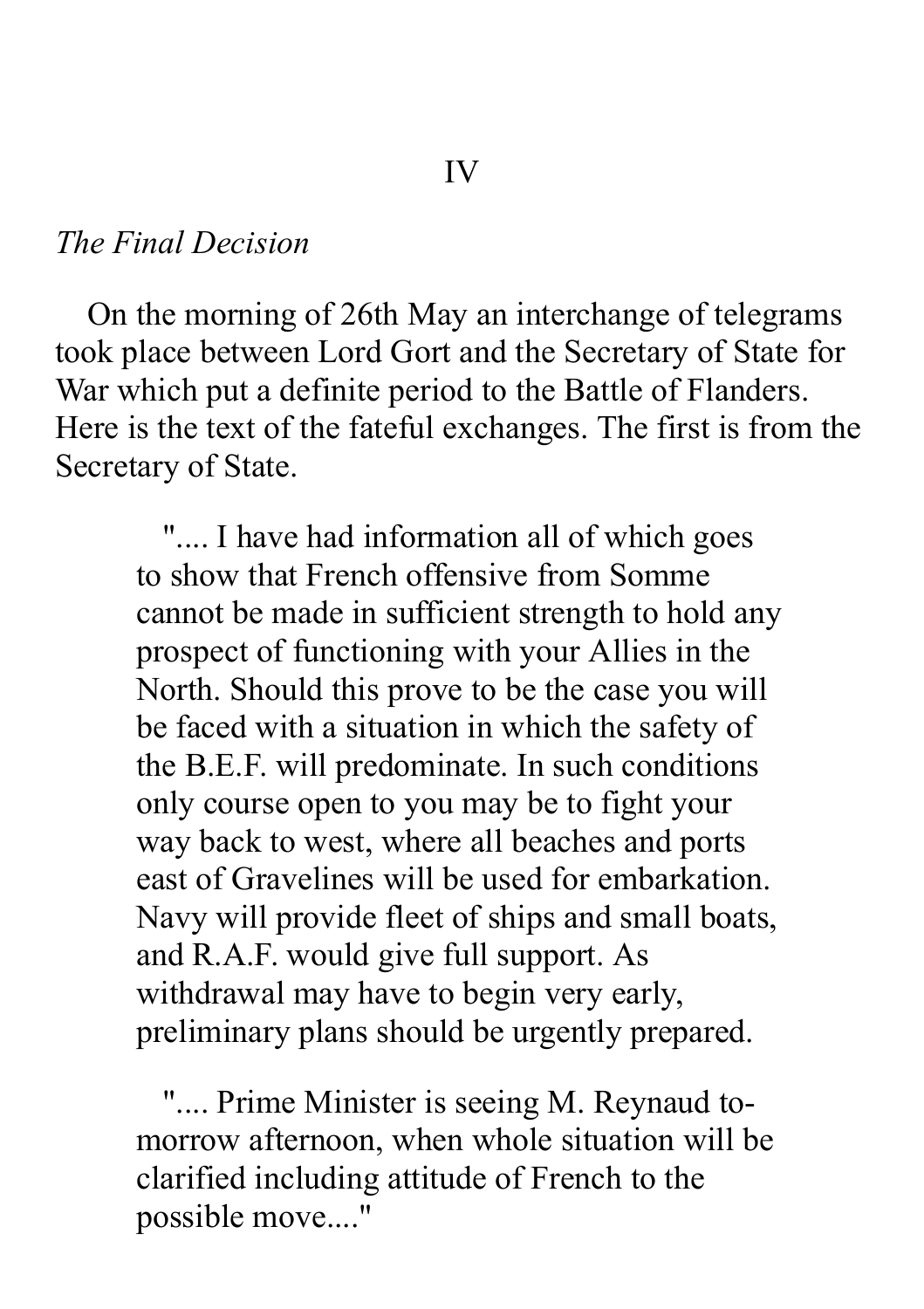## IV

*The Final Decision*

On the morning of 26th May an interchange of telegrams took place between Lord Gort and the Secretary of State for War which put a definite period to the Battle of Flanders. Here is the text of the fateful exchanges. The first is from the Secretary of State.

> ".... I have had information all of which goes to show that French offensive from Somme cannot be made in sufficient strength to hold any prospect of functioning with your Allies in the North. Should this prove to be the case you will be faced with a situation in which the safety of the B.E.F. will predominate. In such conditions only course open to you may be to fight your way back to west, where all beaches and ports east of Gravelines will be used for embarkation. Navy will provide fleet of ships and small boats, and R.A.F. would give full support. As withdrawal may have to begin very early, preliminary plans should be urgently prepared.
>
> ".... Prime Minister is seeing M. Reynaud to-morrow afternoon, when whole situation will be clarified including attitude of French to the possible move...."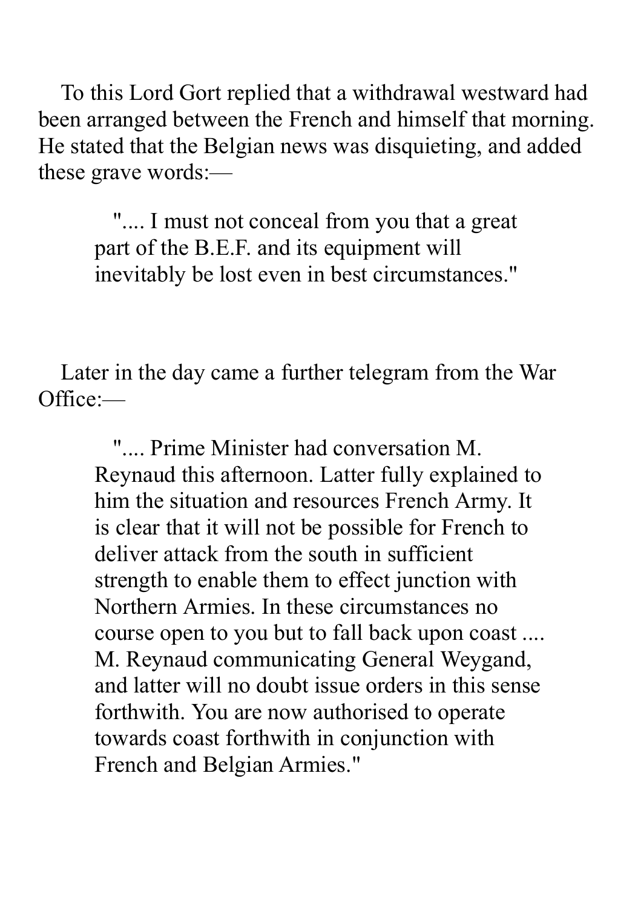To this Lord Gort replied that a withdrawal westward had been arranged between the French and himself that morning. He stated that the Belgian news was disquieting, and added these grave words:—

> ".... I must not conceal from you that a great part of the B.E.F. and its equipment will inevitably be lost even in best circumstances."

Later in the day came a further telegram from the War Office:—

> ".... Prime Minister had conversation M. Reynaud this afternoon. Latter fully explained to him the situation and resources French Army. It is clear that it will not be possible for French to deliver attack from the south in sufficient strength to enable them to effect junction with Northern Armies. In these circumstances no course open to you but to fall back upon coast .... M. Reynaud communicating General Weygand, and latter will no doubt issue orders in this sense forthwith. You are now authorised to operate towards coast forthwith in conjunction with French and Belgian Armies."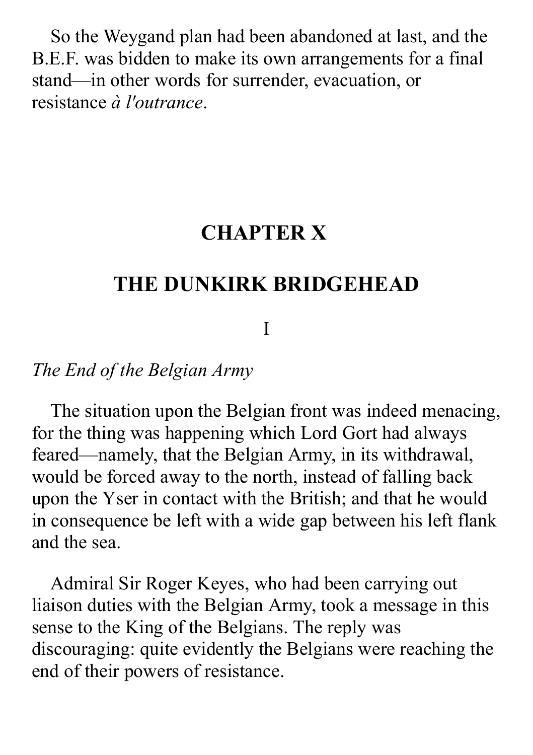So the Weygand plan had been abandoned at last, and the B.E.F. was bidden to make its own arrangements for a final stand—in other words for surrender, evacuation, or resistance *à l'outrance*.

## CHAPTER X

## THE DUNKIRK BRIDGEHEAD

### I

*The End of the Belgian Army*

The situation upon the Belgian front was indeed menacing, for the thing was happening which Lord Gort had always feared—namely, that the Belgian Army, in its withdrawal, would be forced away to the north, instead of falling back upon the Yser in contact with the British; and that he would in consequence be left with a wide gap between his left flank and the sea.

Admiral Sir Roger Keyes, who had been carrying out liaison duties with the Belgian Army, took a message in this sense to the King of the Belgians. The reply was discouraging: quite evidently the Belgians were reaching the end of their powers of resistance.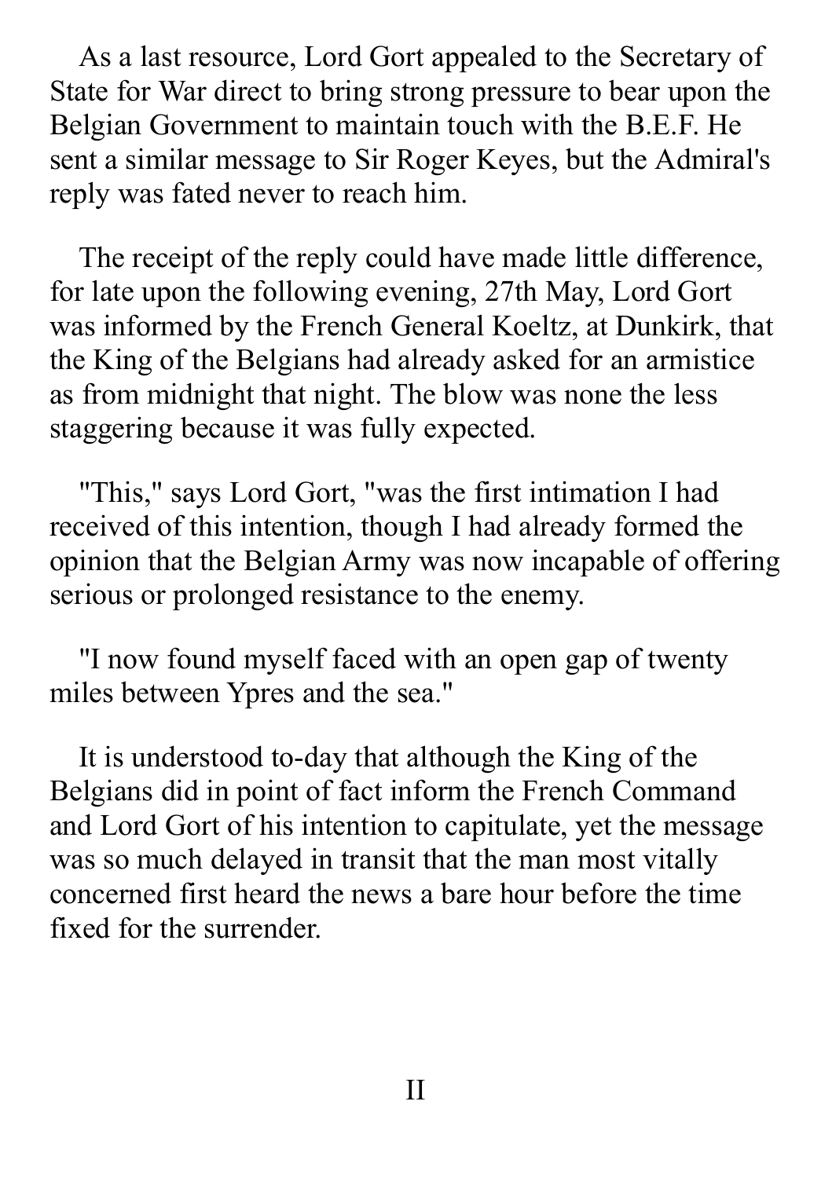As a last resource, Lord Gort appealed to the Secretary of State for War direct to bring strong pressure to bear upon the Belgian Government to maintain touch with the B.E.F. He sent a similar message to Sir Roger Keyes, but the Admiral's reply was fated never to reach him.

The receipt of the reply could have made little difference, for late upon the following evening, 27th May, Lord Gort was informed by the French General Koeltz, at Dunkirk, that the King of the Belgians had already asked for an armistice as from midnight that night. The blow was none the less staggering because it was fully expected.

"This," says Lord Gort, "was the first intimation I had received of this intention, though I had already formed the opinion that the Belgian Army was now incapable of offering serious or prolonged resistance to the enemy.

"I now found myself faced with an open gap of twenty miles between Ypres and the sea."

It is understood to-day that although the King of the Belgians did in point of fact inform the French Command and Lord Gort of his intention to capitulate, yet the message was so much delayed in transit that the man most vitally concerned first heard the news a bare hour before the time fixed for the surrender.

## II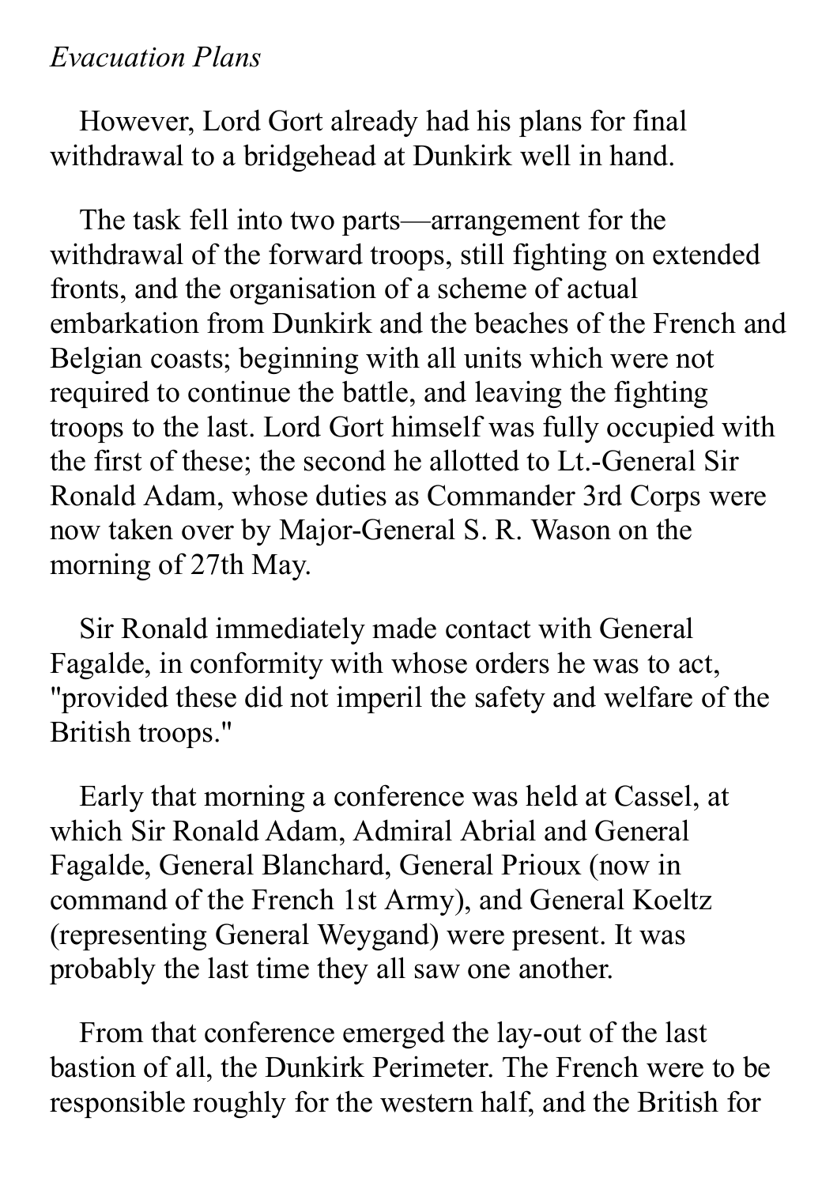*Evacuation Plans*

However, Lord Gort already had his plans for final withdrawal to a bridgehead at Dunkirk well in hand.

The task fell into two parts—arrangement for the withdrawal of the forward troops, still fighting on extended fronts, and the organisation of a scheme of actual embarkation from Dunkirk and the beaches of the French and Belgian coasts; beginning with all units which were not required to continue the battle, and leaving the fighting troops to the last. Lord Gort himself was fully occupied with the first of these; the second he allotted to Lt.-General Sir Ronald Adam, whose duties as Commander 3rd Corps were now taken over by Major-General S. R. Wason on the morning of 27th May.

Sir Ronald immediately made contact with General Fagalde, in conformity with whose orders he was to act, "provided these did not imperil the safety and welfare of the British troops."

Early that morning a conference was held at Cassel, at which Sir Ronald Adam, Admiral Abrial and General Fagalde, General Blanchard, General Prioux (now in command of the French 1st Army), and General Koeltz (representing General Weygand) were present. It was probably the last time they all saw one another.

From that conference emerged the lay-out of the last bastion of all, the Dunkirk Perimeter. The French were to be responsible roughly for the western half, and the British for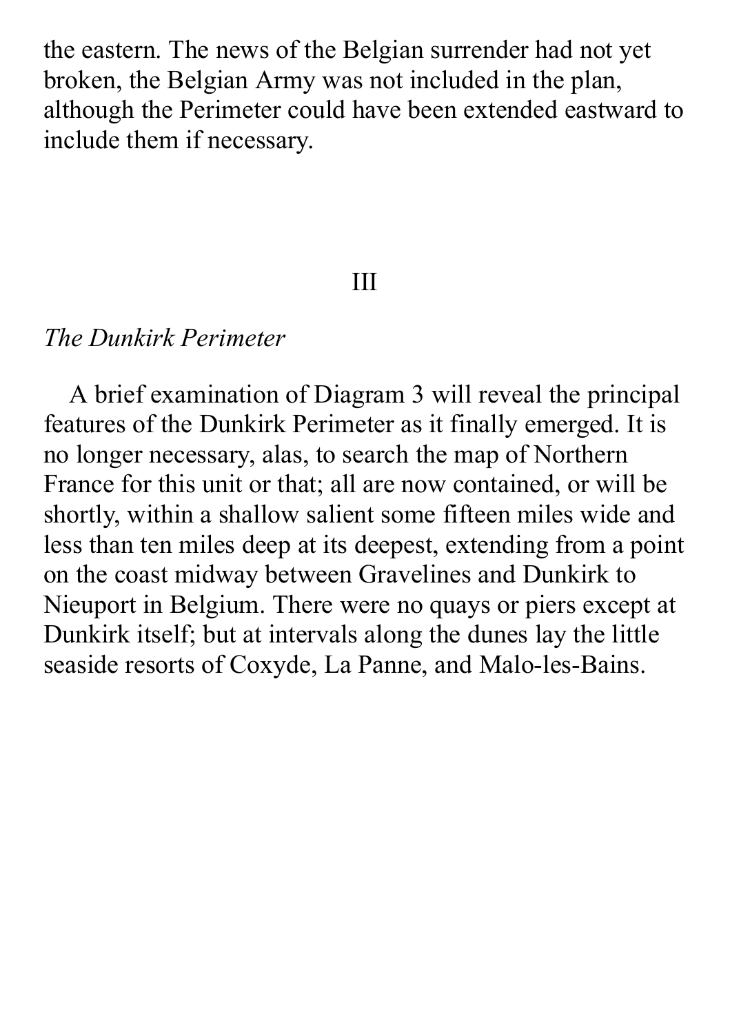the eastern. The news of the Belgian surrender had not yet broken, the Belgian Army was not included in the plan, although the Perimeter could have been extended eastward to include them if necessary.

## III

### *The Dunkirk Perimeter*

A brief examination of Diagram 3 will reveal the principal features of the Dunkirk Perimeter as it finally emerged. It is no longer necessary, alas, to search the map of Northern France for this unit or that; all are now contained, or will be shortly, within a shallow salient some fifteen miles wide and less than ten miles deep at its deepest, extending from a point on the coast midway between Gravelines and Dunkirk to Nieuport in Belgium. There were no quays or piers except at Dunkirk itself; but at intervals along the dunes lay the little seaside resorts of Coxyde, La Panne, and Malo-les-Bains.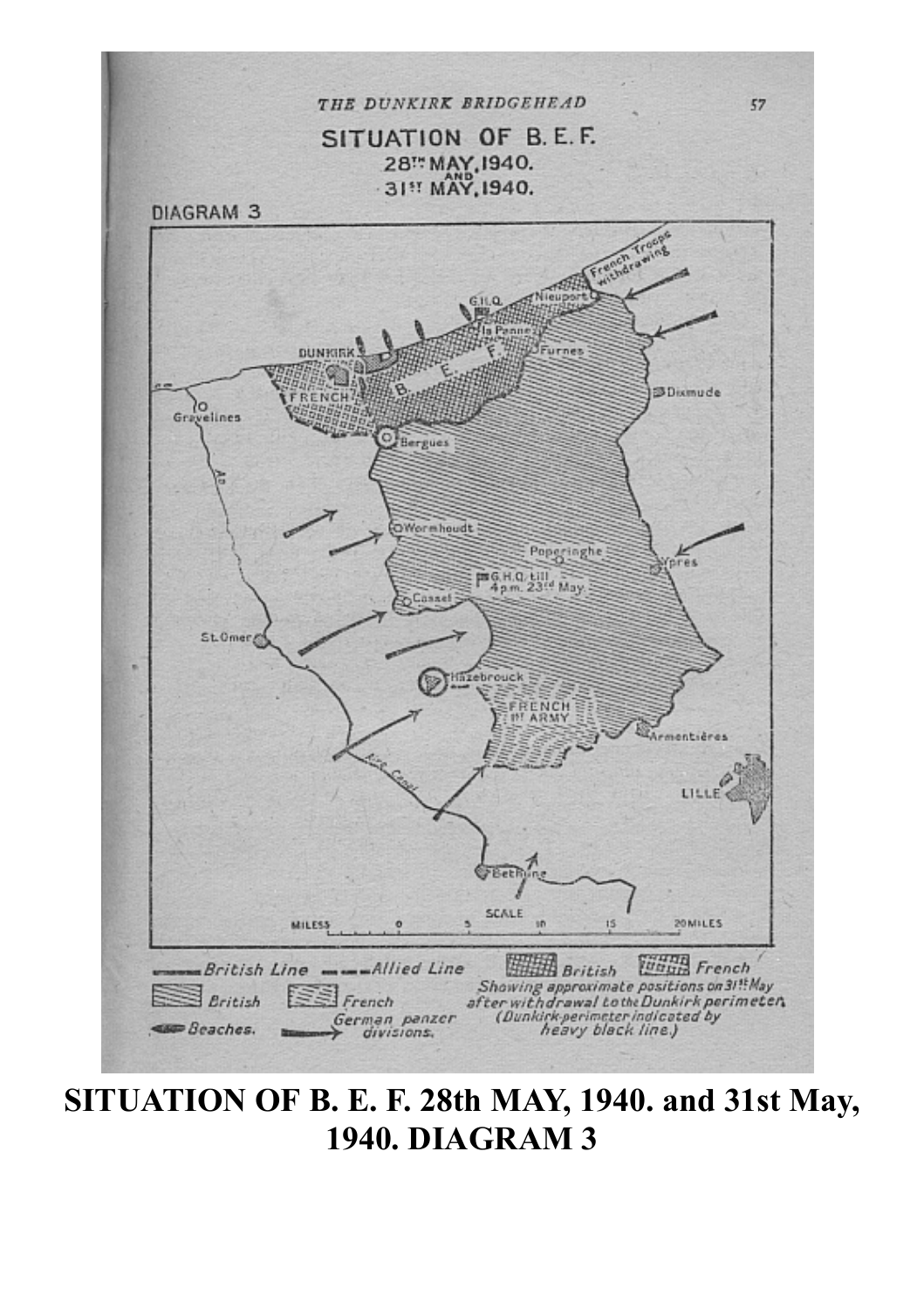**SITUATION OF B. E. F. 28th MAY, 1940. and 31st May, 1940. DIAGRAM 3**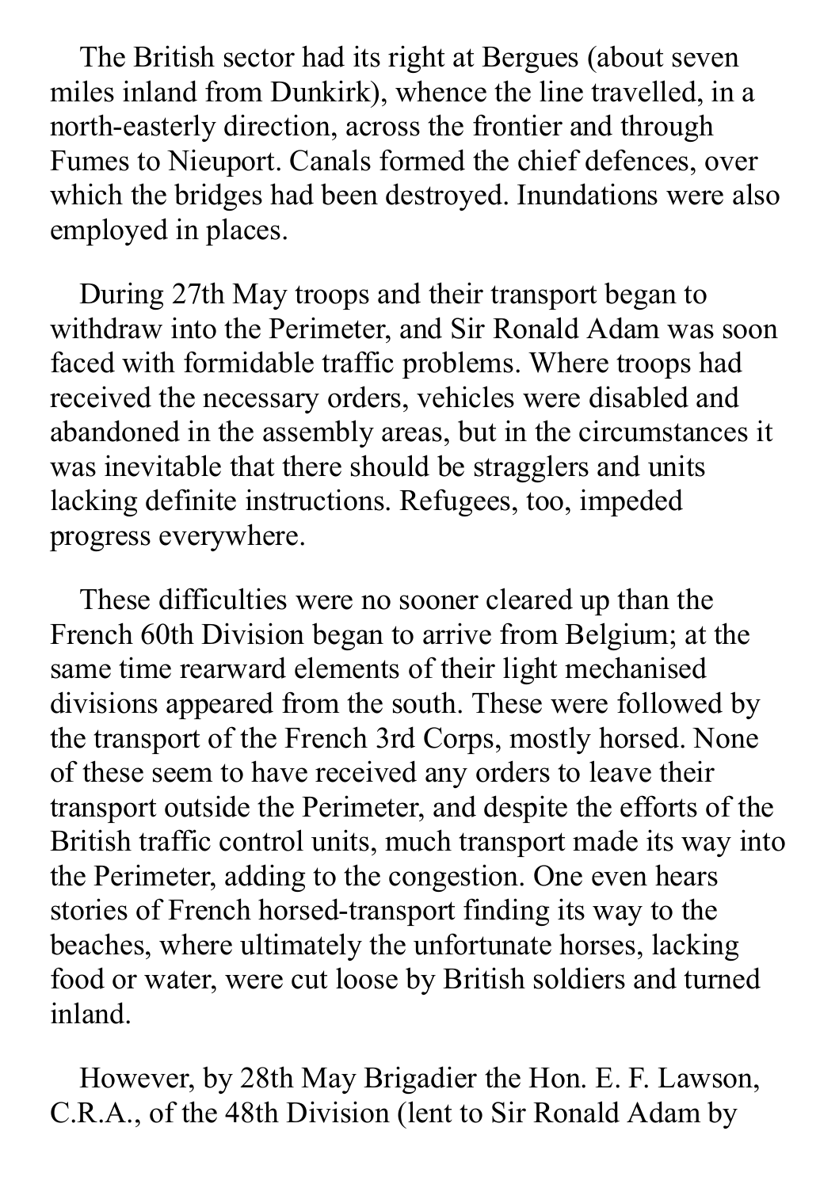The British sector had its right at Bergues (about seven miles inland from Dunkirk), whence the line travelled, in a north-easterly direction, across the frontier and through Fumes to Nieuport. Canals formed the chief defences, over which the bridges had been destroyed. Inundations were also employed in places.

During 27th May troops and their transport began to withdraw into the Perimeter, and Sir Ronald Adam was soon faced with formidable traffic problems. Where troops had received the necessary orders, vehicles were disabled and abandoned in the assembly areas, but in the circumstances it was inevitable that there should be stragglers and units lacking definite instructions. Refugees, too, impeded progress everywhere.

These difficulties were no sooner cleared up than the French 60th Division began to arrive from Belgium; at the same time rearward elements of their light mechanised divisions appeared from the south. These were followed by the transport of the French 3rd Corps, mostly horsed. None of these seem to have received any orders to leave their transport outside the Perimeter, and despite the efforts of the British traffic control units, much transport made its way into the Perimeter, adding to the congestion. One even hears stories of French horsed-transport finding its way to the beaches, where ultimately the unfortunate horses, lacking food or water, were cut loose by British soldiers and turned inland.

However, by 28th May Brigadier the Hon. E. F. Lawson, C.R.A., of the 48th Division (lent to Sir Ronald Adam by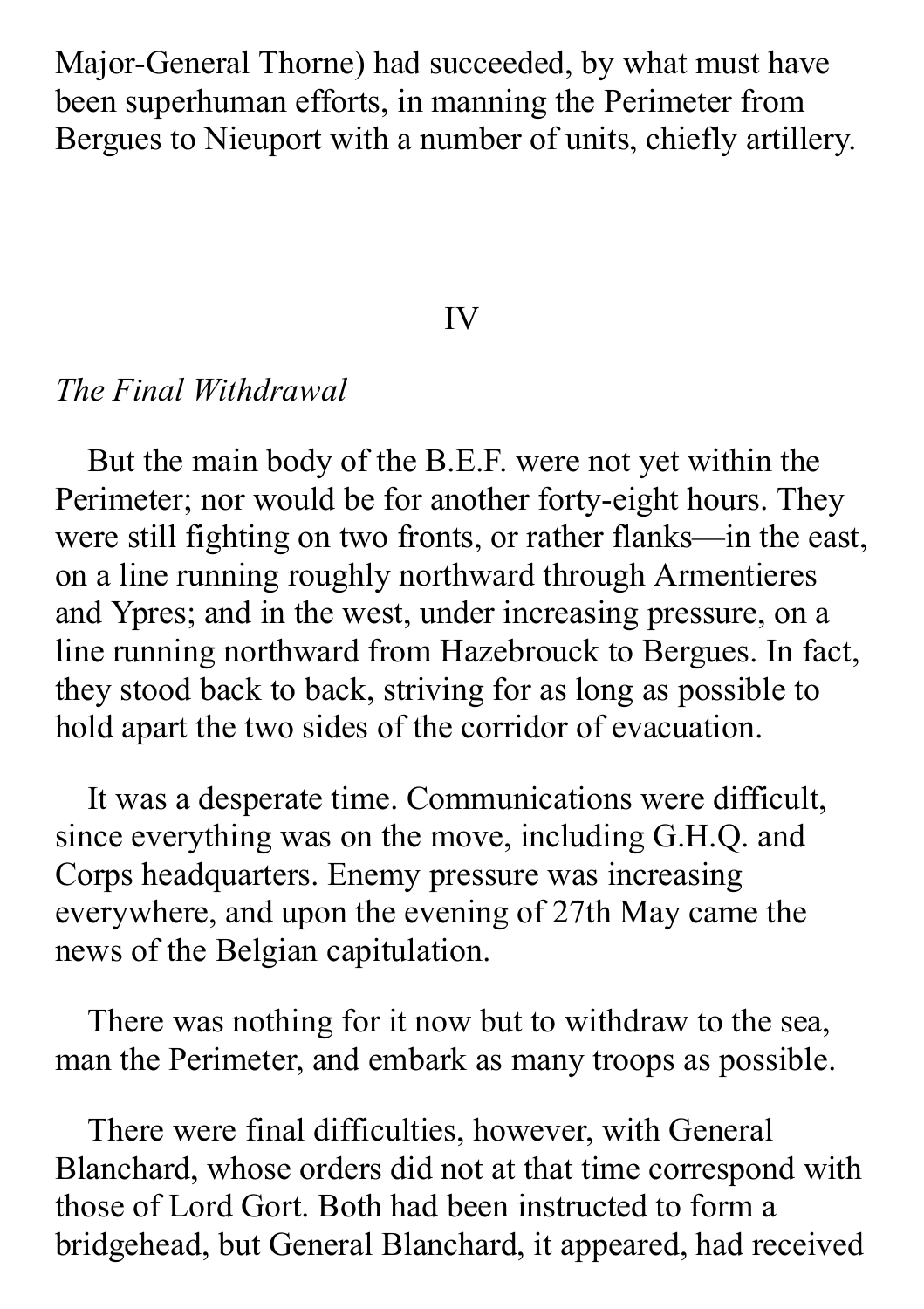Major-General Thorne) had succeeded, by what must have been superhuman efforts, in manning the Perimeter from Bergues to Nieuport with a number of units, chiefly artillery.

## IV

*The Final Withdrawal*

But the main body of the B.E.F. were not yet within the Perimeter; nor would be for another forty-eight hours. They were still fighting on two fronts, or rather flanks—in the east, on a line running roughly northward through Armentieres and Ypres; and in the west, under increasing pressure, on a line running northward from Hazebrouck to Bergues. In fact, they stood back to back, striving for as long as possible to hold apart the two sides of the corridor of evacuation.

It was a desperate time. Communications were difficult, since everything was on the move, including G.H.Q. and Corps headquarters. Enemy pressure was increasing everywhere, and upon the evening of 27th May came the news of the Belgian capitulation.

There was nothing for it now but to withdraw to the sea, man the Perimeter, and embark as many troops as possible.

There were final difficulties, however, with General Blanchard, whose orders did not at that time correspond with those of Lord Gort. Both had been instructed to form a bridgehead, but General Blanchard, it appeared, had received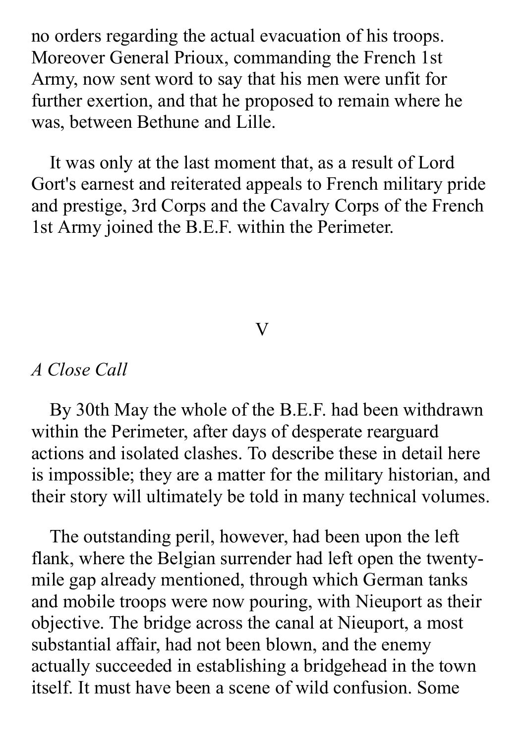no orders regarding the actual evacuation of his troops. Moreover General Prioux, commanding the French 1st Army, now sent word to say that his men were unfit for further exertion, and that he proposed to remain where he was, between Bethune and Lille.

It was only at the last moment that, as a result of Lord Gort's earnest and reiterated appeals to French military pride and prestige, 3rd Corps and the Cavalry Corps of the French 1st Army joined the B.E.F. within the Perimeter.

## V

### *A Close Call*

By 30th May the whole of the B.E.F. had been withdrawn within the Perimeter, after days of desperate rearguard actions and isolated clashes. To describe these in detail here is impossible; they are a matter for the military historian, and their story will ultimately be told in many technical volumes.

The outstanding peril, however, had been upon the left flank, where the Belgian surrender had left open the twenty-mile gap already mentioned, through which German tanks and mobile troops were now pouring, with Nieuport as their objective. The bridge across the canal at Nieuport, a most substantial affair, had not been blown, and the enemy actually succeeded in establishing a bridgehead in the town itself. It must have been a scene of wild confusion. Some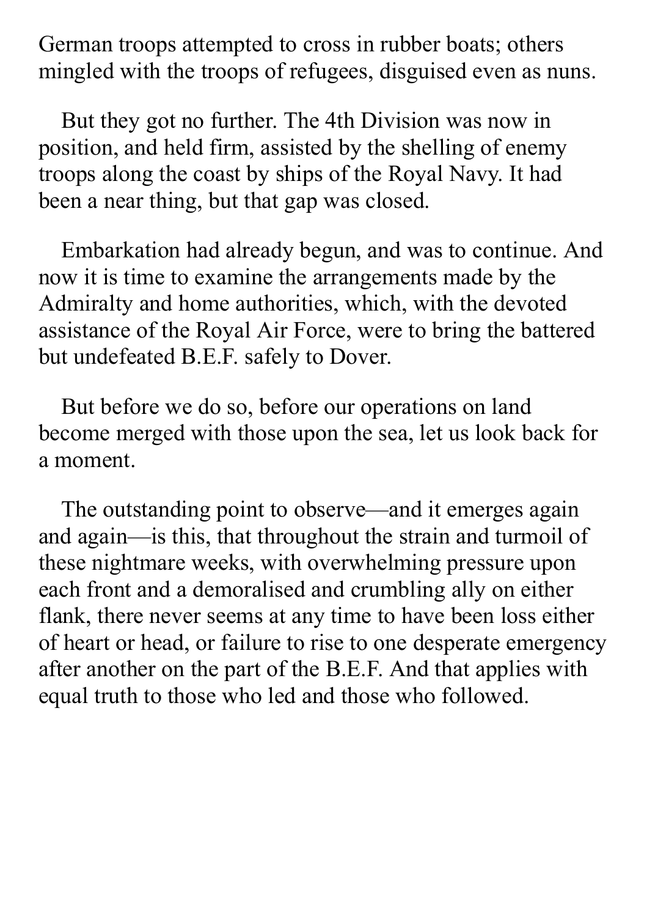German troops attempted to cross in rubber boats; others mingled with the troops of refugees, disguised even as nuns.

But they got no further. The 4th Division was now in position, and held firm, assisted by the shelling of enemy troops along the coast by ships of the Royal Navy. It had been a near thing, but that gap was closed.

Embarkation had already begun, and was to continue. And now it is time to examine the arrangements made by the Admiralty and home authorities, which, with the devoted assistance of the Royal Air Force, were to bring the battered but undefeated B.E.F. safely to Dover.

But before we do so, before our operations on land become merged with those upon the sea, let us look back for a moment.

The outstanding point to observe—and it emerges again and again—is this, that throughout the strain and turmoil of these nightmare weeks, with overwhelming pressure upon each front and a demoralised and crumbling ally on either flank, there never seems at any time to have been loss either of heart or head, or failure to rise to one desperate emergency after another on the part of the B.E.F. And that applies with equal truth to those who led and those who followed.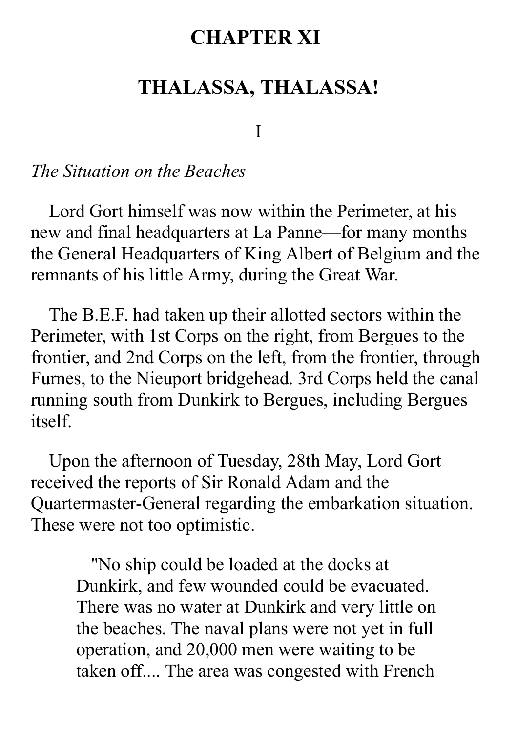# CHAPTER XI

## THALASSA, THALASSA!

I

*The Situation on the Beaches*

Lord Gort himself was now within the Perimeter, at his new and final headquarters at La Panne—for many months the General Headquarters of King Albert of Belgium and the remnants of his little Army, during the Great War.

The B.E.F. had taken up their allotted sectors within the Perimeter, with 1st Corps on the right, from Bergues to the frontier, and 2nd Corps on the left, from the frontier, through Furnes, to the Nieuport bridgehead. 3rd Corps held the canal running south from Dunkirk to Bergues, including Bergues itself.

Upon the afternoon of Tuesday, 28th May, Lord Gort received the reports of Sir Ronald Adam and the Quartermaster-General regarding the embarkation situation. These were not too optimistic.

> "No ship could be loaded at the docks at Dunkirk, and few wounded could be evacuated. There was no water at Dunkirk and very little on the beaches. The naval plans were not yet in full operation, and 20,000 men were waiting to be taken off.... The area was congested with French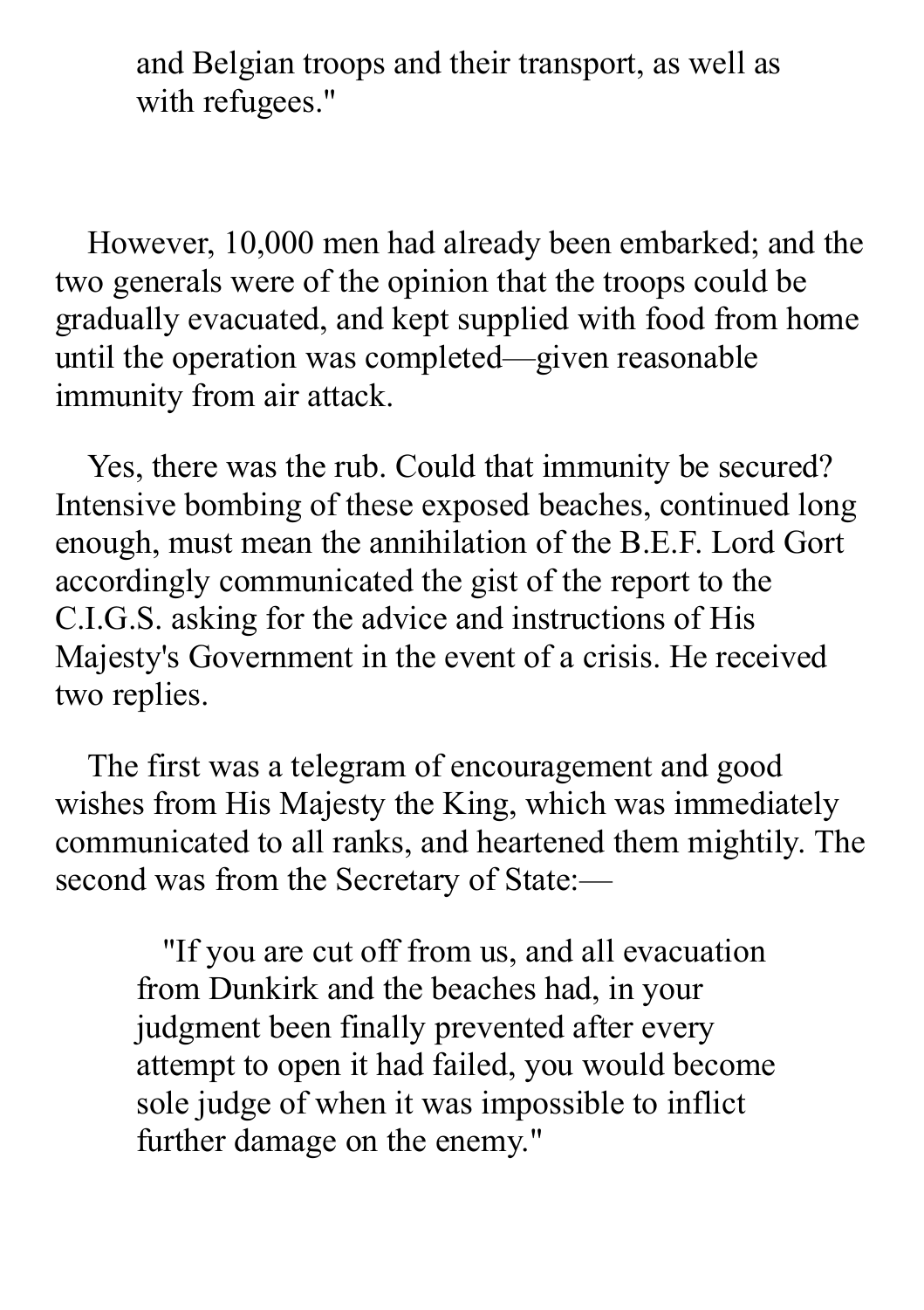> and Belgian troops and their transport, as well as with refugees."

However, 10,000 men had already been embarked; and the two generals were of the opinion that the troops could be gradually evacuated, and kept supplied with food from home until the operation was completed—given reasonable immunity from air attack.

Yes, there was the rub. Could that immunity be secured? Intensive bombing of these exposed beaches, continued long enough, must mean the annihilation of the B.E.F. Lord Gort accordingly communicated the gist of the report to the C.I.G.S. asking for the advice and instructions of His Majesty's Government in the event of a crisis. He received two replies.

The first was a telegram of encouragement and good wishes from His Majesty the King, which was immediately communicated to all ranks, and heartened them mightily. The second was from the Secretary of State:—

> "If you are cut off from us, and all evacuation from Dunkirk and the beaches had, in your judgment been finally prevented after every attempt to open it had failed, you would become sole judge of when it was impossible to inflict further damage on the enemy."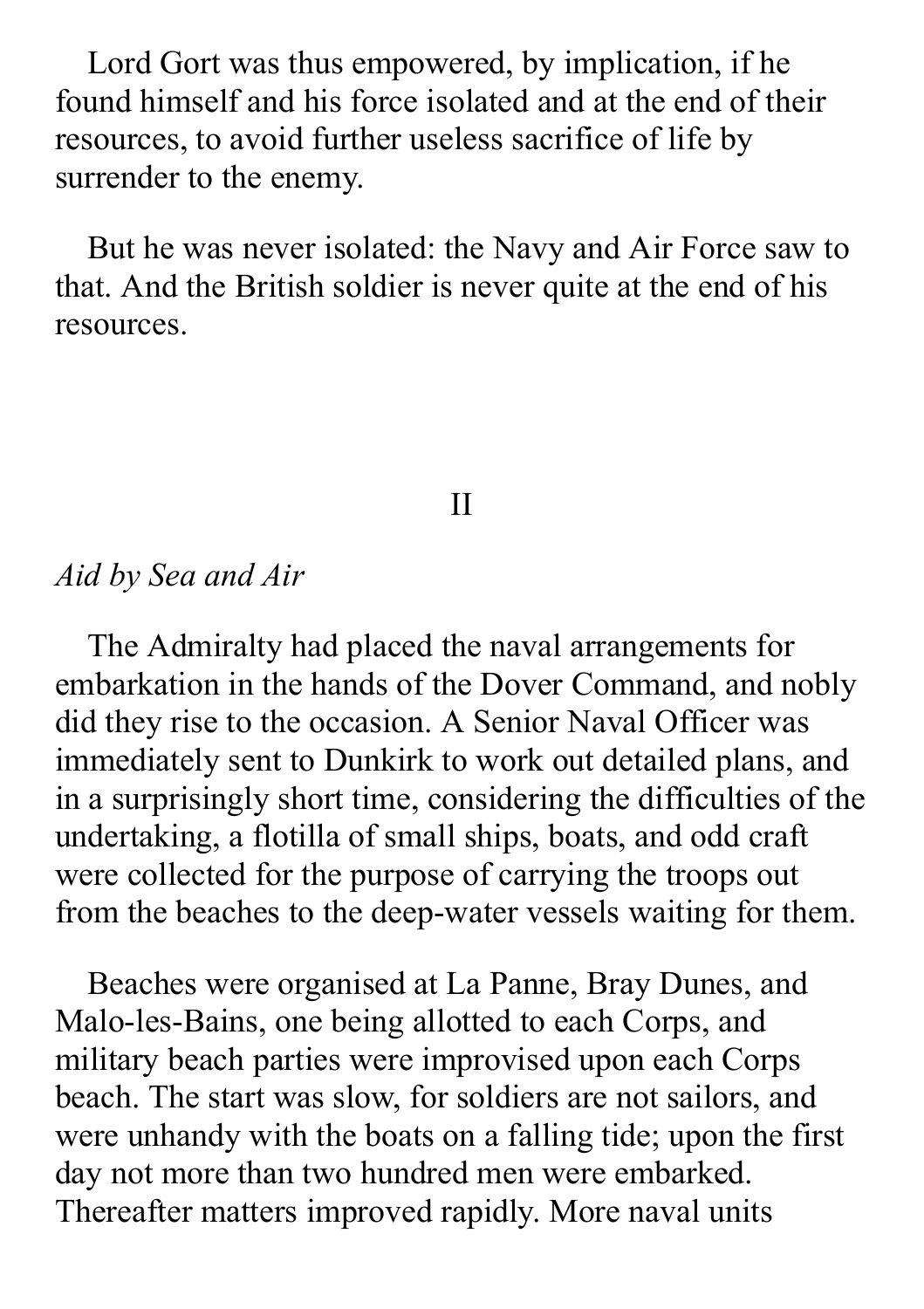Lord Gort was thus empowered, by implication, if he found himself and his force isolated and at the end of their resources, to avoid further useless sacrifice of life by surrender to the enemy.

But he was never isolated: the Navy and Air Force saw to that. And the British soldier is never quite at the end of his resources.

## II

*Aid by Sea and Air*

The Admiralty had placed the naval arrangements for embarkation in the hands of the Dover Command, and nobly did they rise to the occasion. A Senior Naval Officer was immediately sent to Dunkirk to work out detailed plans, and in a surprisingly short time, considering the difficulties of the undertaking, a flotilla of small ships, boats, and odd craft were collected for the purpose of carrying the troops out from the beaches to the deep-water vessels waiting for them.

Beaches were organised at La Panne, Bray Dunes, and Malo-les-Bains, one being allotted to each Corps, and military beach parties were improvised upon each Corps beach. The start was slow, for soldiers are not sailors, and were unhandy with the boats on a falling tide; upon the first day not more than two hundred men were embarked. Thereafter matters improved rapidly. More naval units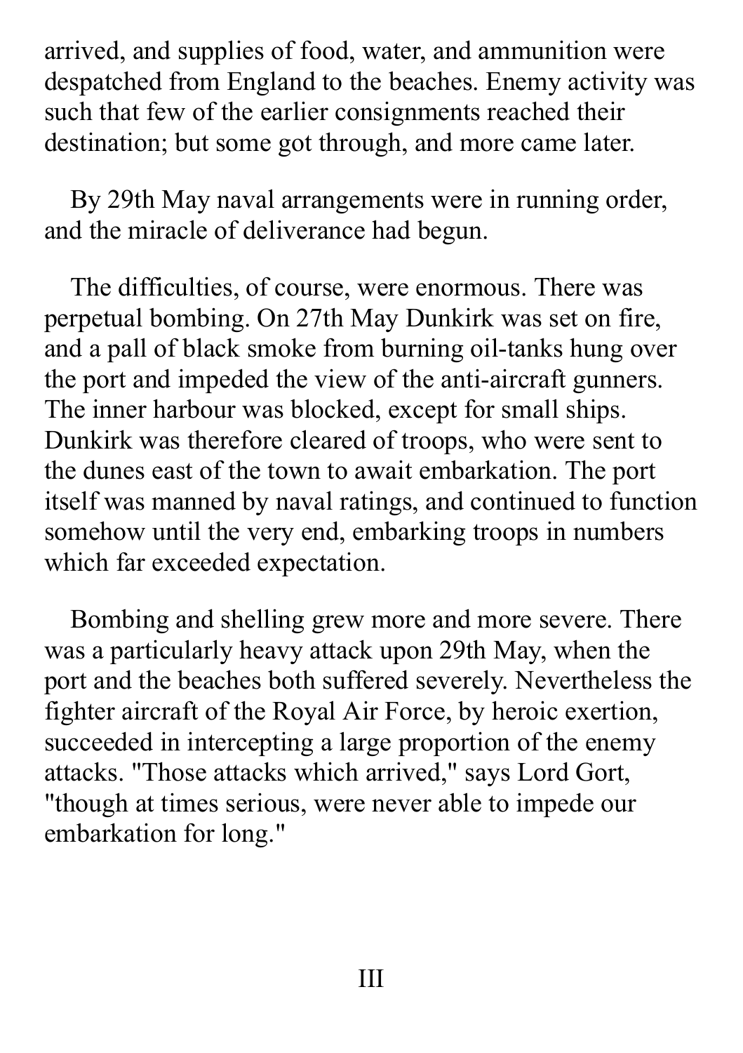arrived, and supplies of food, water, and ammunition were despatched from England to the beaches. Enemy activity was such that few of the earlier consignments reached their destination; but some got through, and more came later.

By 29th May naval arrangements were in running order, and the miracle of deliverance had begun.

The difficulties, of course, were enormous. There was perpetual bombing. On 27th May Dunkirk was set on fire, and a pall of black smoke from burning oil-tanks hung over the port and impeded the view of the anti-aircraft gunners. The inner harbour was blocked, except for small ships. Dunkirk was therefore cleared of troops, who were sent to the dunes east of the town to await embarkation. The port itself was manned by naval ratings, and continued to function somehow until the very end, embarking troops in numbers which far exceeded expectation.

Bombing and shelling grew more and more severe. There was a particularly heavy attack upon 29th May, when the port and the beaches both suffered severely. Nevertheless the fighter aircraft of the Royal Air Force, by heroic exertion, succeeded in intercepting a large proportion of the enemy attacks. "Those attacks which arrived," says Lord Gort, "though at times serious, were never able to impede our embarkation for long."

## III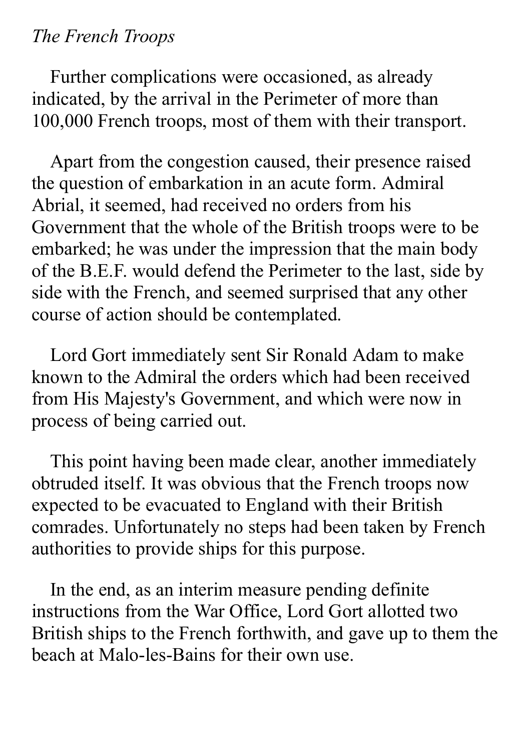*The French Troops*

Further complications were occasioned, as already indicated, by the arrival in the Perimeter of more than 100,000 French troops, most of them with their transport.

Apart from the congestion caused, their presence raised the question of embarkation in an acute form. Admiral Abrial, it seemed, had received no orders from his Government that the whole of the British troops were to be embarked; he was under the impression that the main body of the B.E.F. would defend the Perimeter to the last, side by side with the French, and seemed surprised that any other course of action should be contemplated.

Lord Gort immediately sent Sir Ronald Adam to make known to the Admiral the orders which had been received from His Majesty's Government, and which were now in process of being carried out.

This point having been made clear, another immediately obtruded itself. It was obvious that the French troops now expected to be evacuated to England with their British comrades. Unfortunately no steps had been taken by French authorities to provide ships for this purpose.

In the end, as an interim measure pending definite instructions from the War Office, Lord Gort allotted two British ships to the French forthwith, and gave up to them the beach at Malo-les-Bains for their own use.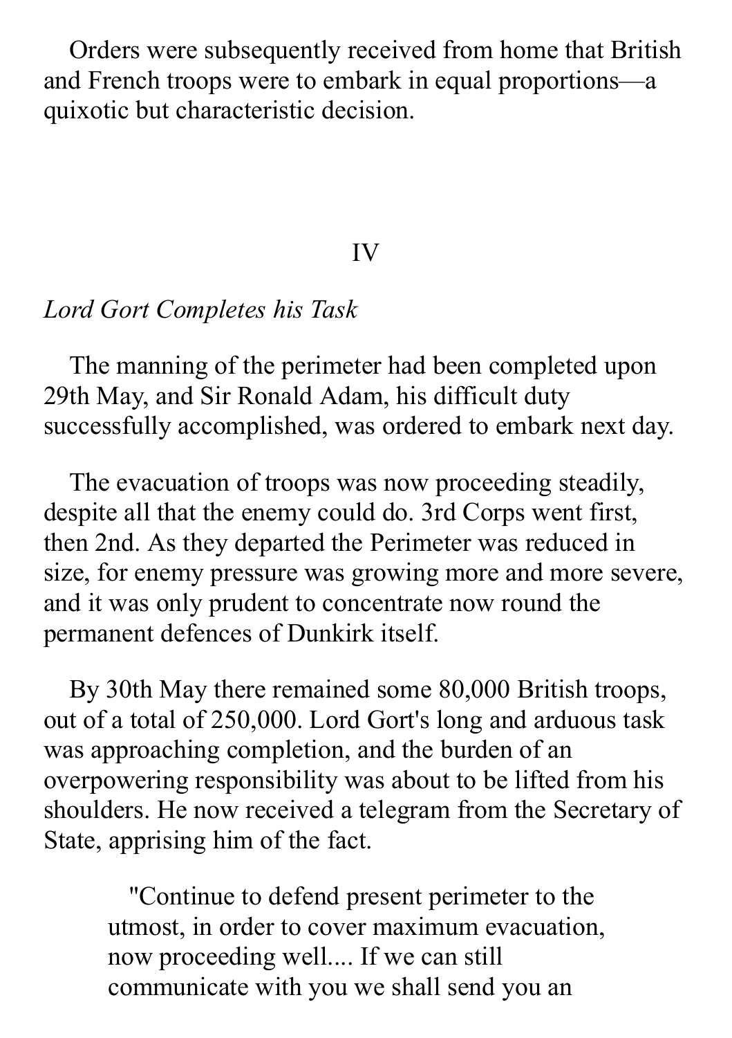Orders were subsequently received from home that British and French troops were to embark in equal proportions—a quixotic but characteristic decision.

## IV

*Lord Gort Completes his Task*

The manning of the perimeter had been completed upon 29th May, and Sir Ronald Adam, his difficult duty successfully accomplished, was ordered to embark next day.

The evacuation of troops was now proceeding steadily, despite all that the enemy could do. 3rd Corps went first, then 2nd. As they departed the Perimeter was reduced in size, for enemy pressure was growing more and more severe, and it was only prudent to concentrate now round the permanent defences of Dunkirk itself.

By 30th May there remained some 80,000 British troops, out of a total of 250,000. Lord Gort's long and arduous task was approaching completion, and the burden of an overpowering responsibility was about to be lifted from his shoulders. He now received a telegram from the Secretary of State, apprising him of the fact.

> "Continue to defend present perimeter to the utmost, in order to cover maximum evacuation, now proceeding well.... If we can still communicate with you we shall send you an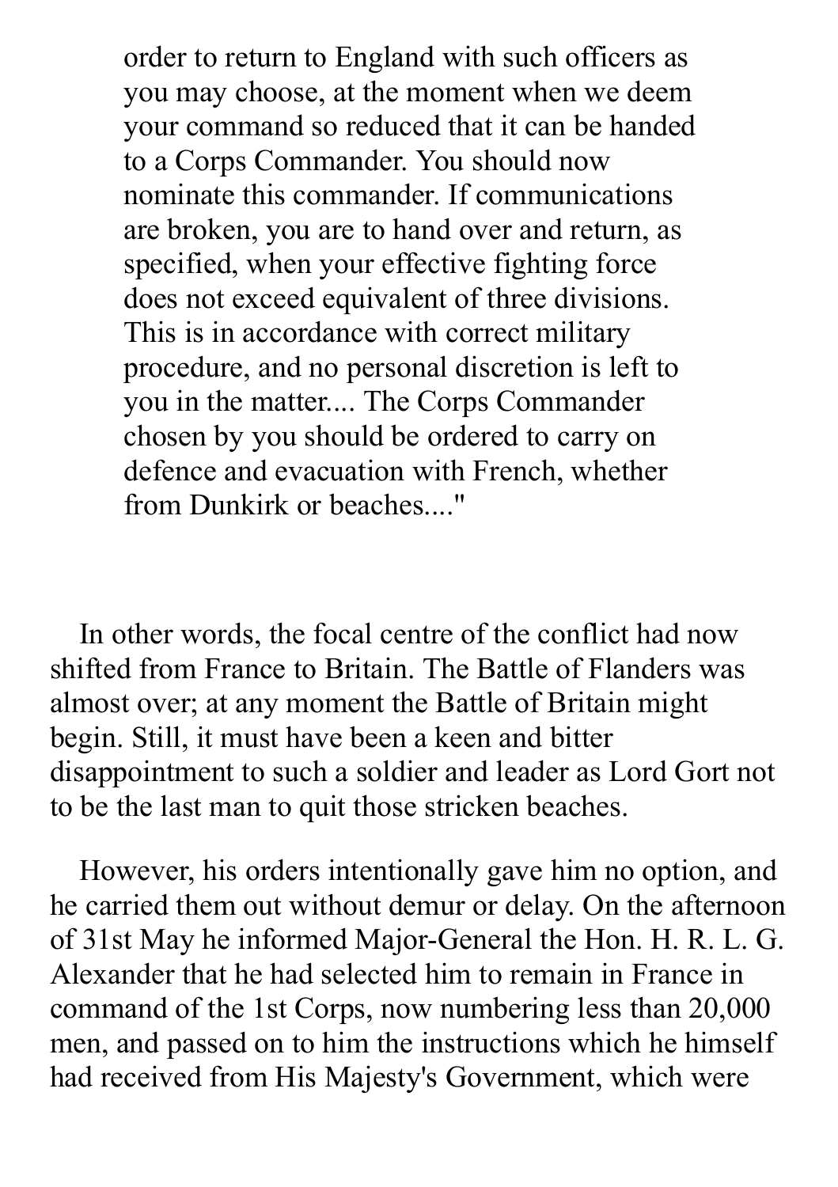> order to return to England with such officers as you may choose, at the moment when we deem your command so reduced that it can be handed to a Corps Commander. You should now nominate this commander. If communications are broken, you are to hand over and return, as specified, when your effective fighting force does not exceed equivalent of three divisions. This is in accordance with correct military procedure, and no personal discretion is left to you in the matter.... The Corps Commander chosen by you should be ordered to carry on defence and evacuation with French, whether from Dunkirk or beaches...."

In other words, the focal centre of the conflict had now shifted from France to Britain. The Battle of Flanders was almost over; at any moment the Battle of Britain might begin. Still, it must have been a keen and bitter disappointment to such a soldier and leader as Lord Gort not to be the last man to quit those stricken beaches.

However, his orders intentionally gave him no option, and he carried them out without demur or delay. On the afternoon of 31st May he informed Major-General the Hon. H. R. L. G. Alexander that he had selected him to remain in France in command of the 1st Corps, now numbering less than 20,000 men, and passed on to him the instructions which he himself had received from His Majesty's Government, which were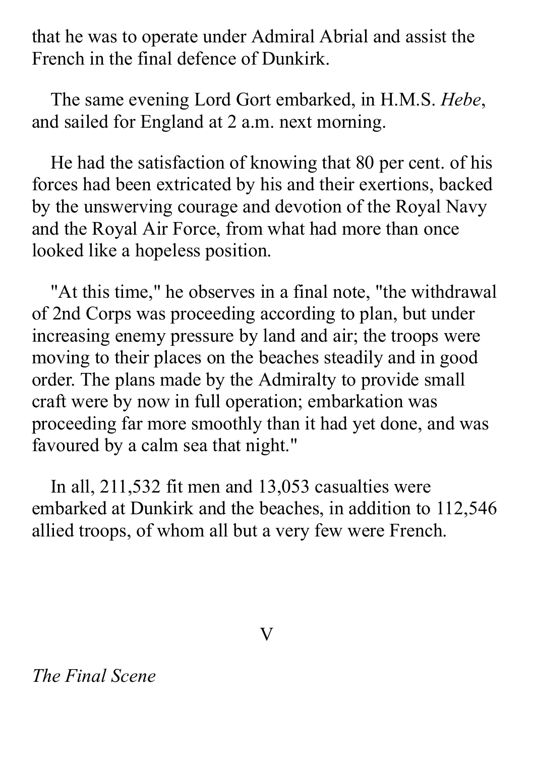that he was to operate under Admiral Abrial and assist the French in the final defence of Dunkirk.

The same evening Lord Gort embarked, in H.M.S. *Hebe*, and sailed for England at 2 a.m. next morning.

He had the satisfaction of knowing that 80 per cent. of his forces had been extricated by his and their exertions, backed by the unswerving courage and devotion of the Royal Navy and the Royal Air Force, from what had more than once looked like a hopeless position.

"At this time," he observes in a final note, "the withdrawal of 2nd Corps was proceeding according to plan, but under increasing enemy pressure by land and air; the troops were moving to their places on the beaches steadily and in good order. The plans made by the Admiralty to provide small craft were by now in full operation; embarkation was proceeding far more smoothly than it had yet done, and was favoured by a calm sea that night."

In all, 211,532 fit men and 13,053 casualties were embarked at Dunkirk and the beaches, in addition to 112,546 allied troops, of whom all but a very few were French.

## V

*The Final Scene*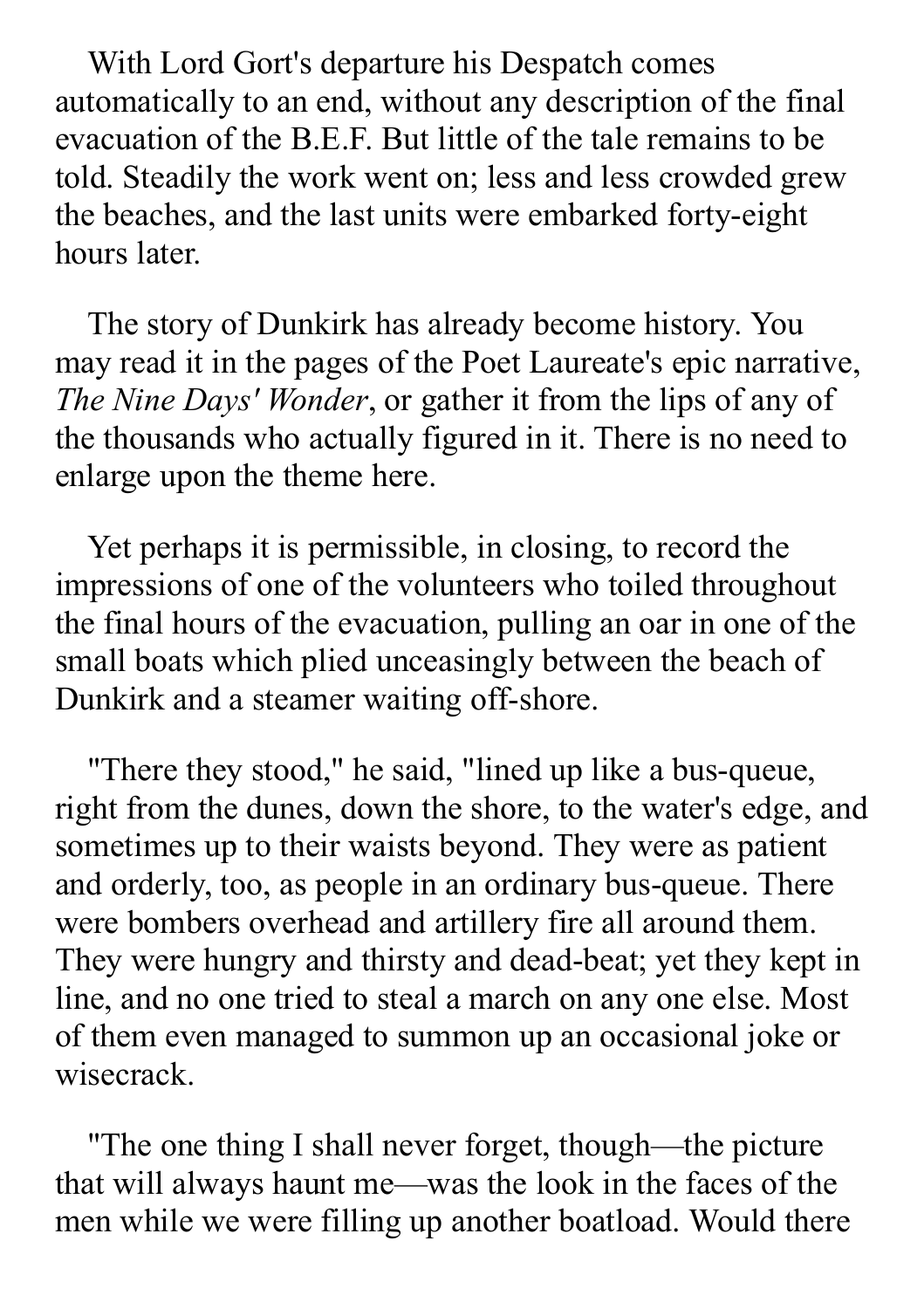With Lord Gort's departure his Despatch comes automatically to an end, without any description of the final evacuation of the B.E.F. But little of the tale remains to be told. Steadily the work went on; less and less crowded grew the beaches, and the last units were embarked forty-eight hours later.

The story of Dunkirk has already become history. You may read it in the pages of the Poet Laureate's epic narrative, *The Nine Days' Wonder*, or gather it from the lips of any of the thousands who actually figured in it. There is no need to enlarge upon the theme here.

Yet perhaps it is permissible, in closing, to record the impressions of one of the volunteers who toiled throughout the final hours of the evacuation, pulling an oar in one of the small boats which plied unceasingly between the beach of Dunkirk and a steamer waiting off-shore.

"There they stood," he said, "lined up like a bus-queue, right from the dunes, down the shore, to the water's edge, and sometimes up to their waists beyond. They were as patient and orderly, too, as people in an ordinary bus-queue. There were bombers overhead and artillery fire all around them. They were hungry and thirsty and dead-beat; yet they kept in line, and no one tried to steal a march on any one else. Most of them even managed to summon up an occasional joke or wisecrack.

"The one thing I shall never forget, though—the picture that will always haunt me—was the look in the faces of the men while we were filling up another boatload. Would there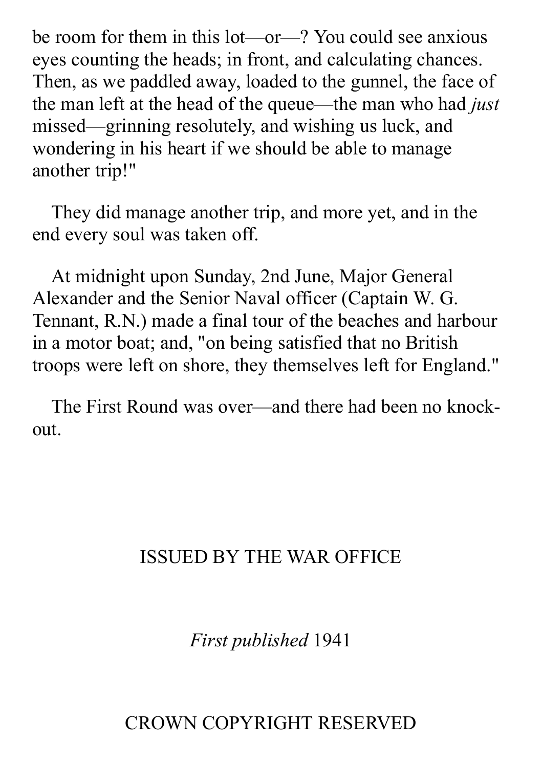be room for them in this lot—or—? You could see anxious eyes counting the heads; in front, and calculating chances. Then, as we paddled away, loaded to the gunnel, the face of the man left at the head of the queue—the man who had *just* missed—grinning resolutely, and wishing us luck, and wondering in his heart if we should be able to manage another trip!"

They did manage another trip, and more yet, and in the end every soul was taken off.

At midnight upon Sunday, 2nd June, Major General Alexander and the Senior Naval officer (Captain W. G. Tennant, R.N.) made a final tour of the beaches and harbour in a motor boat; and, "on being satisfied that no British troops were left on shore, they themselves left for England."

The First Round was over—and there had been no knock-out.

ISSUED BY THE WAR OFFICE

*First published* 1941

CROWN COPYRIGHT RESERVED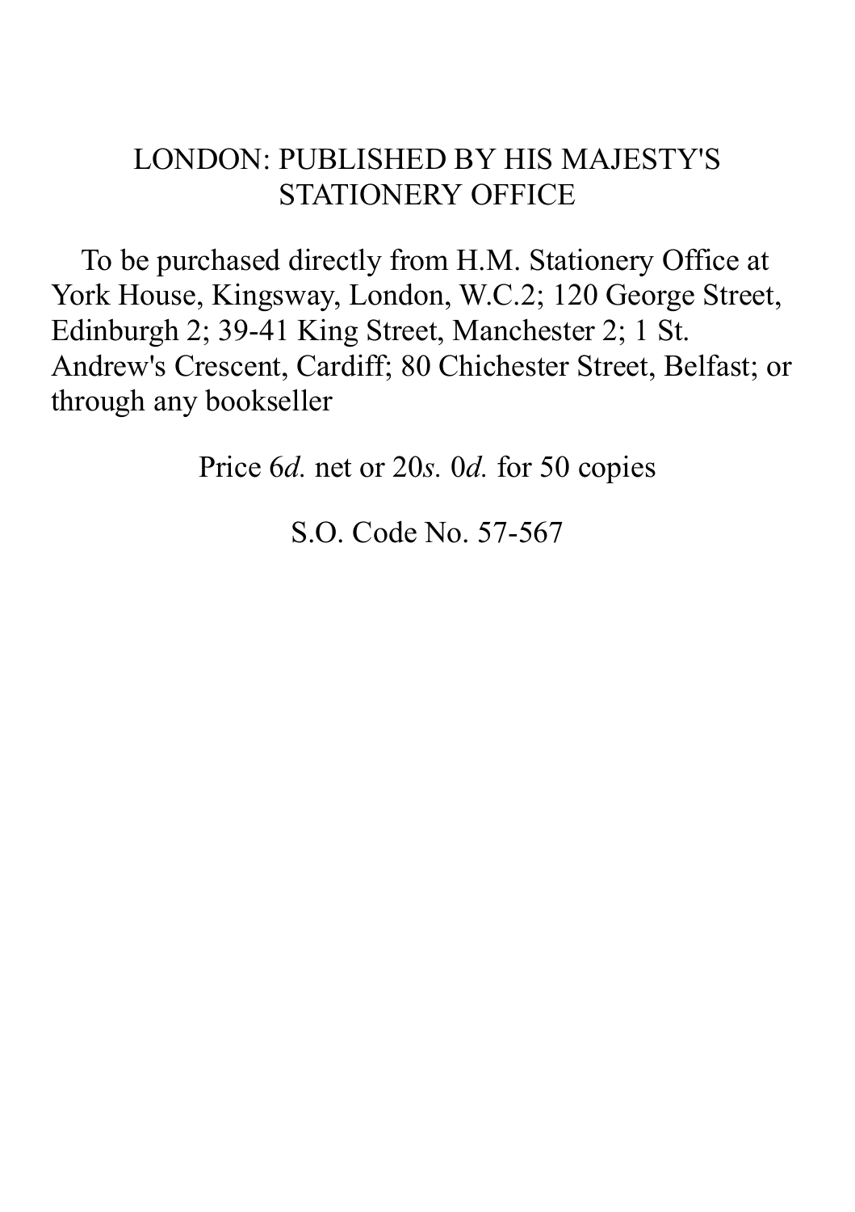LONDON: PUBLISHED BY HIS MAJESTY'S STATIONERY OFFICE

To be purchased directly from H.M. Stationery Office at York House, Kingsway, London, W.C.2; 120 George Street, Edinburgh 2; 39-41 King Street, Manchester 2; 1 St. Andrew's Crescent, Cardiff; 80 Chichester Street, Belfast; or through any bookseller

Price 6*d.* net or 20*s.* 0*d.* for 50 copies

S.O. Code No. 57-567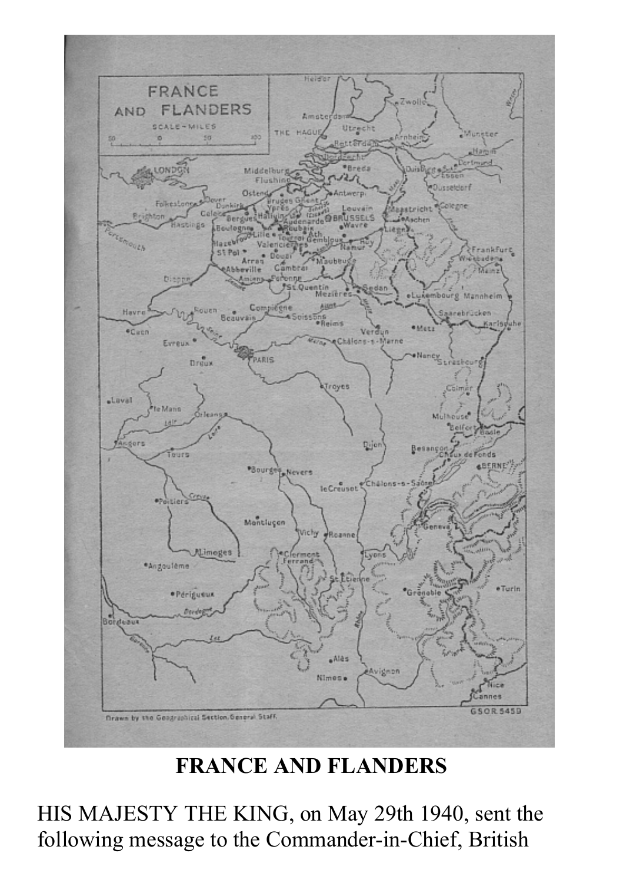**FRANCE AND FLANDERS**

HIS MAJESTY THE KING, on May 29th 1940, sent the following message to the Commander-in-Chief, British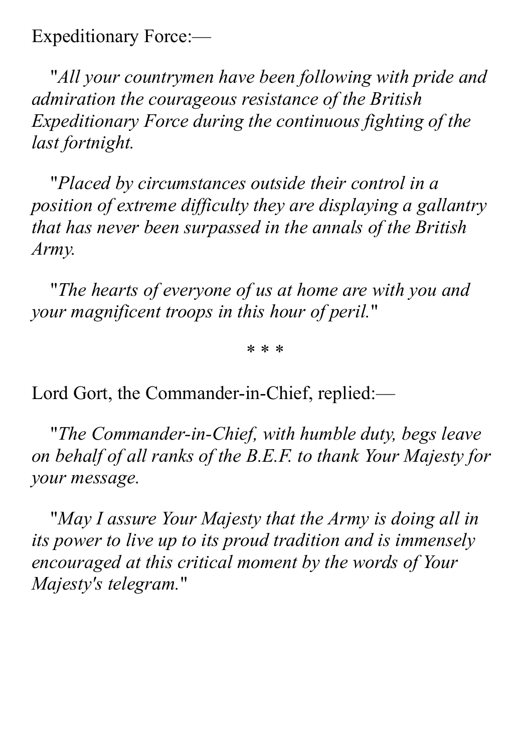Expeditionary Force:—

"*All your countrymen have been following with pride and admiration the courageous resistance of the British Expeditionary Force during the continuous fighting of the last fortnight.*

"*Placed by circumstances outside their control in a position of extreme difficulty they are displaying a gallantry that has never been surpassed in the annals of the British Army.*

"*The hearts of everyone of us at home are with you and your magnificent troops in this hour of peril.*"

\* \* \*

Lord Gort, the Commander-in-Chief, replied:—

"*The Commander-in-Chief, with humble duty, begs leave on behalf of all ranks of the B.E.F. to thank Your Majesty for your message.*

"*May I assure Your Majesty that the Army is doing all in its power to live up to its proud tradition and is immensely encouraged at this critical moment by the words of Your Majesty's telegram.*"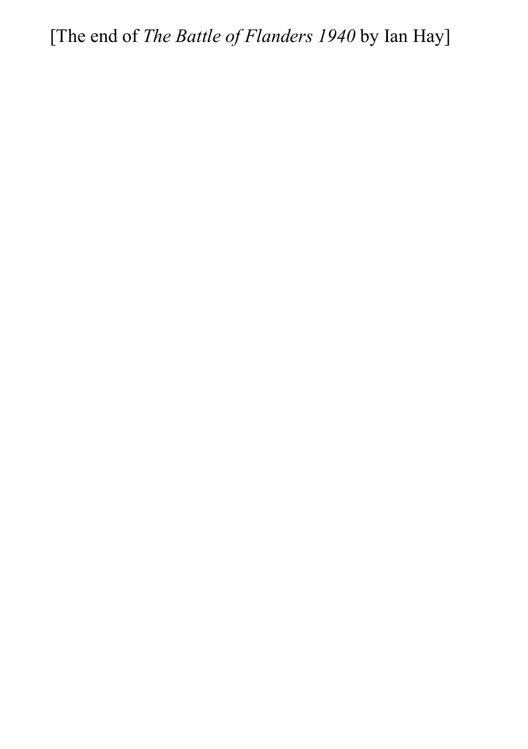[The end of *The Battle of Flanders 1940* by Ian Hay]